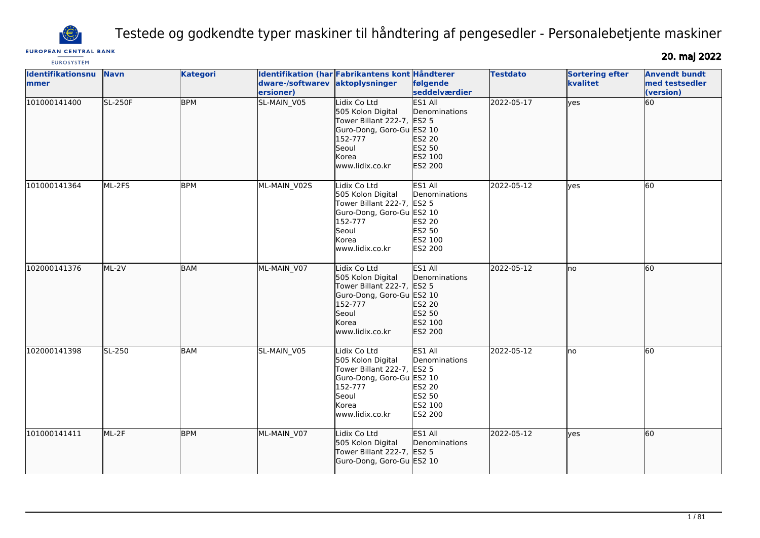# Testede og godkendte typer maskiner til håndtering af pengesedler - Personalebetjente maskiner

EUROPEAN CENTRAL BANK
EUROSYSTEM

**20. maj 2022**

| Identifikationsnummer | Navn | Kategori | Identifikation (hardware-/softwareversioner) | Fabrikantens kontaktoplysninger | Håndterer følgende seddelværdier | Testdato | Sortering efter kvalitet | Anvendt bundt med testsedler (version) |
|---|---|---|---|---|---|---|---|---|
| 101000141400 | SL-250F | BPM | SL-MAIN_V05 | Lidix Co Ltd<br>505 Kolon Digital Tower Billant 222-7, Guro-Dong, Goro-Gu 152-777<br>Seoul<br>Korea<br>www.lidix.co.kr | ES1 All Denominations<br>ES2 5<br>ES2 10<br>ES2 20<br>ES2 50<br>ES2 100<br>ES2 200 | 2022-05-17 | yes | 60 |
| 101000141364 | ML-2FS | BPM | ML-MAIN_V02S | Lidix Co Ltd<br>505 Kolon Digital Tower Billant 222-7, Guro-Dong, Goro-Gu 152-777<br>Seoul<br>Korea<br>www.lidix.co.kr | ES1 All Denominations<br>ES2 5<br>ES2 10<br>ES2 20<br>ES2 50<br>ES2 100<br>ES2 200 | 2022-05-12 | yes | 60 |
| 102000141376 | ML-2V | BAM | ML-MAIN_V07 | Lidix Co Ltd<br>505 Kolon Digital Tower Billant 222-7, Guro-Dong, Goro-Gu 152-777<br>Seoul<br>Korea<br>www.lidix.co.kr | ES1 All Denominations<br>ES2 5<br>ES2 10<br>ES2 20<br>ES2 50<br>ES2 100<br>ES2 200 | 2022-05-12 | no | 60 |
| 102000141398 | SL-250 | BAM | SL-MAIN_V05 | Lidix Co Ltd<br>505 Kolon Digital Tower Billant 222-7, Guro-Dong, Goro-Gu 152-777<br>Seoul<br>Korea<br>www.lidix.co.kr | ES1 All Denominations<br>ES2 5<br>ES2 10<br>ES2 20<br>ES2 50<br>ES2 100<br>ES2 200 | 2022-05-12 | no | 60 |
| 101000141411 | ML-2F | BPM | ML-MAIN_V07 | Lidix Co Ltd<br>505 Kolon Digital Tower Billant 222-7, Guro-Dong, Goro-Gu | ES1 All Denominations<br>ES2 5<br>ES2 10 | 2022-05-12 | yes | 60 |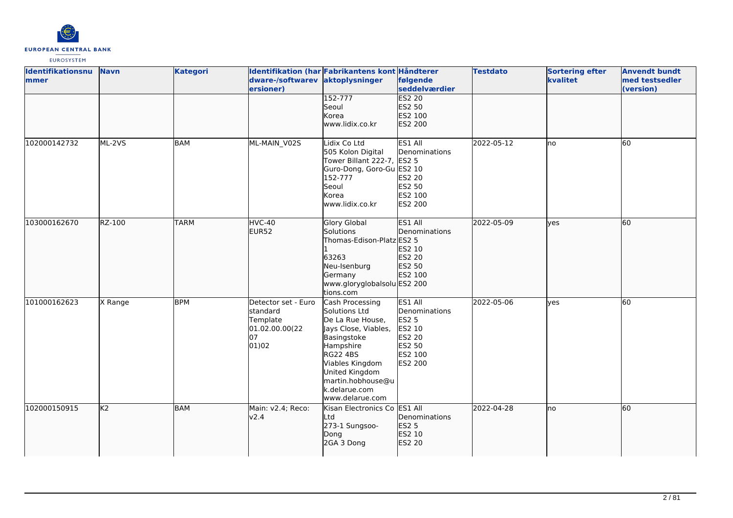| Identifikationsnummer | Navn | Kategori | Identifikation (hardware-/softwareversioner) | Fabrikantens kontaktoplysninger | Håndterer følgende seddelværdier | Testdato | Sortering efter kvalitet | Anvendt bundt med testsedler (version) |
|---|---|---|---|---|---|---|---|---|
| | | | | 152-777<br>Seoul<br>Korea<br>www.lidix.co.kr | ES2 20<br>ES2 50<br>ES2 100<br>ES2 200 | | | |
| 102000142732 | ML-2VS | BAM | ML-MAIN_V02S | Lidix Co Ltd<br>505 Kolon Digital Tower Billant 222-7, Guro-Dong, Goro-Gu<br>152-777<br>Seoul<br>Korea<br>www.lidix.co.kr | ES1 All Denominations<br>ES2 5<br>ES2 10<br>ES2 20<br>ES2 50<br>ES2 100<br>ES2 200 | 2022-05-12 | no | 60 |
| 103000162670 | RZ-100 | TARM | HVC-40<br>EUR52 | Glory Global Solutions<br>Thomas-Edison-Platz 1<br>63263<br>Neu-Isenburg<br>Germany<br>www.gloryglobalsolutions.com | ES1 All Denominations<br>ES2 5<br>ES2 10<br>ES2 20<br>ES2 50<br>ES2 100<br>ES2 200 | 2022-05-09 | yes | 60 |
| 101000162623 | X Range | BPM | Detector set - Euro standard Template 01.02.00.00(22 07 01)02 | Cash Processing Solutions Ltd<br>De La Rue House, Jays Close, Viables, Basingstoke<br>Hampshire<br>RG22 4BS<br>Viables Kingdom<br>United Kingdom<br>martin.hobhouse@uk.delarue.com<br>www.delarue.com | ES1 All Denominations<br>ES2 5<br>ES2 10<br>ES2 20<br>ES2 50<br>ES2 100<br>ES2 200 | 2022-05-06 | yes | 60 |
| 102000150915 | K2 | BAM | Main: v2.4; Reco: v2.4 | Kisan Electronics Co Ltd<br>273-1 Sungsoo-Dong<br>2GA 3 Dong | ES1 All Denominations<br>ES2 5<br>ES2 10<br>ES2 20 | 2022-04-28 | no | 60 |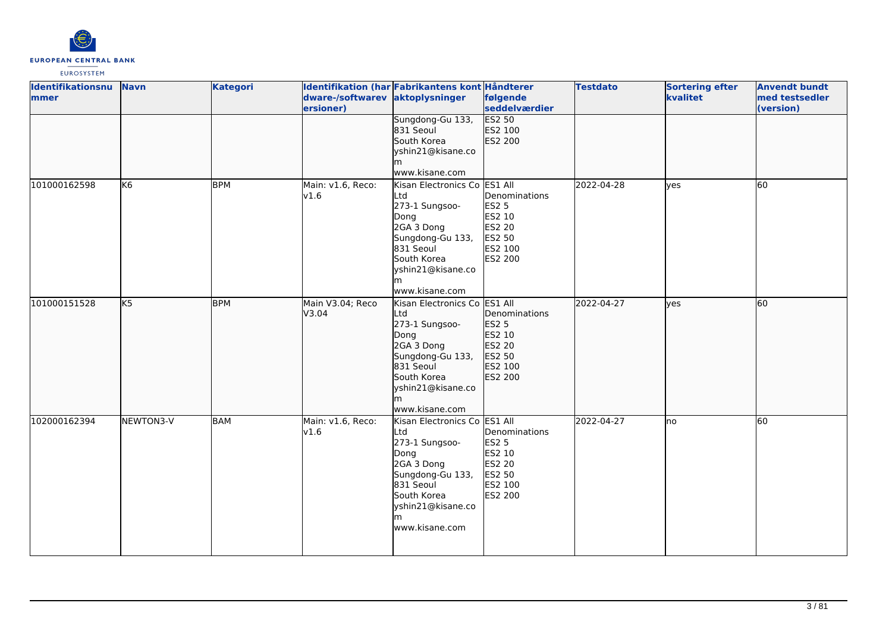| Identifikationsnummer | Navn | Kategori | Identifikation (hardware-/softwareversioner) | Fabrikantens kontaktoplysninger | Håndterer følgende seddelværdier | Testdato | Sortering efter kvalitet | Anvendt bundt med testsedler (version) |
|---|---|---|---|---|---|---|---|---|
| | | | | Sungdong-Gu 133, 831 Seoul South Korea yshin21@kisane.com www.kisane.com | ES2 50 ES2 100 ES2 200 | | | |
| 101000162598 | K6 | BPM | Main: v1.6, Reco: v1.6 | Kisan Electronics Co Ltd 273-1 Sungsoo-Dong 2GA 3 Dong Sungdong-Gu 133, 831 Seoul South Korea yshin21@kisane.com www.kisane.com | ES1 All Denominations ES2 5 ES2 10 ES2 20 ES2 50 ES2 100 ES2 200 | 2022-04-28 | yes | 60 |
| 101000151528 | K5 | BPM | Main V3.04; Reco V3.04 | Kisan Electronics Co Ltd 273-1 Sungsoo-Dong 2GA 3 Dong Sungdong-Gu 133, 831 Seoul South Korea yshin21@kisane.com www.kisane.com | ES1 All Denominations ES2 5 ES2 10 ES2 20 ES2 50 ES2 100 ES2 200 | 2022-04-27 | yes | 60 |
| 102000162394 | NEWTON3-V | BAM | Main: v1.6, Reco: v1.6 | Kisan Electronics Co Ltd 273-1 Sungsoo-Dong 2GA 3 Dong Sungdong-Gu 133, 831 Seoul South Korea yshin21@kisane.com www.kisane.com | ES1 All Denominations ES2 5 ES2 10 ES2 20 ES2 50 ES2 100 ES2 200 | 2022-04-27 | no | 60 |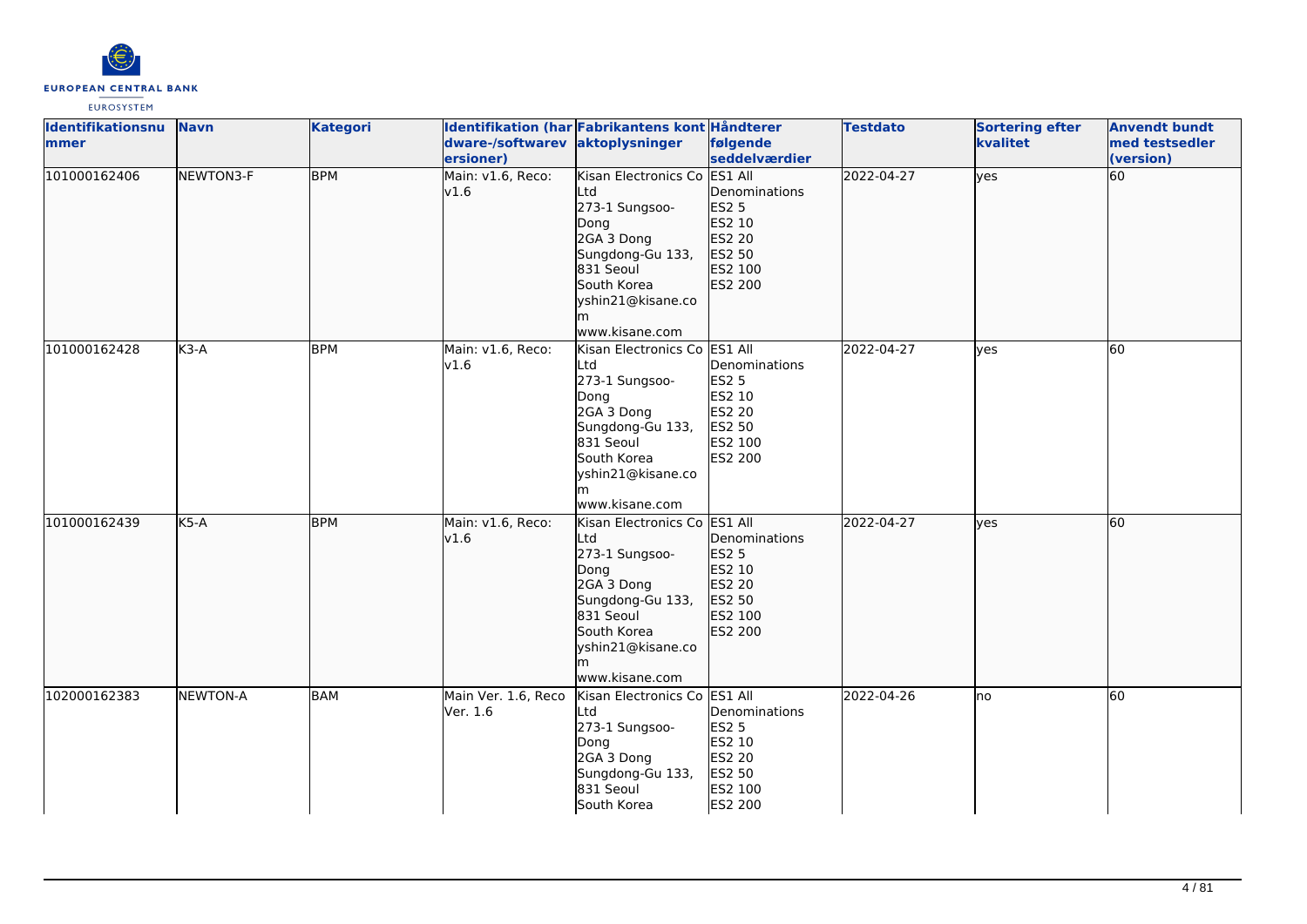| Identifikationsnummer | Navn | Kategori | Identifikation (hardware-/softwareversioner) | Fabrikantens kontaktoplysninger | Håndterer følgende seddelværdier | Testdato | Sortering efter kvalitet | Anvendt bundt med testsedler (version) |
|---|---|---|---|---|---|---|---|---|
| 101000162406 | NEWTON3-F | BPM | Main: v1.6, Reco: v1.6 | Kisan Electronics Co Ltd<br>273-1 Sungsoo-Dong<br>2GA 3 Dong<br>Sungdong-Gu 133, 831 Seoul<br>South Korea<br>yshin21@kisane.com<br>www.kisane.com | ES1 All Denominations<br>ES2 5<br>ES2 10<br>ES2 20<br>ES2 50<br>ES2 100<br>ES2 200 | 2022-04-27 | yes | 60 |
| 101000162428 | K3-A | BPM | Main: v1.6, Reco: v1.6 | Kisan Electronics Co Ltd<br>273-1 Sungsoo-Dong<br>2GA 3 Dong<br>Sungdong-Gu 133, 831 Seoul<br>South Korea<br>yshin21@kisane.com<br>www.kisane.com | ES1 All Denominations<br>ES2 5<br>ES2 10<br>ES2 20<br>ES2 50<br>ES2 100<br>ES2 200 | 2022-04-27 | yes | 60 |
| 101000162439 | K5-A | BPM | Main: v1.6, Reco: v1.6 | Kisan Electronics Co Ltd<br>273-1 Sungsoo-Dong<br>2GA 3 Dong<br>Sungdong-Gu 133, 831 Seoul<br>South Korea<br>yshin21@kisane.com<br>www.kisane.com | ES1 All Denominations<br>ES2 5<br>ES2 10<br>ES2 20<br>ES2 50<br>ES2 100<br>ES2 200 | 2022-04-27 | yes | 60 |
| 102000162383 | NEWTON-A | BAM | Main Ver. 1.6, Reco Ver. 1.6 | Kisan Electronics Co Ltd<br>273-1 Sungsoo-Dong<br>2GA 3 Dong<br>Sungdong-Gu 133, 831 Seoul<br>South Korea | ES1 All Denominations<br>ES2 5<br>ES2 10<br>ES2 20<br>ES2 50<br>ES2 100<br>ES2 200 | 2022-04-26 | no | 60 |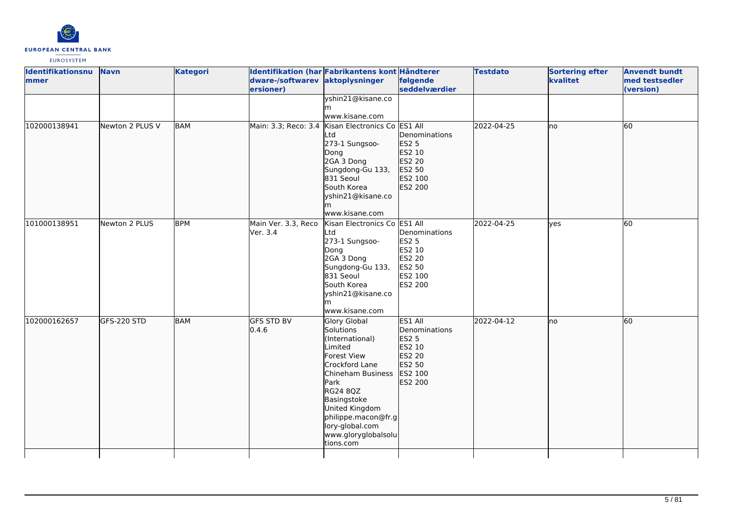| Identifikationsnummer | Navn | Kategori | Identifikation (hardware-/softwareversioner) | Fabrikantens kontaktoplysninger | Håndterer følgende seddelværdier | Testdato | Sortering efter kvalitet | Anvendt bundt med testsedler (version) |
|---|---|---|---|---|---|---|---|---|
| | | | | yshin21@kisane.com<br>www.kisane.com | | | | |
| 102000138941 | Newton 2 PLUS V | BAM | Main: 3.3; Reco: 3.4 | Kisan Electronics Co Ltd<br>273-1 Sungsoo-Dong<br>2GA 3 Dong<br>Sungdong-Gu 133, 831 Seoul<br>South Korea<br>yshin21@kisane.com<br>www.kisane.com | ES1 All Denominations<br>ES2 5<br>ES2 10<br>ES2 20<br>ES2 50<br>ES2 100<br>ES2 200 | 2022-04-25 | no | 60 |
| 101000138951 | Newton 2 PLUS | BPM | Main Ver. 3.3, Reco Ver. 3.4 | Kisan Electronics Co Ltd<br>273-1 Sungsoo-Dong<br>2GA 3 Dong<br>Sungdong-Gu 133, 831 Seoul<br>South Korea<br>yshin21@kisane.com<br>www.kisane.com | ES1 All Denominations<br>ES2 5<br>ES2 10<br>ES2 20<br>ES2 50<br>ES2 100<br>ES2 200 | 2022-04-25 | yes | 60 |
| 102000162657 | GFS-220 STD | BAM | GFS STD BV 0.4.6 | Glory Global Solutions (International) Limited<br>Forest View<br>Crockford Lane<br>Chineham Business Park<br>RG24 8QZ<br>Basingstoke<br>United Kingdom<br>philippe.macon@fr.glory-global.com<br>www.gloryglobalsolutions.com | ES1 All Denominations<br>ES2 5<br>ES2 10<br>ES2 20<br>ES2 50<br>ES2 100<br>ES2 200 | 2022-04-12 | no | 60 |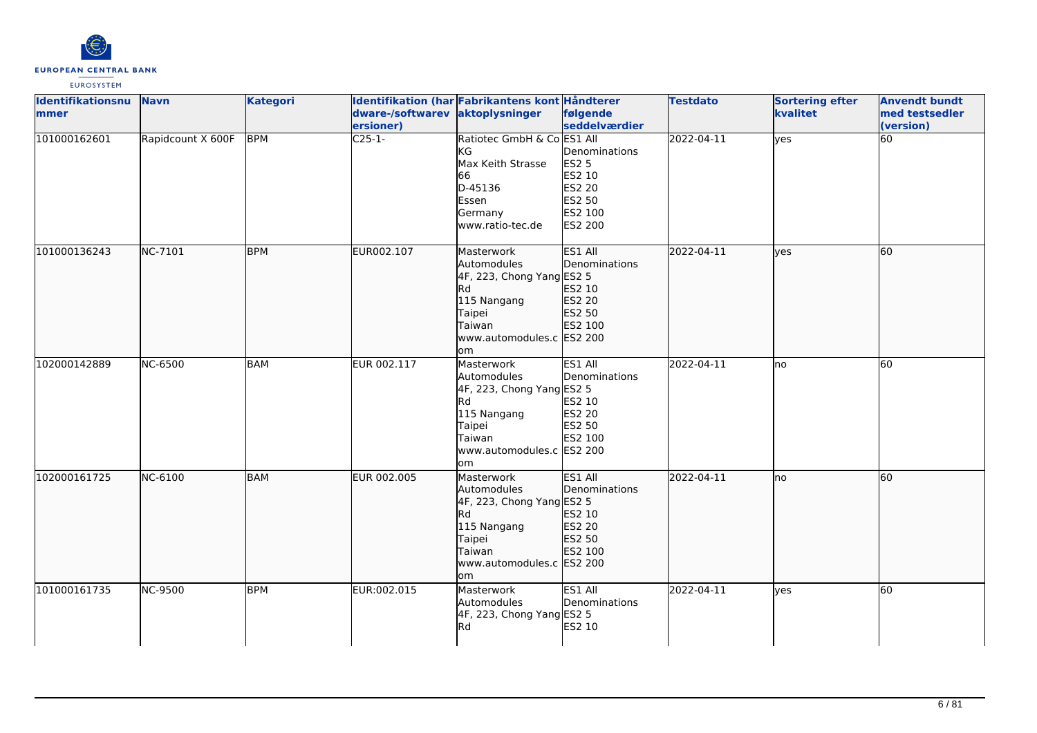| Identifikationsnummer | Navn | Kategori | Identifikation (hardware-/softwareversioner) | Fabrikantens kontaktoplysninger | Håndterer følgende seddelværdier | Testdato | Sortering efter kvalitet | Anvendt bundt med testsedler (version) |
|---|---|---|---|---|---|---|---|---|
| 101000162601 | Rapidcount X 600F | BPM | C25-1- | Ratiotec GmbH & Co KG<br>Max Keith Strasse 66<br>D-45136<br>Essen<br>Germany<br>www.ratio-tec.de | ES1 All Denominations<br>ES2 5<br>ES2 10<br>ES2 20<br>ES2 50<br>ES2 100<br>ES2 200 | 2022-04-11 | yes | 60 |
| 101000136243 | NC-7101 | BPM | EUR002.107 | Masterwork Automodules<br>4F, 223, Chong Yang Rd<br>115 Nangang<br>Taipei<br>Taiwan<br>www.automodules.com | ES1 All Denominations<br>ES2 5<br>ES2 10<br>ES2 20<br>ES2 50<br>ES2 100<br>ES2 200 | 2022-04-11 | yes | 60 |
| 102000142889 | NC-6500 | BAM | EUR 002.117 | Masterwork Automodules<br>4F, 223, Chong Yang Rd<br>115 Nangang<br>Taipei<br>Taiwan<br>www.automodules.com | ES1 All Denominations<br>ES2 5<br>ES2 10<br>ES2 20<br>ES2 50<br>ES2 100<br>ES2 200 | 2022-04-11 | no | 60 |
| 102000161725 | NC-6100 | BAM | EUR 002.005 | Masterwork Automodules<br>4F, 223, Chong Yang Rd<br>115 Nangang<br>Taipei<br>Taiwan<br>www.automodules.com | ES1 All Denominations<br>ES2 5<br>ES2 10<br>ES2 20<br>ES2 50<br>ES2 100<br>ES2 200 | 2022-04-11 | no | 60 |
| 101000161735 | NC-9500 | BPM | EUR:002.015 | Masterwork Automodules<br>4F, 223, Chong Yang Rd | ES1 All Denominations<br>ES2 5<br>ES2 10 | 2022-04-11 | yes | 60 |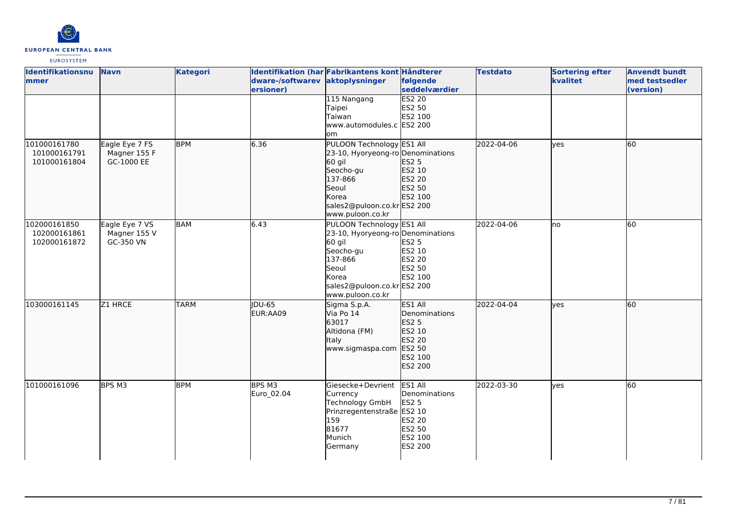| Identifikationsnummer | Navn | Kategori | Identifikation (hardware-/softwareversioner) | Fabrikantens kontaktoplysninger | Håndterer følgende seddelværdier | Testdato | Sortering efter kvalitet | Anvendt bundt med testsedler (version) |
| --- | --- | --- | --- | --- | --- | --- | --- | --- |
| | | | | 115 Nangang<br>Taipei<br>Taiwan<br>www.automodules.com | ES2 20<br>ES2 50<br>ES2 100<br>ES2 200 | | | |
| 101000161780<br>101000161791<br>101000161804 | Eagle Eye 7 FS<br>Magner 155 F<br>GC-1000 EE | BPM | 6.36 | PULOON Technology<br>23-10, Hyoryeong-ro<br>60 gil<br>Seocho-gu<br>137-866<br>Seoul<br>Korea<br>sales2@puloon.co.kr<br>www.puloon.co.kr | ES1 All Denominations<br>ES2 5<br>ES2 10<br>ES2 20<br>ES2 50<br>ES2 100<br>ES2 200 | 2022-04-06 | yes | 60 |
| 102000161850<br>102000161861<br>102000161872 | Eagle Eye 7 VS<br>Magner 155 V<br>GC-350 VN | BAM | 6.43 | PULOON Technology<br>23-10, Hyoryeong-ro<br>60 gil<br>Seocho-gu<br>137-866<br>Seoul<br>Korea<br>sales2@puloon.co.kr<br>www.puloon.co.kr | ES1 All Denominations<br>ES2 5<br>ES2 10<br>ES2 20<br>ES2 50<br>ES2 100<br>ES2 200 | 2022-04-06 | no | 60 |
| 103000161145 | Z1 HRCE | TARM | JDU-65<br>EUR:AA09 | Sigma S.p.A.<br>Via Po 14<br>63017<br>Altidona (FM)<br>Italy<br>www.sigmaspa.com | ES1 All Denominations<br>ES2 5<br>ES2 10<br>ES2 20<br>ES2 50<br>ES2 100<br>ES2 200 | 2022-04-04 | yes | 60 |
| 101000161096 | BPS M3 | BPM | BPS M3<br>Euro_02.04 | Giesecke+Devrient Currency Technology GmbH<br>Prinzregentenstraße 159<br>81677<br>Munich<br>Germany | ES1 All Denominations<br>ES2 5<br>ES2 10<br>ES2 20<br>ES2 50<br>ES2 100<br>ES2 200 | 2022-03-30 | yes | 60 |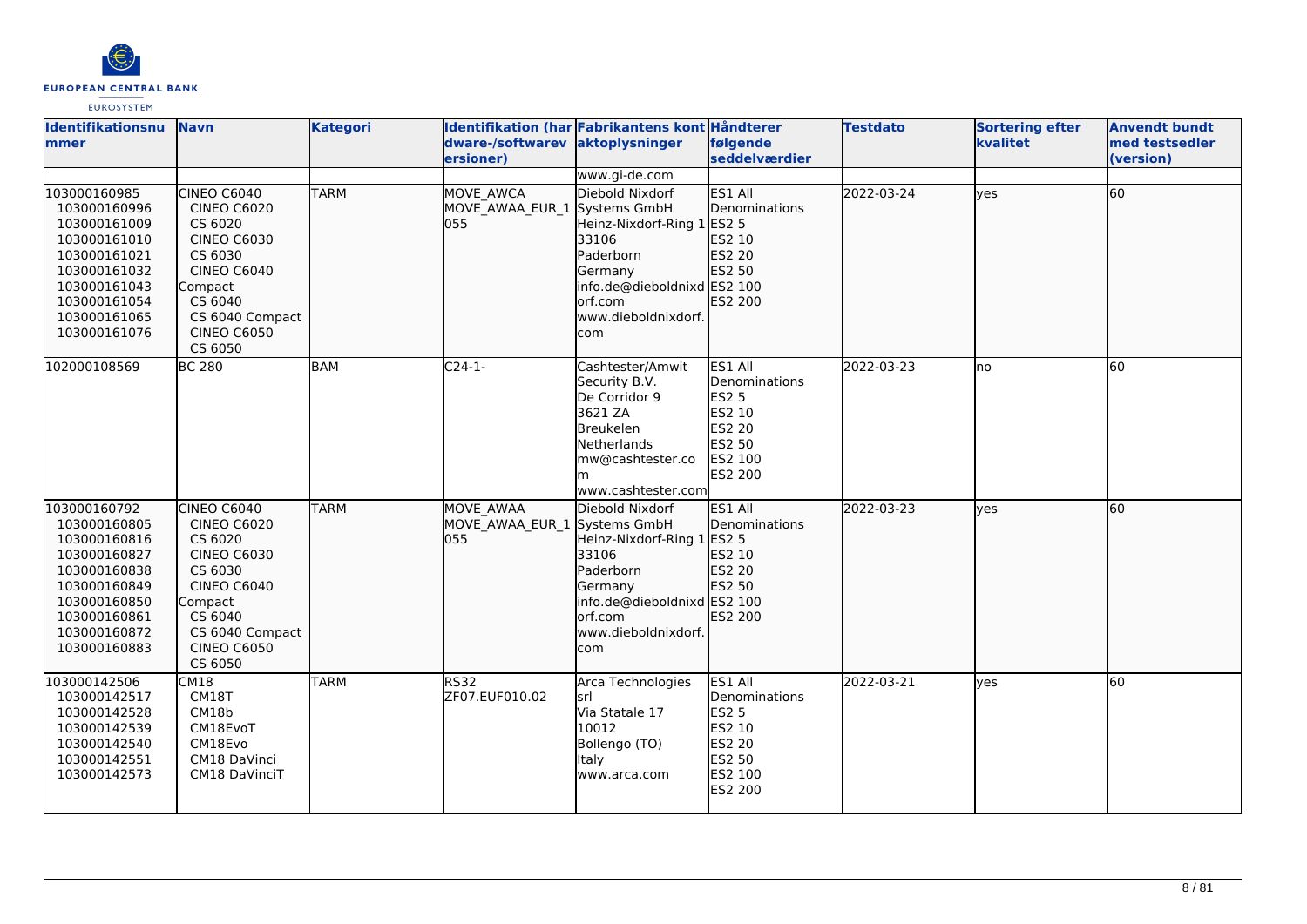| Identifikationsnummer | Navn | Kategori | Identifikation (hardware-/softwareversioner) | Fabrikantens kontaktoplysninger | Håndterer følgende seddelværdier | Testdato | Sortering efter kvalitet | Anvendt bundt med testsedler (version) |
|---|---|---|---|---|---|---|---|---|
| | | | | www.gi-de.com | | | | |
| 103000160985<br>103000160996<br>103000161009<br>103000161010<br>103000161021<br>103000161032<br>103000161043<br>103000161054<br>103000161065<br>103000161076 | CINEO C6040<br>CINEO C6020<br>CS 6020<br>CINEO C6030<br>CS 6030<br>CINEO C6040 Compact<br>CS 6040<br>CS 6040 Compact<br>CINEO C6050<br>CS 6050 | TARM | MOVE_AWCA<br>MOVE_AWAA_EUR_1055 | Diebold Nixdorf Systems GmbH<br>Heinz-Nixdorf-Ring 1<br>33106<br>Paderborn<br>Germany<br>info.de@dieboldnixdorf.com<br>www.dieboldnixdorf.com | ES1 All Denominations<br>ES2 5<br>ES2 10<br>ES2 20<br>ES2 50<br>ES2 100<br>ES2 200 | 2022-03-24 | yes | 60 |
| 102000108569 | BC 280 | BAM | C24-1- | Cashtester/Amwit Security B.V.<br>De Corridor 9<br>3621 ZA<br>Breukelen<br>Netherlands<br>mw@cashtester.com<br>www.cashtester.com | ES1 All Denominations<br>ES2 5<br>ES2 10<br>ES2 20<br>ES2 50<br>ES2 100<br>ES2 200 | 2022-03-23 | no | 60 |
| 103000160792<br>103000160805<br>103000160816<br>103000160827<br>103000160838<br>103000160849<br>103000160850<br>103000160861<br>103000160872<br>103000160883 | CINEO C6040<br>CINEO C6020<br>CS 6020<br>CINEO C6030<br>CS 6030<br>CINEO C6040 Compact<br>CS 6040<br>CS 6040 Compact<br>CINEO C6050<br>CS 6050 | TARM | MOVE_AWAA<br>MOVE_AWAA_EUR_1055 | Diebold Nixdorf Systems GmbH<br>Heinz-Nixdorf-Ring 1<br>33106<br>Paderborn<br>Germany<br>info.de@dieboldnixdorf.com<br>www.dieboldnixdorf.com | ES1 All Denominations<br>ES2 5<br>ES2 10<br>ES2 20<br>ES2 50<br>ES2 100<br>ES2 200 | 2022-03-23 | yes | 60 |
| 103000142506<br>103000142517<br>103000142528<br>103000142539<br>103000142540<br>103000142551<br>103000142573 | CM18<br>CM18T<br>CM18b<br>CM18EvoT<br>CM18Evo<br>CM18 DaVinci<br>CM18 DaVinciT | TARM | RS32<br>ZF07.EUF010.02 | Arca Technologies srl<br>Via Statale 17<br>10012<br>Bollengo (TO)<br>Italy<br>www.arca.com | ES1 All Denominations<br>ES2 5<br>ES2 10<br>ES2 20<br>ES2 50<br>ES2 100<br>ES2 200 | 2022-03-21 | yes | 60 |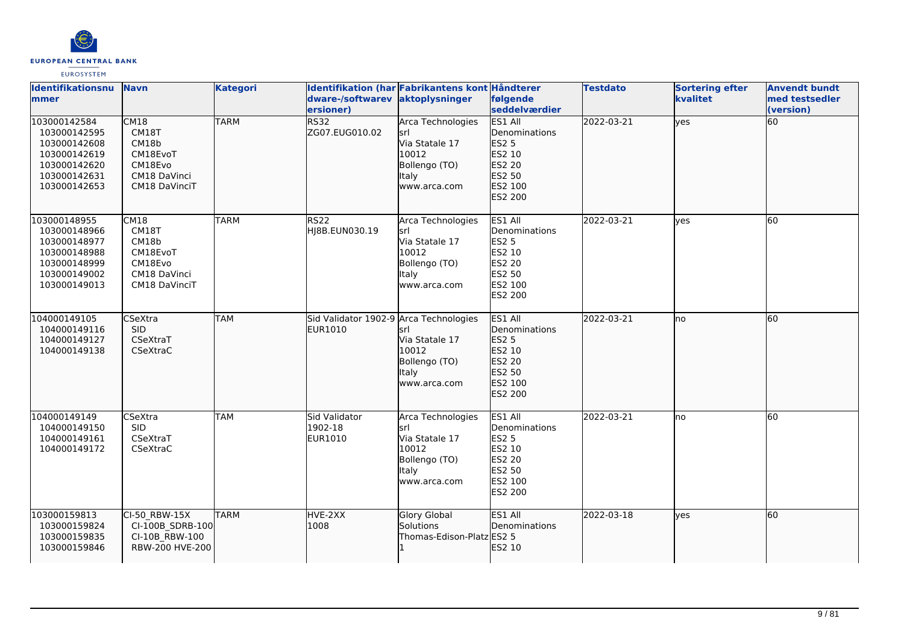| Identifikationsnummer | Navn | Kategori | Identifikation (hardware-/softwareversioner) | Fabrikantens kontaktoplysninger | Håndterer følgende seddelværdier | Testdato | Sortering efter kvalitet | Anvendt bundt med testsedler (version) |
|---|---|---|---|---|---|---|---|---|
| 103000142584<br>103000142595<br>103000142608<br>103000142619<br>103000142620<br>103000142631<br>103000142653 | CM18<br>CM18T<br>CM18b<br>CM18EvoT<br>CM18Evo<br>CM18 DaVinci<br>CM18 DaVinciT | TARM | RS32<br>ZG07.EUG010.02 | Arca Technologies srl<br>Via Statale 17<br>10012<br>Bollengo (TO)<br>Italy<br>www.arca.com | ES1 All Denominations<br>ES2 5<br>ES2 10<br>ES2 20<br>ES2 50<br>ES2 100<br>ES2 200 | 2022-03-21 | yes | 60 |
| 103000148955<br>103000148966<br>103000148977<br>103000148988<br>103000148999<br>103000149002<br>103000149013 | CM18<br>CM18T<br>CM18b<br>CM18EvoT<br>CM18Evo<br>CM18 DaVinci<br>CM18 DaVinciT | TARM | RS22<br>HJ8B.EUN030.19 | Arca Technologies srl<br>Via Statale 17<br>10012<br>Bollengo (TO)<br>Italy<br>www.arca.com | ES1 All Denominations<br>ES2 5<br>ES2 10<br>ES2 20<br>ES2 50<br>ES2 100<br>ES2 200 | 2022-03-21 | yes | 60 |
| 104000149105<br>104000149116<br>104000149127<br>104000149138 | CSeXtra<br>SID<br>CSeXtraT<br>CSeXtraC | TAM | Sid Validator 1902-9<br>EUR1010 | Arca Technologies srl<br>Via Statale 17<br>10012<br>Bollengo (TO)<br>Italy<br>www.arca.com | ES1 All Denominations<br>ES2 5<br>ES2 10<br>ES2 20<br>ES2 50<br>ES2 100<br>ES2 200 | 2022-03-21 | no | 60 |
| 104000149149<br>104000149150<br>104000149161<br>104000149172 | CSeXtra<br>SID<br>CSeXtraT<br>CSeXtraC | TAM | Sid Validator 1902-18<br>EUR1010 | Arca Technologies srl<br>Via Statale 17<br>10012<br>Bollengo (TO)<br>Italy<br>www.arca.com | ES1 All Denominations<br>ES2 5<br>ES2 10<br>ES2 20<br>ES2 50<br>ES2 100<br>ES2 200 | 2022-03-21 | no | 60 |
| 103000159813<br>103000159824<br>103000159835<br>103000159846 | CI-50_RBW-15X<br>CI-100B_SDRB-100<br>CI-10B_RBW-100<br>RBW-200 HVE-200 | TARM | HVE-2XX<br>1008 | Glory Global Solutions<br>Thomas-Edison-Platz 1 | ES1 All Denominations<br>ES2 5<br>ES2 10 | 2022-03-18 | yes | 60 |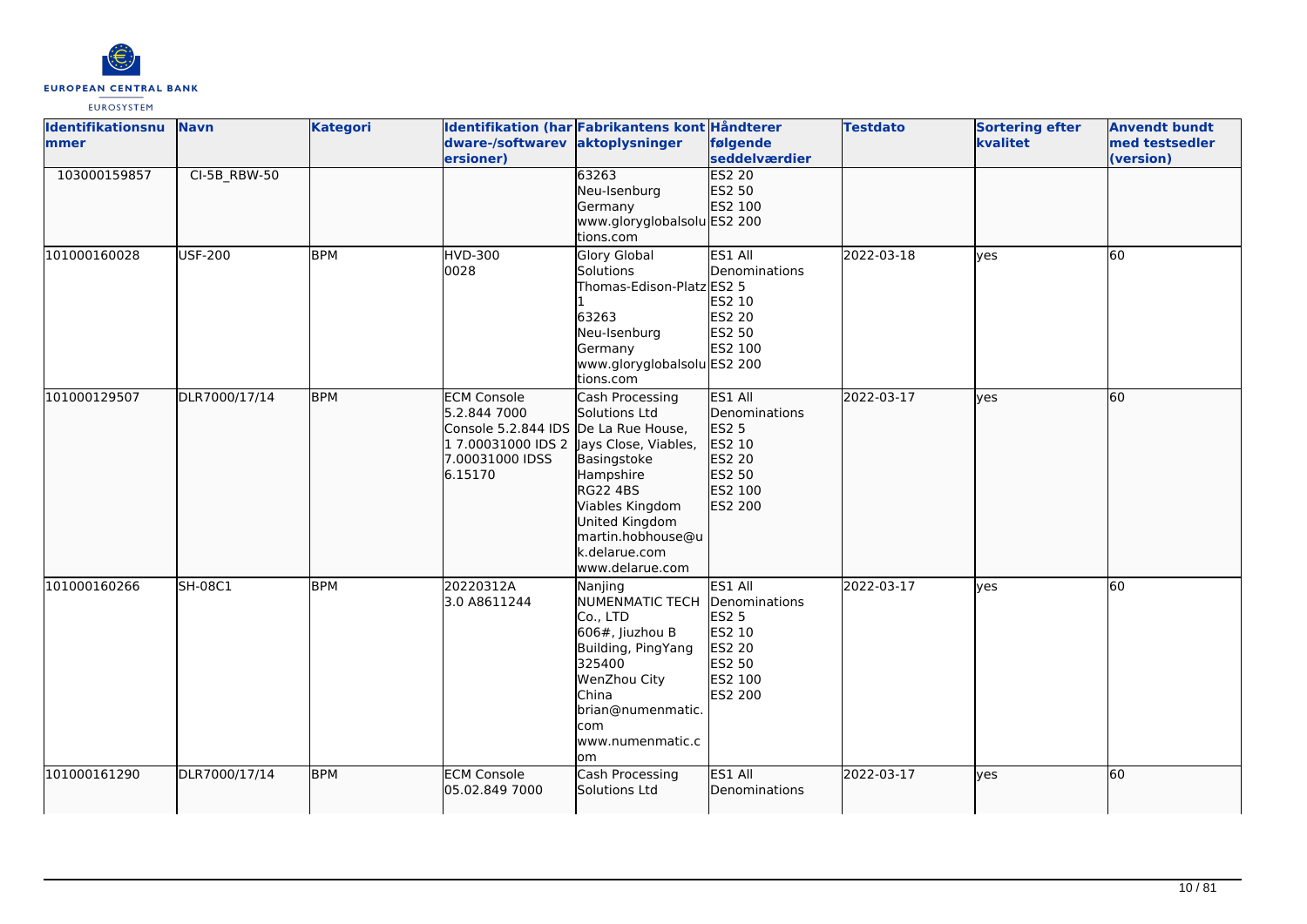| Identifikationsnummer | Navn | Kategori | Identifikation (hardware-/softwareversioner) | Fabrikantens kontaktoplysninger | Håndterer følgende seddelværdier | Testdato | Sortering efter kvalitet | Anvendt bundt med testsedler (version) |
|---|---|---|---|---|---|---|---|---|
| 103000159857 | CI-5B_RBW-50 | | | 63263<br>Neu-Isenburg<br>Germany<br>www.gloryglobalsolutions.com | ES2 20<br>ES2 50<br>ES2 100<br>ES2 200 | | | |
| 101000160028 | USF-200 | BPM | HVD-300<br>0028 | Glory Global Solutions<br>Thomas-Edison-Platz 1<br>63263<br>Neu-Isenburg<br>Germany<br>www.gloryglobalsolutions.com | ES1 All Denominations<br>ES2 5<br>ES2 10<br>ES2 20<br>ES2 50<br>ES2 100<br>ES2 200 | 2022-03-18 | yes | 60 |
| 101000129507 | DLR7000/17/14 | BPM | ECM Console 5.2.844 7000 Console 5.2.844 IDS 1 7.00031000 IDS 2 7.00031000 IDSS 6.15170 | Cash Processing Solutions Ltd<br>De La Rue House, Jays Close, Viables, Basingstoke<br>Hampshire<br>RG22 4BS<br>Viables Kingdom<br>United Kingdom<br>martin.hobhouse@uk.delarue.com<br>www.delarue.com | ES1 All Denominations<br>ES2 5<br>ES2 10<br>ES2 20<br>ES2 50<br>ES2 100<br>ES2 200 | 2022-03-17 | yes | 60 |
| 101000160266 | SH-08C1 | BPM | 20220312A<br>3.0 A8611244 | Nanjing NUMENMATIC TECH Co., LTD<br>606#, Jiuzhou B Building, PingYang<br>325400<br>WenZhou City<br>China<br>brian@numenmatic.com<br>www.numenmatic.com | ES1 All Denominations<br>ES2 5<br>ES2 10<br>ES2 20<br>ES2 50<br>ES2 100<br>ES2 200 | 2022-03-17 | yes | 60 |
| 101000161290 | DLR7000/17/14 | BPM | ECM Console 05.02.849 7000 | Cash Processing Solutions Ltd | ES1 All Denominations | 2022-03-17 | yes | 60 |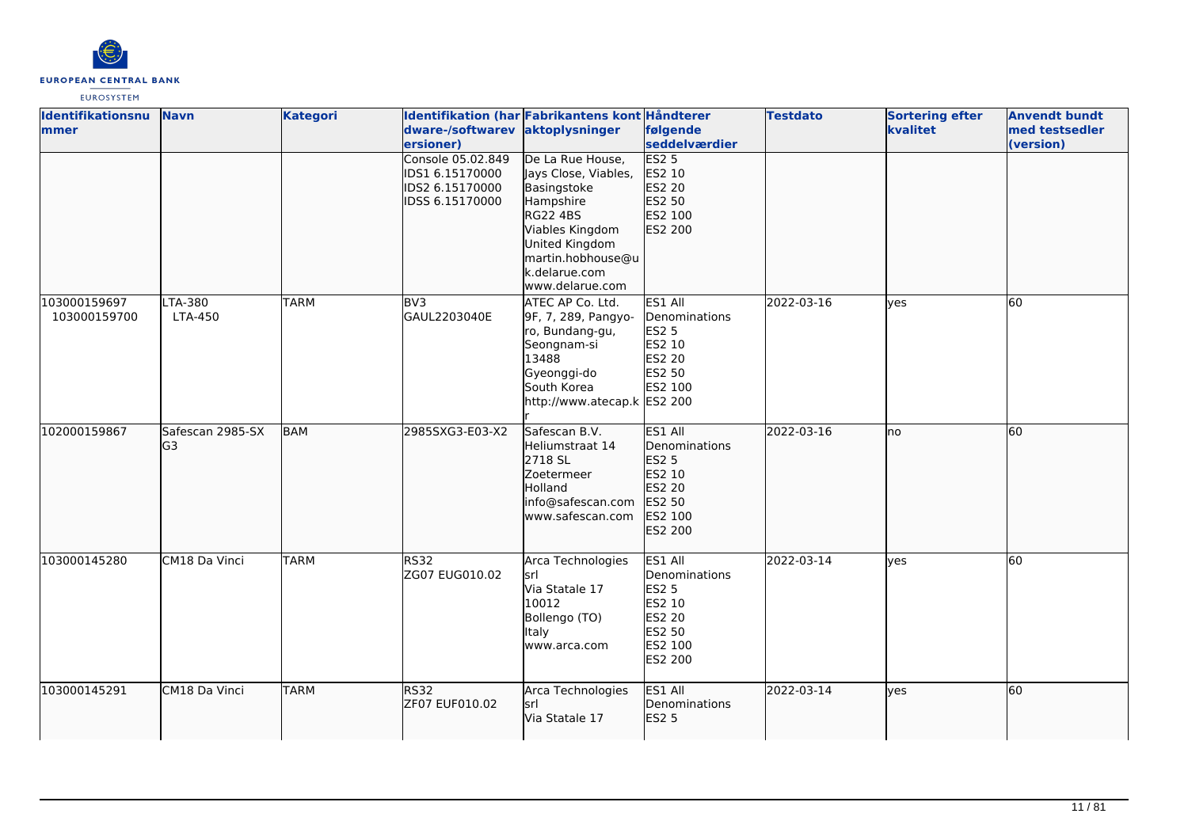| Identifikationsnummer | Navn | Kategori | Identifikation (hardware-/softwareversioner) | Fabrikantens kontaktoplysninger | Håndterer følgende seddelværdier | Testdato | Sortering efter kvalitet | Anvendt bundt med testsedler (version) |
|---|---|---|---|---|---|---|---|---|
| | | | Console 05.02.849<br>IDS1 6.15170000<br>IDS2 6.15170000<br>IDSS 6.15170000 | De La Rue House, Jays Close, Viables, Basingstoke<br>Hampshire<br>RG22 4BS<br>Viables Kingdom<br>United Kingdom<br>martin.hobhouse@uk.delarue.com<br>www.delarue.com | ES2 5<br>ES2 10<br>ES2 20<br>ES2 50<br>ES2 100<br>ES2 200 | | | |
| 103000159697<br>103000159700 | LTA-380<br>LTA-450 | TARM | BV3<br>GAUL2203040E | ATEC AP Co. Ltd.<br>9F, 7, 289, Pangyo-ro, Bundang-gu, Seongnam-si<br>13488<br>Gyeonggi-do<br>South Korea<br>http://www.atecap.kr | ES1 All Denominations<br>ES2 5<br>ES2 10<br>ES2 20<br>ES2 50<br>ES2 100<br>ES2 200 | 2022-03-16 | yes | 60 |
| 102000159867 | Safescan 2985-SX G3 | BAM | 2985SXG3-E03-X2 | Safescan B.V.<br>Heliumstraat 14<br>2718 SL<br>Zoetermeer<br>Holland<br>info@safescan.com<br>www.safescan.com | ES1 All Denominations<br>ES2 5<br>ES2 10<br>ES2 20<br>ES2 50<br>ES2 100<br>ES2 200 | 2022-03-16 | no | 60 |
| 103000145280 | CM18 Da Vinci | TARM | RS32<br>ZG07 EUG010.02 | Arca Technologies srl<br>Via Statale 17<br>10012<br>Bollengo (TO)<br>Italy<br>www.arca.com | ES1 All Denominations<br>ES2 5<br>ES2 10<br>ES2 20<br>ES2 50<br>ES2 100<br>ES2 200 | 2022-03-14 | yes | 60 |
| 103000145291 | CM18 Da Vinci | TARM | RS32<br>ZF07 EUF010.02 | Arca Technologies srl<br>Via Statale 17 | ES1 All Denominations<br>ES2 5 | 2022-03-14 | yes | 60 |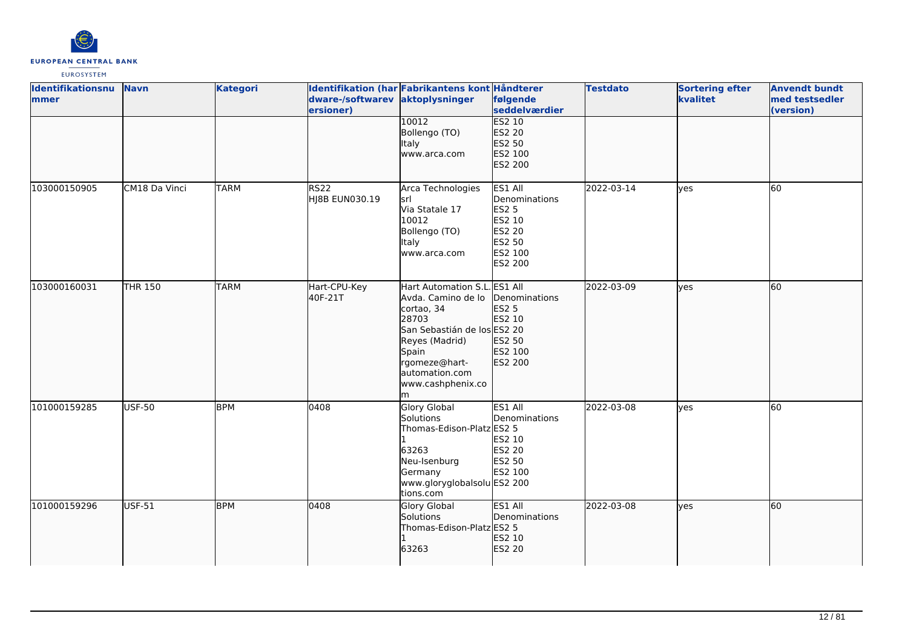| Identifikationsnummer | Navn | Kategori | Identifikation (hardware-/softwareversioner) | Fabrikantens kontaktoplysninger | Håndterer følgende seddelværdier | Testdato | Sortering efter kvalitet | Anvendt bundt med testsedler (version) |
|---|---|---|---|---|---|---|---|---|
| | | | | 10012<br>Bollengo (TO)<br>Italy<br>www.arca.com | ES2 10<br>ES2 20<br>ES2 50<br>ES2 100<br>ES2 200 | | | |
| 103000150905 | CM18 Da Vinci | TARM | RS22<br>HJ8B EUN030.19 | Arca Technologies srl<br>Via Statale 17<br>10012<br>Bollengo (TO)<br>Italy<br>www.arca.com | ES1 All Denominations<br>ES2 5<br>ES2 10<br>ES2 20<br>ES2 50<br>ES2 100<br>ES2 200 | 2022-03-14 | yes | 60 |
| 103000160031 | THR 150 | TARM | Hart-CPU-Key<br>40F-21T | Hart Automation S.L.<br>Avda. Camino de lo cortao, 34<br>28703<br>San Sebastián de los Reyes (Madrid)<br>Spain<br>rgomeze@hart-automation.com<br>www.cashphenix.com | ES1 All Denominations<br>ES2 5<br>ES2 10<br>ES2 20<br>ES2 50<br>ES2 100<br>ES2 200 | 2022-03-09 | yes | 60 |
| 101000159285 | USF-50 | BPM | 0408 | Glory Global Solutions<br>Thomas-Edison-Platz 1<br>63263<br>Neu-Isenburg<br>Germany<br>www.gloryglobalsolutions.com | ES1 All Denominations<br>ES2 5<br>ES2 10<br>ES2 20<br>ES2 50<br>ES2 100<br>ES2 200 | 2022-03-08 | yes | 60 |
| 101000159296 | USF-51 | BPM | 0408 | Glory Global Solutions<br>Thomas-Edison-Platz 1<br>63263 | ES1 All Denominations<br>ES2 5<br>ES2 10<br>ES2 20 | 2022-03-08 | yes | 60 |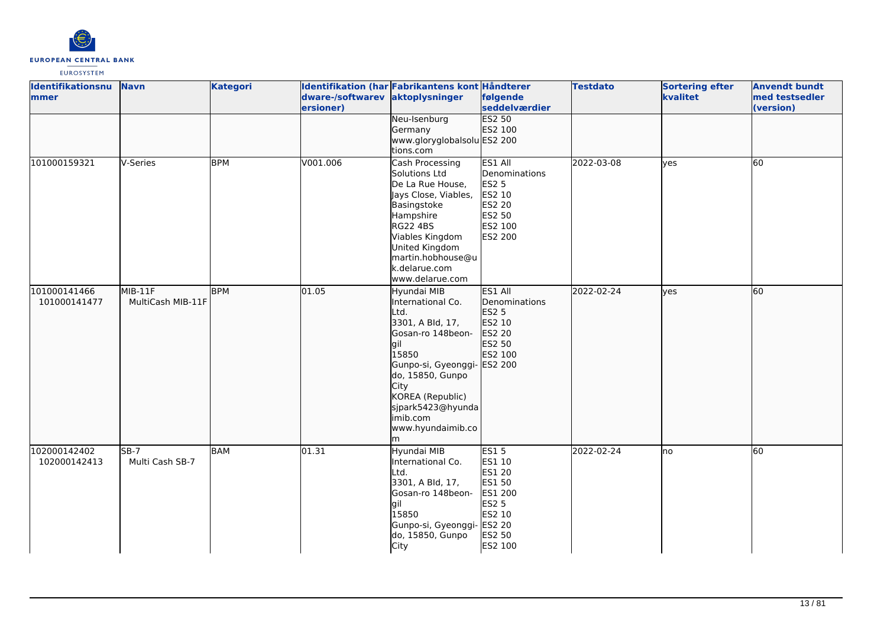| Identifikationsnummer | Navn | Kategori | Identifikation (hardware-/softwareversioner) | Fabrikantens kontaktoplysninger | Håndterer følgende seddelværdier | Testdato | Sortering efter kvalitet | Anvendt bundt med testsedler (version) |
|---|---|---|---|---|---|---|---|---|
| | | | | Neu-Isenburg Germany www.gloryglobalsolutions.com | ES2 50 ES2 100 ES2 200 | | | |
| 101000159321 | V-Series | BPM | V001.006 | Cash Processing Solutions Ltd De La Rue House, Jays Close, Viables, Basingstoke Hampshire RG22 4BS Viables Kingdom United Kingdom martin.hobhouse@uk.delarue.com www.delarue.com | ES1 All Denominations ES2 5 ES2 10 ES2 20 ES2 50 ES2 100 ES2 200 | 2022-03-08 | yes | 60 |
| 101000141466 101000141477 | MIB-11F MultiCash MIB-11F | BPM | 01.05 | Hyundai MIB International Co. Ltd. 3301, A Bld, 17, Gosan-ro 148beon-gil 15850 Gunpo-si, Gyeonggi-do, 15850, Gunpo City KOREA (Republic) sjpark5423@hyundaimib.com www.hyundaimib.com | ES1 All Denominations ES2 5 ES2 10 ES2 20 ES2 50 ES2 100 ES2 200 | 2022-02-24 | yes | 60 |
| 102000142402 102000142413 | SB-7 Multi Cash SB-7 | BAM | 01.31 | Hyundai MIB International Co. Ltd. 3301, A Bld, 17, Gosan-ro 148beon-gil 15850 Gunpo-si, Gyeonggi-do, 15850, Gunpo City | ES1 5 ES1 10 ES1 20 ES1 50 ES1 200 ES2 5 ES2 10 ES2 20 ES2 50 ES2 100 | 2022-02-24 | no | 60 |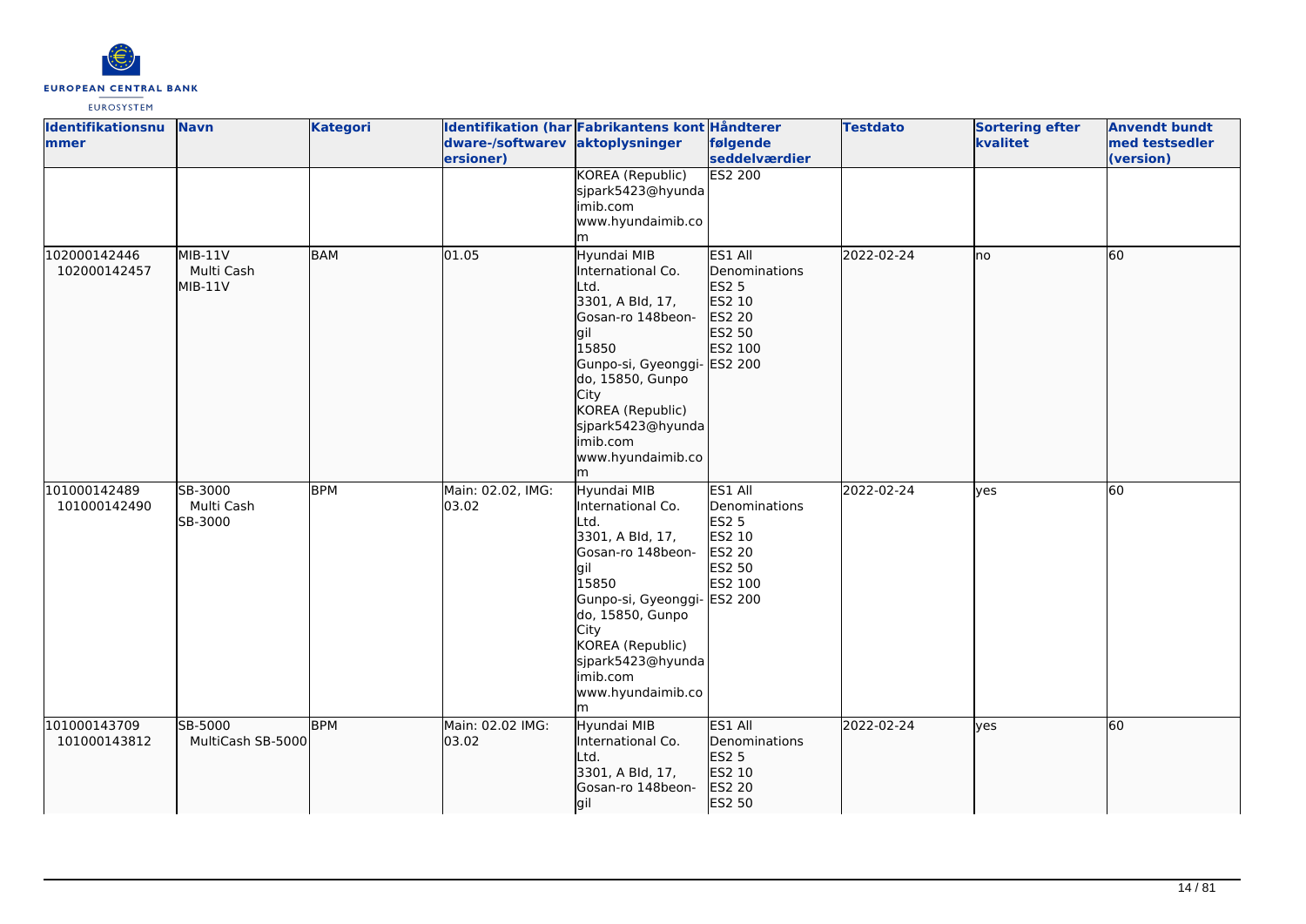| Identifikationsnummer | Navn | Kategori | Identifikation (hardware-/softwareversioner) | Fabrikantens kontaktoplysninger | Håndterer følgende seddelværdier | Testdato | Sortering efter kvalitet | Anvendt bundt med testsedler (version) |
|---|---|---|---|---|---|---|---|---|
| | | | | KOREA (Republic)<br>sjpark5423@hyundaimib.com<br>www.hyundaimib.com | ES2 200 | | | |
| 102000142446<br>102000142457 | MIB-11V<br>Multi Cash<br>MIB-11V | BAM | 01.05 | Hyundai MIB International Co. Ltd.<br>3301, A Bld, 17, Gosan-ro 148beon-gil<br>15850<br>Gunpo-si, Gyeonggi-do, 15850, Gunpo City<br>KOREA (Republic)<br>sjpark5423@hyundaimib.com<br>www.hyundaimib.com | ES1 All Denominations<br>ES2 5<br>ES2 10<br>ES2 20<br>ES2 50<br>ES2 100<br>ES2 200 | 2022-02-24 | no | 60 |
| 101000142489<br>101000142490 | SB-3000<br>Multi Cash<br>SB-3000 | BPM | Main: 02.02, IMG: 03.02 | Hyundai MIB International Co. Ltd.<br>3301, A Bld, 17, Gosan-ro 148beon-gil<br>15850<br>Gunpo-si, Gyeonggi-do, 15850, Gunpo City<br>KOREA (Republic)<br>sjpark5423@hyundaimib.com<br>www.hyundaimib.com | ES1 All Denominations<br>ES2 5<br>ES2 10<br>ES2 20<br>ES2 50<br>ES2 100<br>ES2 200 | 2022-02-24 | yes | 60 |
| 101000143709<br>101000143812 | SB-5000<br>MultiCash SB-5000 | BPM | Main: 02.02 IMG: 03.02 | Hyundai MIB International Co. Ltd.<br>3301, A Bld, 17, Gosan-ro 148beon-gil | ES1 All Denominations<br>ES2 5<br>ES2 10<br>ES2 20<br>ES2 50 | 2022-02-24 | yes | 60 |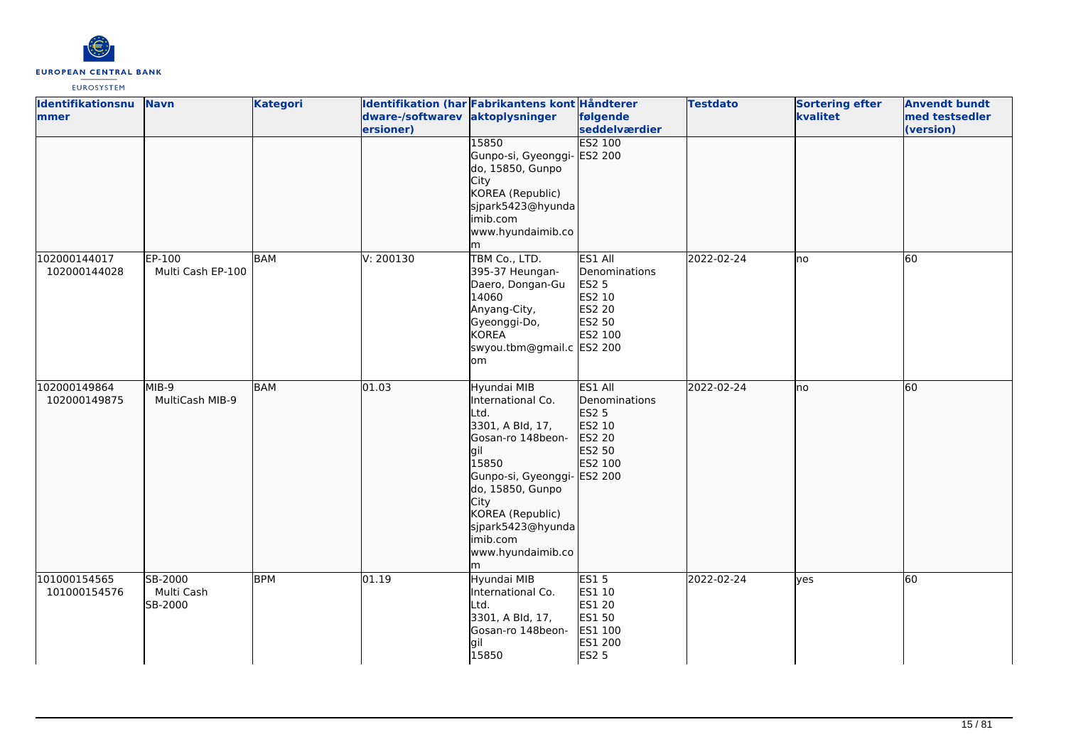| Identifikationsnummer | Navn | Kategori | Identifikation (hardware-/softwareversioner) | Fabrikantens kontaktoplysninger | Håndterer følgende seddelværdier | Testdato | Sortering efter kvalitet | Anvendt bundt med testsedler (version) |
|---|---|---|---|---|---|---|---|---|
| | | | | 15850<br>Gunpo-si, Gyeonggi-do, 15850, Gunpo City<br>KOREA (Republic)<br>sjpark5423@hyundaimib.com<br>www.hyundaimib.com | ES2 100<br>ES2 200 | | | |
| 102000144017<br>102000144028 | EP-100<br>Multi Cash EP-100 | BAM | V: 200130 | TBM Co., LTD.<br>395-37 Heungan-Daero, Dongan-Gu<br>14060<br>Anyang-City, Gyeonggi-Do, KOREA<br>swyou.tbm@gmail.com | ES1 All Denominations<br>ES2 5<br>ES2 10<br>ES2 20<br>ES2 50<br>ES2 100<br>ES2 200 | 2022-02-24 | no | 60 |
| 102000149864<br>102000149875 | MIB-9<br>MultiCash MIB-9 | BAM | 01.03 | Hyundai MIB International Co. Ltd.<br>3301, A Bld, 17, Gosan-ro 148beon-gil<br>15850<br>Gunpo-si, Gyeonggi-do, 15850, Gunpo City<br>KOREA (Republic)<br>sjpark5423@hyundaimib.com<br>www.hyundaimib.com | ES1 All Denominations<br>ES2 5<br>ES2 10<br>ES2 20<br>ES2 50<br>ES2 100<br>ES2 200 | 2022-02-24 | no | 60 |
| 101000154565<br>101000154576 | SB-2000<br>Multi Cash SB-2000 | BPM | 01.19 | Hyundai MIB International Co. Ltd.<br>3301, A Bld, 17, Gosan-ro 148beon-gil<br>15850 | ES1 5<br>ES1 10<br>ES1 20<br>ES1 50<br>ES1 100<br>ES1 200<br>ES2 5 | 2022-02-24 | yes | 60 |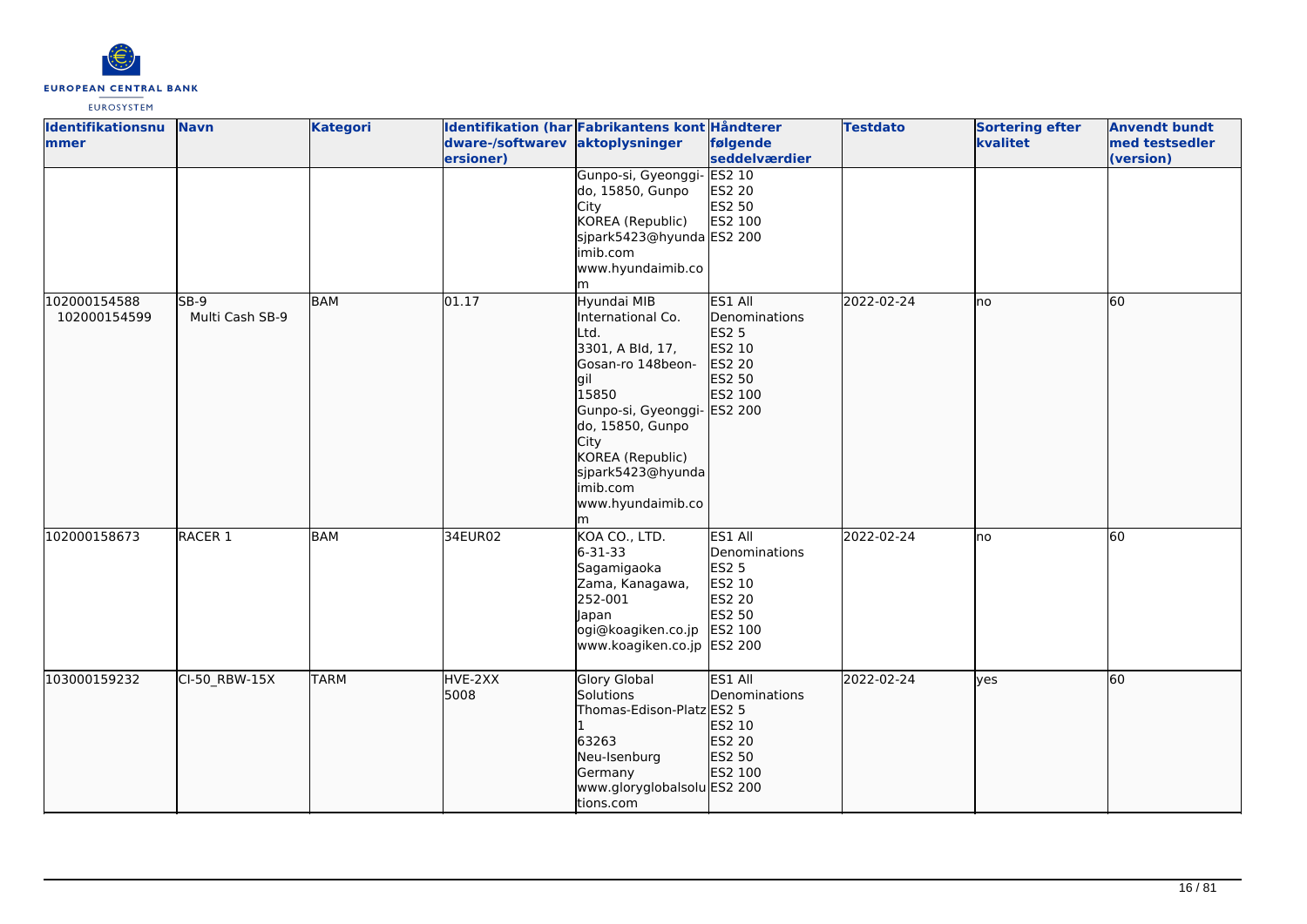| Identifikationsnummer | Navn | Kategori | Identifikation (hardware-/softwareversioner) | Fabrikantens kontaktoplysninger | Håndterer følgende seddelværdier | Testdato | Sortering efter kvalitet | Anvendt bundt med testsedler (version) |
|---|---|---|---|---|---|---|---|---|
| | | | | Gunpo-si, Gyeonggi-do, 15850, Gunpo City<br>KOREA (Republic)<br>sjpark5423@hyundaimib.com<br>www.hyundaimib.com | ES2 10<br>ES2 20<br>ES2 50<br>ES2 100<br>ES2 200 | | | |
| 102000154588<br>102000154599 | SB-9<br>Multi Cash SB-9 | BAM | 01.17 | Hyundai MIB International Co. Ltd.<br>3301, A Bld, 17, Gosan-ro 148beon-gil<br>15850<br>Gunpo-si, Gyeonggi-do, 15850, Gunpo City<br>KOREA (Republic)<br>sjpark5423@hyundaimib.com<br>www.hyundaimib.com | ES1 All Denominations<br>ES2 5<br>ES2 10<br>ES2 20<br>ES2 50<br>ES2 100<br>ES2 200 | 2022-02-24 | no | 60 |
| 102000158673 | RACER 1 | BAM | 34EUR02 | KOA CO., LTD.<br>6-31-33<br>Sagamigaoka<br>Zama, Kanagawa, 252-001<br>Japan<br>ogi@koagiken.co.jp<br>www.koagiken.co.jp | ES1 All Denominations<br>ES2 5<br>ES2 10<br>ES2 20<br>ES2 50<br>ES2 100<br>ES2 200 | 2022-02-24 | no | 60 |
| 103000159232 | CI-50_RBW-15X | TARM | HVE-2XX<br>5008 | Glory Global Solutions<br>Thomas-Edison-Platz 1<br>63263<br>Neu-Isenburg<br>Germany<br>www.gloryglobalsolutions.com | ES1 All Denominations<br>ES2 5<br>ES2 10<br>ES2 20<br>ES2 50<br>ES2 100<br>ES2 200 | 2022-02-24 | yes | 60 |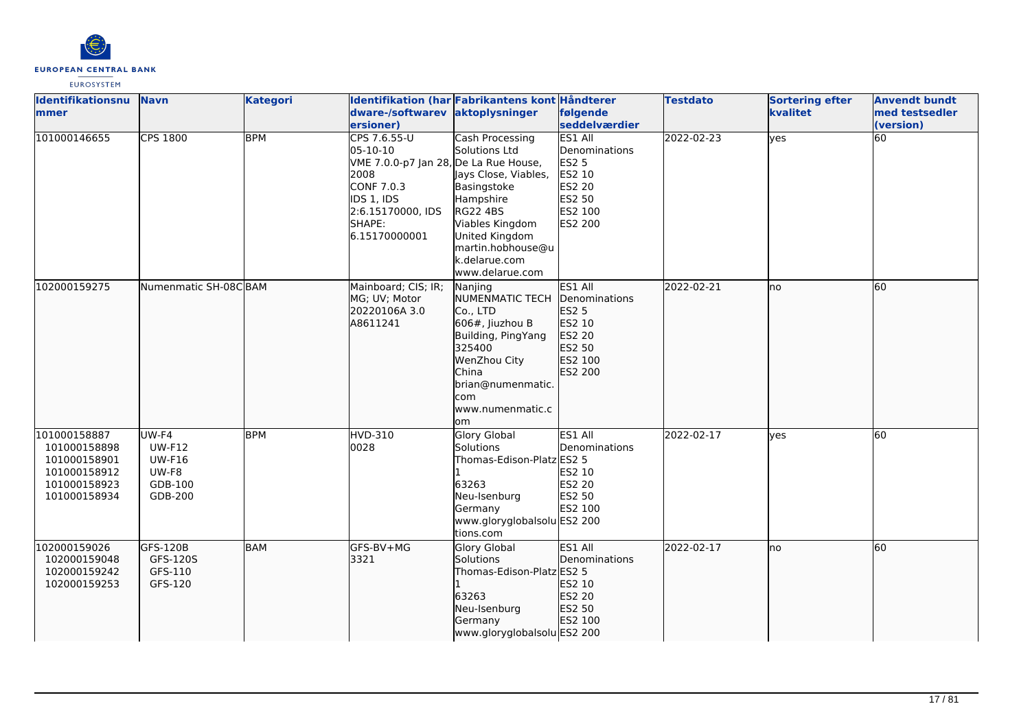| Identifikationsnummer | Navn | Kategori | Identifikation (hardware-/softwareversioner) | Fabrikantens kontaktoplysninger | Håndterer følgende seddelværdier | Testdato | Sortering efter kvalitet | Anvendt bundt med testsedler (version) |
|---|---|---|---|---|---|---|---|---|
| 101000146655 | CPS 1800 | BPM | CPS 7.6.55-U 05-10-10 VME 7.0.0-p7 Jan 28, 2008 CONF 7.0.3 IDS 1, IDS 2:6.15170000, IDS SHAPE: 6.15170000001 | Cash Processing Solutions Ltd De La Rue House, Jays Close, Viables, Basingstoke Hampshire RG22 4BS Viables Kingdom United Kingdom martin.hobhouse@uk.delarue.com www.delarue.com | ES1 All Denominations ES2 5 ES2 10 ES2 20 ES2 50 ES2 100 ES2 200 | 2022-02-23 | yes | 60 |
| 102000159275 | Numenmatic SH-08C | BAM | Mainboard; CIS; IR; MG; UV; Motor 20220106A 3.0 A8611241 | Nanjing NUMENMATIC TECH Co., LTD 606#, Jiuzhou B Building, PingYang 325400 WenZhou City China brian@numenmatic.com www.numenmatic.com | ES1 All Denominations ES2 5 ES2 10 ES2 20 ES2 50 ES2 100 ES2 200 | 2022-02-21 | no | 60 |
| 101000158887 101000158898 101000158901 101000158912 101000158923 101000158934 | UW-F4 UW-F12 UW-F16 UW-F8 GDB-100 GDB-200 | BPM | HVD-310 0028 | Glory Global Solutions Thomas-Edison-Platz 1 63263 Neu-Isenburg Germany www.gloryglobalsolutions.com | ES1 All Denominations ES2 5 ES2 10 ES2 20 ES2 50 ES2 100 ES2 200 | 2022-02-17 | yes | 60 |
| 102000159026 102000159048 102000159242 102000159253 | GFS-120B GFS-120S GFS-110 GFS-120 | BAM | GFS-BV+MG 3321 | Glory Global Solutions Thomas-Edison-Platz 1 63263 Neu-Isenburg Germany www.gloryglobalsolu | ES1 All Denominations ES2 5 ES2 10 ES2 20 ES2 50 ES2 100 ES2 200 | 2022-02-17 | no | 60 |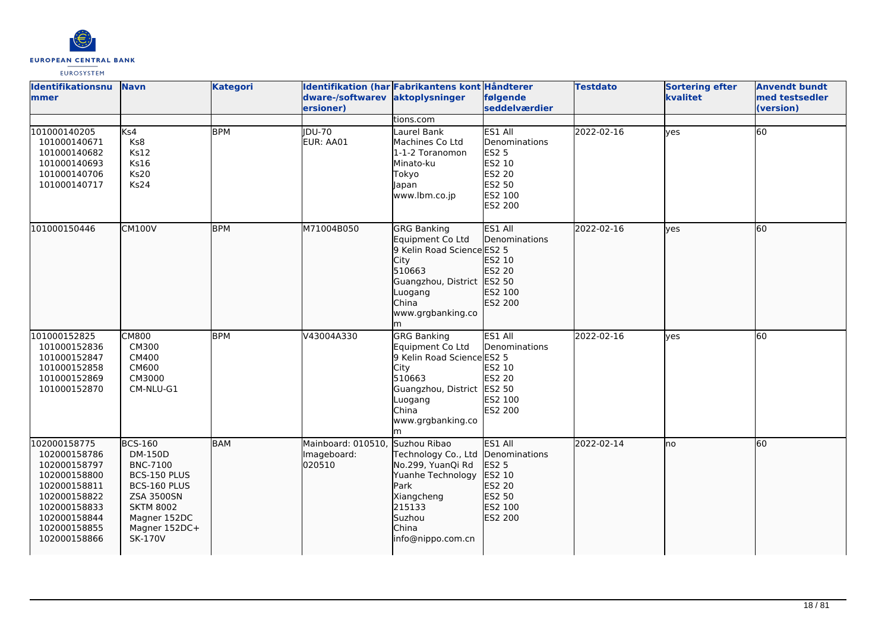| Identifikationsnummer | Navn | Kategori | Identifikation (hardware-/softwareversioner) | Fabrikantens kontaktoplysninger | Håndterer følgende seddelværdier | Testdato | Sortering efter kvalitet | Anvendt bundt med testsedler (version) |
|---|---|---|---|---|---|---|---|---|
| | | | | tions.com | | | | |
| 101000140205<br>101000140671<br>101000140682<br>101000140693<br>101000140706<br>101000140717 | Ks4<br>Ks8<br>Ks12<br>Ks16<br>Ks20<br>Ks24 | BPM | JDU-70<br>EUR: AA01 | Laurel Bank Machines Co Ltd<br>1-1-2 Toranomon<br>Minato-ku<br>Tokyo<br>Japan<br>www.lbm.co.jp | ES1 All Denominations<br>ES2 5<br>ES2 10<br>ES2 20<br>ES2 50<br>ES2 100<br>ES2 200 | 2022-02-16 | yes | 60 |
| 101000150446 | CM100V | BPM | M71004B050 | GRG Banking Equipment Co Ltd<br>9 Kelin Road Science City<br>510663<br>Guangzhou, District Luogang<br>China<br>www.grgbanking.com | ES1 All Denominations<br>ES2 5<br>ES2 10<br>ES2 20<br>ES2 50<br>ES2 100<br>ES2 200 | 2022-02-16 | yes | 60 |
| 101000152825<br>101000152836<br>101000152847<br>101000152858<br>101000152869<br>101000152870 | CM800<br>CM300<br>CM400<br>CM600<br>CM3000<br>CM-NLU-G1 | BPM | V43004A330 | GRG Banking Equipment Co Ltd<br>9 Kelin Road Science City<br>510663<br>Guangzhou, District Luogang<br>China<br>www.grgbanking.com | ES1 All Denominations<br>ES2 5<br>ES2 10<br>ES2 20<br>ES2 50<br>ES2 100<br>ES2 200 | 2022-02-16 | yes | 60 |
| 102000158775<br>102000158786<br>102000158797<br>102000158800<br>102000158811<br>102000158822<br>102000158833<br>102000158844<br>102000158855<br>102000158866 | BCS-160<br>DM-150D<br>BNC-7100<br>BCS-150 PLUS<br>BCS-160 PLUS<br>ZSA 3500SN<br>SKTM 8002<br>Magner 152DC<br>Magner 152DC+<br>SK-170V | BAM | Mainboard: 010510,<br>Imageboard: 020510 | Suzhou Ribao Technology Co., Ltd<br>No.299, YuanQi Rd<br>Yuanhe Technology Park<br>Xiangcheng<br>215133<br>Suzhou<br>China<br>info@nippo.com.cn | ES1 All Denominations<br>ES2 5<br>ES2 10<br>ES2 20<br>ES2 50<br>ES2 100<br>ES2 200 | 2022-02-14 | no | 60 |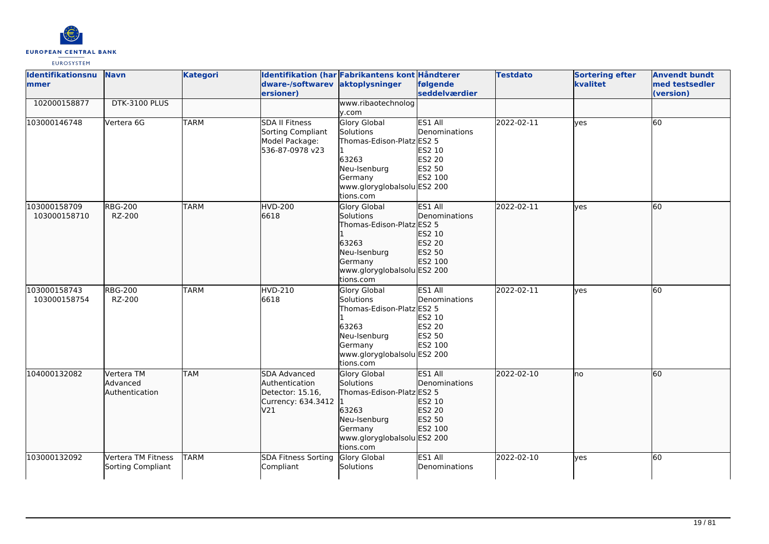| Identifikationsnummer | Navn | Kategori | Identifikation (hardware-/softwareversioner) | Fabrikantens kontaktoplysninger | Håndterer følgende seddelværdier | Testdato | Sortering efter kvalitet | Anvendt bundt med testsedler (version) |
|---|---|---|---|---|---|---|---|---|
| 102000158877 | DTK-3100 PLUS | | | www.ribaotechnology.com | | | | |
| 103000146748 | Vertera 6G | TARM | SDA II Fitness Sorting Compliant Model Package: 536-87-0978 v23 | Glory Global Solutions Thomas-Edison-Platz 1 63263 Neu-Isenburg Germany www.gloryglobalsolutions.com | ES1 All Denominations ES2 5 ES2 10 ES2 20 ES2 50 ES2 100 ES2 200 | 2022-02-11 | yes | 60 |
| 103000158709 103000158710 | RBG-200 RZ-200 | TARM | HVD-200 6618 | Glory Global Solutions Thomas-Edison-Platz 1 63263 Neu-Isenburg Germany www.gloryglobalsolutions.com | ES1 All Denominations ES2 5 ES2 10 ES2 20 ES2 50 ES2 100 ES2 200 | 2022-02-11 | yes | 60 |
| 103000158743 103000158754 | RBG-200 RZ-200 | TARM | HVD-210 6618 | Glory Global Solutions Thomas-Edison-Platz 1 63263 Neu-Isenburg Germany www.gloryglobalsolutions.com | ES1 All Denominations ES2 5 ES2 10 ES2 20 ES2 50 ES2 100 ES2 200 | 2022-02-11 | yes | 60 |
| 104000132082 | Vertera TM Advanced Authentication | TAM | SDA Advanced Authentication Detector: 15.16, Currency: 634.3412 V21 | Glory Global Solutions Thomas-Edison-Platz 1 63263 Neu-Isenburg Germany www.gloryglobalsolutions.com | ES1 All Denominations ES2 5 ES2 10 ES2 20 ES2 50 ES2 100 ES2 200 | 2022-02-10 | no | 60 |
| 103000132092 | Vertera TM Fitness Sorting Compliant | TARM | SDA Fitness Sorting Compliant | Glory Global Solutions | ES1 All Denominations | 2022-02-10 | yes | 60 |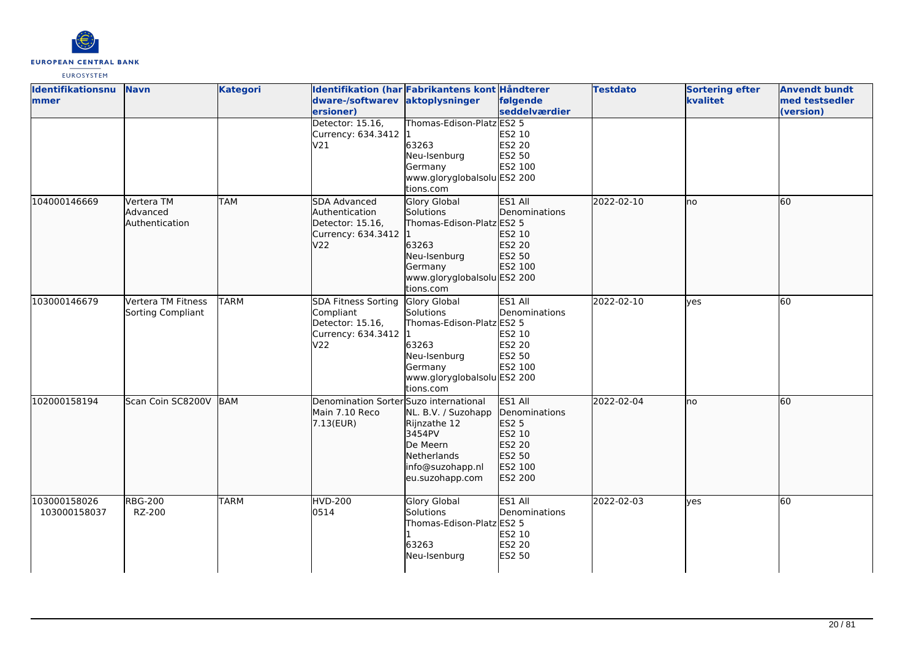| Identifikationsnummer | Navn | Kategori | Identifikation (hardware-/softwareversioner) | Fabrikantens kontaktoplysninger | Håndterer følgende seddelværdier | Testdato | Sortering efter kvalitet | Anvendt bundt med testsedler (version) |
|---|---|---|---|---|---|---|---|---|
| | | | Detector: 15.16, Currency: 634.3412 V21 | Thomas-Edison-Platz 1 63263 Neu-Isenburg Germany www.gloryglobalsolutions.com | ES2 5 ES2 10 ES2 20 ES2 50 ES2 100 ES2 200 | | | |
| 104000146669 | Vertera TM Advanced Authentication | TAM | SDA Advanced Authentication Detector: 15.16, Currency: 634.3412 V22 | Glory Global Solutions Thomas-Edison-Platz 1 63263 Neu-Isenburg Germany www.gloryglobalsolutions.com | ES1 All Denominations ES2 5 ES2 10 ES2 20 ES2 50 ES2 100 ES2 200 | 2022-02-10 | no | 60 |
| 103000146679 | Vertera TM Fitness Sorting Compliant | TARM | SDA Fitness Sorting Compliant Detector: 15.16, Currency: 634.3412 V22 | Glory Global Solutions Thomas-Edison-Platz 1 63263 Neu-Isenburg Germany www.gloryglobalsolutions.com | ES1 All Denominations ES2 5 ES2 10 ES2 20 ES2 50 ES2 100 ES2 200 | 2022-02-10 | yes | 60 |
| 102000158194 | Scan Coin SC8200V | BAM | Denomination Sorter Main 7.10 Reco 7.13(EUR) | Suzo international NL. B.V. / Suzohapp Rijnzathe 12 3454PV De Meern Netherlands info@suzohapp.nl eu.suzohapp.com | ES1 All Denominations ES2 5 ES2 10 ES2 20 ES2 50 ES2 100 ES2 200 | 2022-02-04 | no | 60 |
| 103000158026 103000158037 | RBG-200 RZ-200 | TARM | HVD-200 0514 | Glory Global Solutions Thomas-Edison-Platz 1 63263 Neu-Isenburg | ES1 All Denominations ES2 5 ES2 10 ES2 20 ES2 50 | 2022-02-03 | yes | 60 |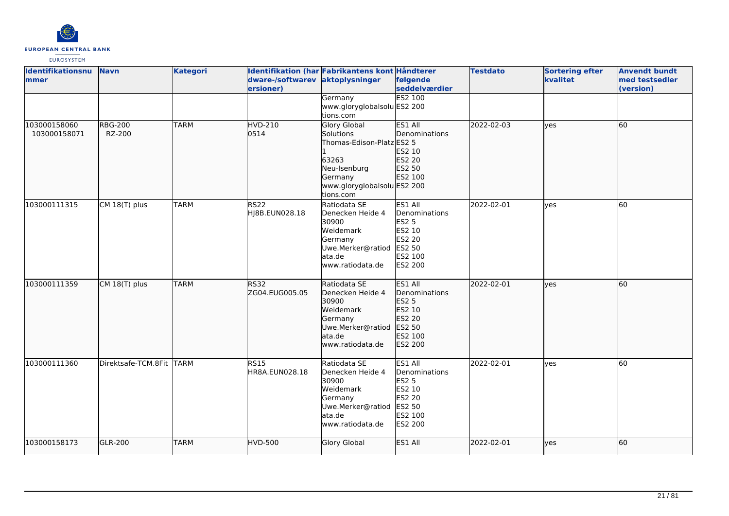| Identifikationsnummer | Navn | Kategori | Identifikation (hardware-/softwareversioner) | Fabrikantens kontaktoplysninger | Håndterer følgende seddelværdier | Testdato | Sortering efter kvalitet | Anvendt bundt med testsedler (version) |
|---|---|---|---|---|---|---|---|---|
| | | | | Germany<br>www.gloryglobalsolutions.com | ES2 100<br>ES2 200 | | | |
| 103000158060<br>103000158071 | RBG-200<br>RZ-200 | TARM | HVD-210<br>0514 | Glory Global Solutions<br>Thomas-Edison-Platz 1<br>63263<br>Neu-Isenburg<br>Germany<br>www.gloryglobalsolutions.com | ES1 All Denominations<br>ES2 5<br>ES2 10<br>ES2 20<br>ES2 50<br>ES2 100<br>ES2 200 | 2022-02-03 | yes | 60 |
| 103000111315 | CM 18(T) plus | TARM | RS22<br>HJ8B.EUN028.18 | Ratiodata SE<br>Denecken Heide 4<br>30900<br>Weidemark<br>Germany<br>Uwe.Merker@ratiodata.de<br>www.ratiodata.de | ES1 All Denominations<br>ES2 5<br>ES2 10<br>ES2 20<br>ES2 50<br>ES2 100<br>ES2 200 | 2022-02-01 | yes | 60 |
| 103000111359 | CM 18(T) plus | TARM | RS32<br>ZG04.EUG005.05 | Ratiodata SE<br>Denecken Heide 4<br>30900<br>Weidemark<br>Germany<br>Uwe.Merker@ratiodata.de<br>www.ratiodata.de | ES1 All Denominations<br>ES2 5<br>ES2 10<br>ES2 20<br>ES2 50<br>ES2 100<br>ES2 200 | 2022-02-01 | yes | 60 |
| 103000111360 | Direktsafe-TCM.8Fit | TARM | RS15<br>HR8A.EUN028.18 | Ratiodata SE<br>Denecken Heide 4<br>30900<br>Weidemark<br>Germany<br>Uwe.Merker@ratiodata.de<br>www.ratiodata.de | ES1 All Denominations<br>ES2 5<br>ES2 10<br>ES2 20<br>ES2 50<br>ES2 100<br>ES2 200 | 2022-02-01 | yes | 60 |
| 103000158173 | GLR-200 | TARM | HVD-500 | Glory Global | ES1 All | 2022-02-01 | yes | 60 |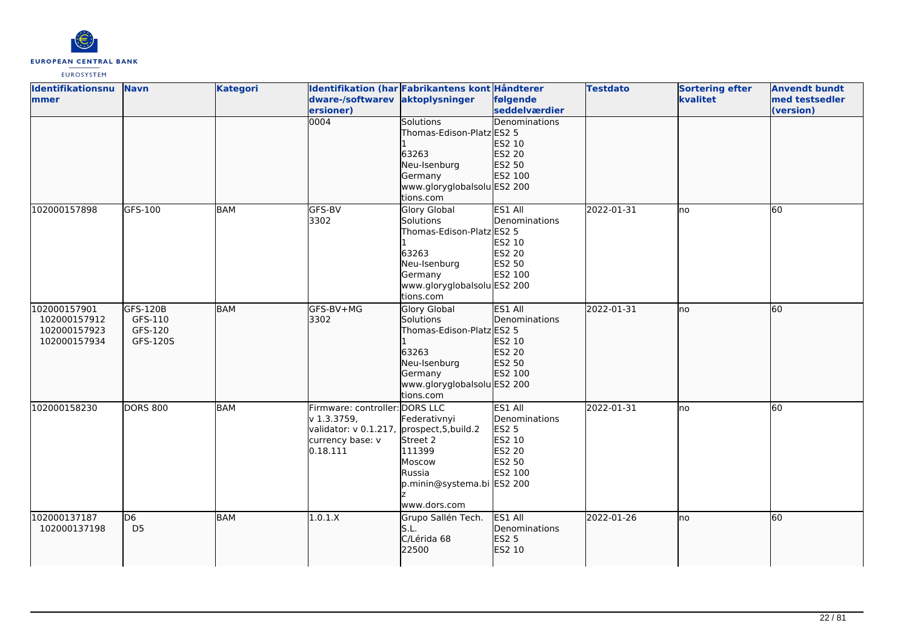| Identifikationsnummer | Navn | Kategori | Identifikation (hardware-/softwareversioner) | Fabrikantens kontaktoplysninger | Håndterer følgende seddelværdier | Testdato | Sortering efter kvalitet | Anvendt bundt med testsedler (version) |
| --- | --- | --- | --- | --- | --- | --- | --- | --- |
| | | | 0004 | Solutions<br>Thomas-Edison-Platz 1<br>63263<br>Neu-Isenburg<br>Germany<br>www.gloryglobalsolutions.com | Denominations<br>ES2 5<br>ES2 10<br>ES2 20<br>ES2 50<br>ES2 100<br>ES2 200 | | | |
| 102000157898 | GFS-100 | BAM | GFS-BV<br>3302 | Glory Global Solutions<br>Thomas-Edison-Platz 1<br>63263<br>Neu-Isenburg<br>Germany<br>www.gloryglobalsolutions.com | ES1 All Denominations<br>ES2 5<br>ES2 10<br>ES2 20<br>ES2 50<br>ES2 100<br>ES2 200 | 2022-01-31 | no | 60 |
| 102000157901<br>102000157912<br>102000157923<br>102000157934 | GFS-120B<br>GFS-110<br>GFS-120<br>GFS-120S | BAM | GFS-BV+MG<br>3302 | Glory Global Solutions<br>Thomas-Edison-Platz 1<br>63263<br>Neu-Isenburg<br>Germany<br>www.gloryglobalsolutions.com | ES1 All Denominations<br>ES2 5<br>ES2 10<br>ES2 20<br>ES2 50<br>ES2 100<br>ES2 200 | 2022-01-31 | no | 60 |
| 102000158230 | DORS 800 | BAM | Firmware: controller: v 1.3.3759,<br>validator: v 0.1.217,<br>currency base: v 0.18.111 | DORS LLC<br>Federativnyi prospect,5,build.2<br>Street 2<br>111399<br>Moscow<br>Russia<br>p.minin@systema.biz<br>www.dors.com | ES1 All Denominations<br>ES2 5<br>ES2 10<br>ES2 20<br>ES2 50<br>ES2 100<br>ES2 200 | 2022-01-31 | no | 60 |
| 102000137187<br>102000137198 | D6<br>D5 | BAM | 1.0.1.X | Grupo Sallén Tech. S.L.<br>C/Lérida 68<br>22500 | ES1 All Denominations<br>ES2 5<br>ES2 10 | 2022-01-26 | no | 60 |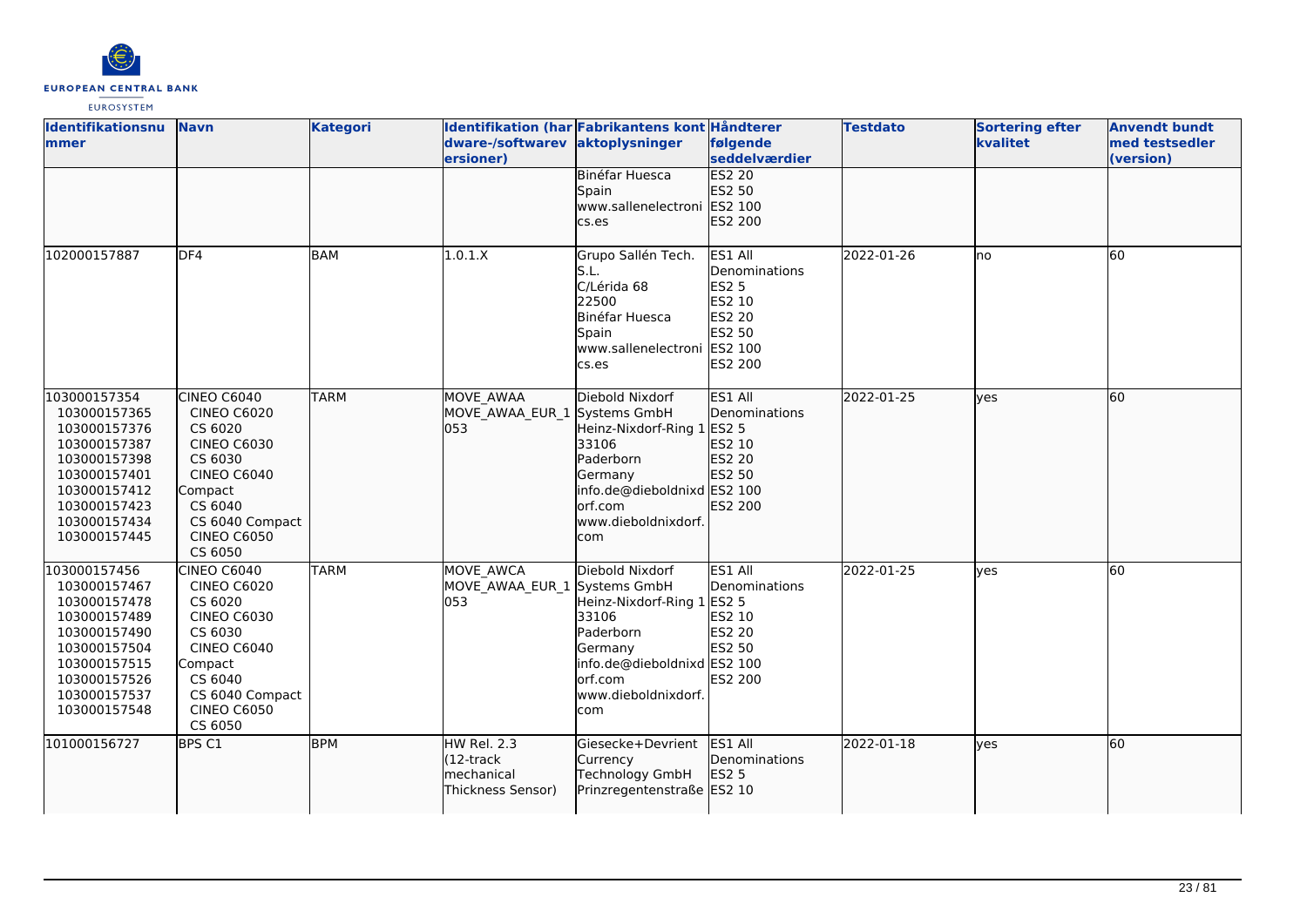| Identifikationsnummer | Navn | Kategori | Identifikation (hardware-/softwareversioner) | Fabrikantens kontaktoplysninger | Håndterer følgende seddelværdier | Testdato | Sortering efter kvalitet | Anvendt bundt med testsedler (version) |
|---|---|---|---|---|---|---|---|---|
| | | | | Binéfar Huesca<br>Spain<br>www.sallenelectronics.es | ES2 20<br>ES2 50<br>ES2 100<br>ES2 200 | | | |
| 102000157887 | DF4 | BAM | 1.0.1.X | Grupo Sallén Tech. S.L.<br>C/Lérida 68<br>22500<br>Binéfar Huesca<br>Spain<br>www.sallenelectronics.es | ES1 All Denominations<br>ES2 5<br>ES2 10<br>ES2 20<br>ES2 50<br>ES2 100<br>ES2 200 | 2022-01-26 | no | 60 |
| 103000157354<br>103000157365<br>103000157376<br>103000157387<br>103000157398<br>103000157401<br>103000157412<br>103000157423<br>103000157434<br>103000157445 | CINEO C6040<br>CINEO C6020<br>CS 6020<br>CINEO C6030<br>CS 6030<br>CINEO C6040 Compact<br>CS 6040<br>CS 6040 Compact<br>CINEO C6050<br>CS 6050 | TARM | MOVE_AWAA<br>MOVE_AWAA_EUR_1053 | Diebold Nixdorf Systems GmbH<br>Heinz-Nixdorf-Ring 1<br>33106<br>Paderborn<br>Germany<br>info.de@dieboldnixdorf.com<br>www.dieboldnixdorf.com | ES1 All Denominations<br>ES2 5<br>ES2 10<br>ES2 20<br>ES2 50<br>ES2 100<br>ES2 200 | 2022-01-25 | yes | 60 |
| 103000157456<br>103000157467<br>103000157478<br>103000157489<br>103000157490<br>103000157504<br>103000157515<br>103000157526<br>103000157537<br>103000157548 | CINEO C6040<br>CINEO C6020<br>CS 6020<br>CINEO C6030<br>CS 6030<br>CINEO C6040 Compact<br>CS 6040<br>CS 6040 Compact<br>CINEO C6050<br>CS 6050 | TARM | MOVE_AWCA<br>MOVE_AWAA_EUR_1053 | Diebold Nixdorf Systems GmbH<br>Heinz-Nixdorf-Ring 1<br>33106<br>Paderborn<br>Germany<br>info.de@dieboldnixdorf.com<br>www.dieboldnixdorf.com | ES1 All Denominations<br>ES2 5<br>ES2 10<br>ES2 20<br>ES2 50<br>ES2 100<br>ES2 200 | 2022-01-25 | yes | 60 |
| 101000156727 | BPS C1 | BPM | HW Rel. 2.3<br>(12-track mechanical Thickness Sensor) | Giesecke+Devrient Currency Technology GmbH<br>Prinzregentenstraße | ES1 All Denominations<br>ES2 5<br>ES2 10 | 2022-01-18 | yes | 60 |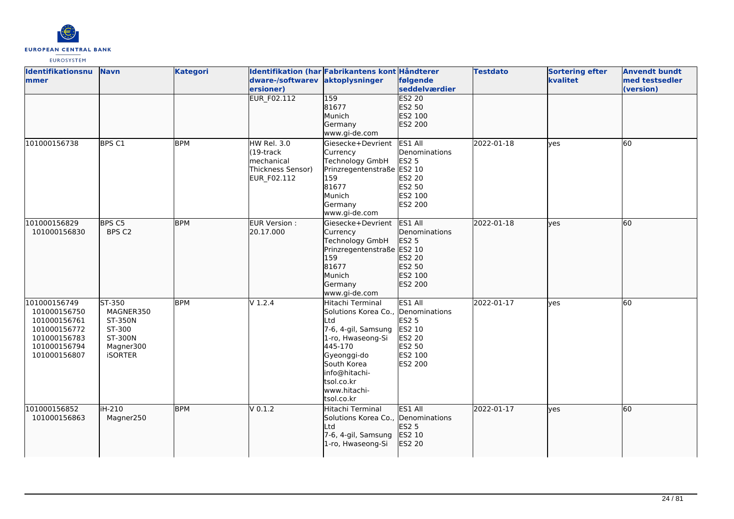| Identifikationsnummer | Navn | Kategori | Identifikation (hardware-/softwareversioner) | Fabrikantens kontaktoplysninger | Håndterer følgende seddelværdier | Testdato | Sortering efter kvalitet | Anvendt bundt med testsedler (version) |
|---|---|---|---|---|---|---|---|---|
| | | | EUR_F02.112 | 159<br>81677<br>Munich<br>Germany<br>www.gi-de.com | ES2 20<br>ES2 50<br>ES2 100<br>ES2 200 | | | |
| 101000156738 | BPS C1 | BPM | HW Rel. 3.0 (19-track mechanical Thickness Sensor)<br>EUR_F02.112 | Giesecke+Devrient Currency Technology GmbH<br>Prinzregentenstraße 159<br>81677<br>Munich<br>Germany<br>www.gi-de.com | ES1 All Denominations<br>ES2 5<br>ES2 10<br>ES2 20<br>ES2 50<br>ES2 100<br>ES2 200 | 2022-01-18 | yes | 60 |
| 101000156829<br>101000156830 | BPS C5<br>BPS C2 | BPM | EUR Version : 20.17.000 | Giesecke+Devrient Currency Technology GmbH<br>Prinzregentenstraße 159<br>81677<br>Munich<br>Germany<br>www.gi-de.com | ES1 All Denominations<br>ES2 5<br>ES2 10<br>ES2 20<br>ES2 50<br>ES2 100<br>ES2 200 | 2022-01-18 | yes | 60 |
| 101000156749<br>101000156750<br>101000156761<br>101000156772<br>101000156783<br>101000156794<br>101000156807 | ST-350<br>MAGNER350<br>ST-350N<br>ST-300<br>ST-300N<br>Magner300<br>iSORTER | BPM | V 1.2.4 | Hitachi Terminal Solutions Korea Co., Ltd<br>7-6, 4-gil, Samsung 1-ro, Hwaseong-Si<br>445-170<br>Gyeonggi-do<br>South Korea<br>info@hitachi-tsol.co.kr<br>www.hitachi-tsol.co.kr | ES1 All Denominations<br>ES2 5<br>ES2 10<br>ES2 20<br>ES2 50<br>ES2 100<br>ES2 200 | 2022-01-17 | yes | 60 |
| 101000156852<br>101000156863 | iH-210<br>Magner250 | BPM | V 0.1.2 | Hitachi Terminal Solutions Korea Co., Ltd<br>7-6, 4-gil, Samsung 1-ro, Hwaseong-Si | ES1 All Denominations<br>ES2 5<br>ES2 10<br>ES2 20 | 2022-01-17 | yes | 60 |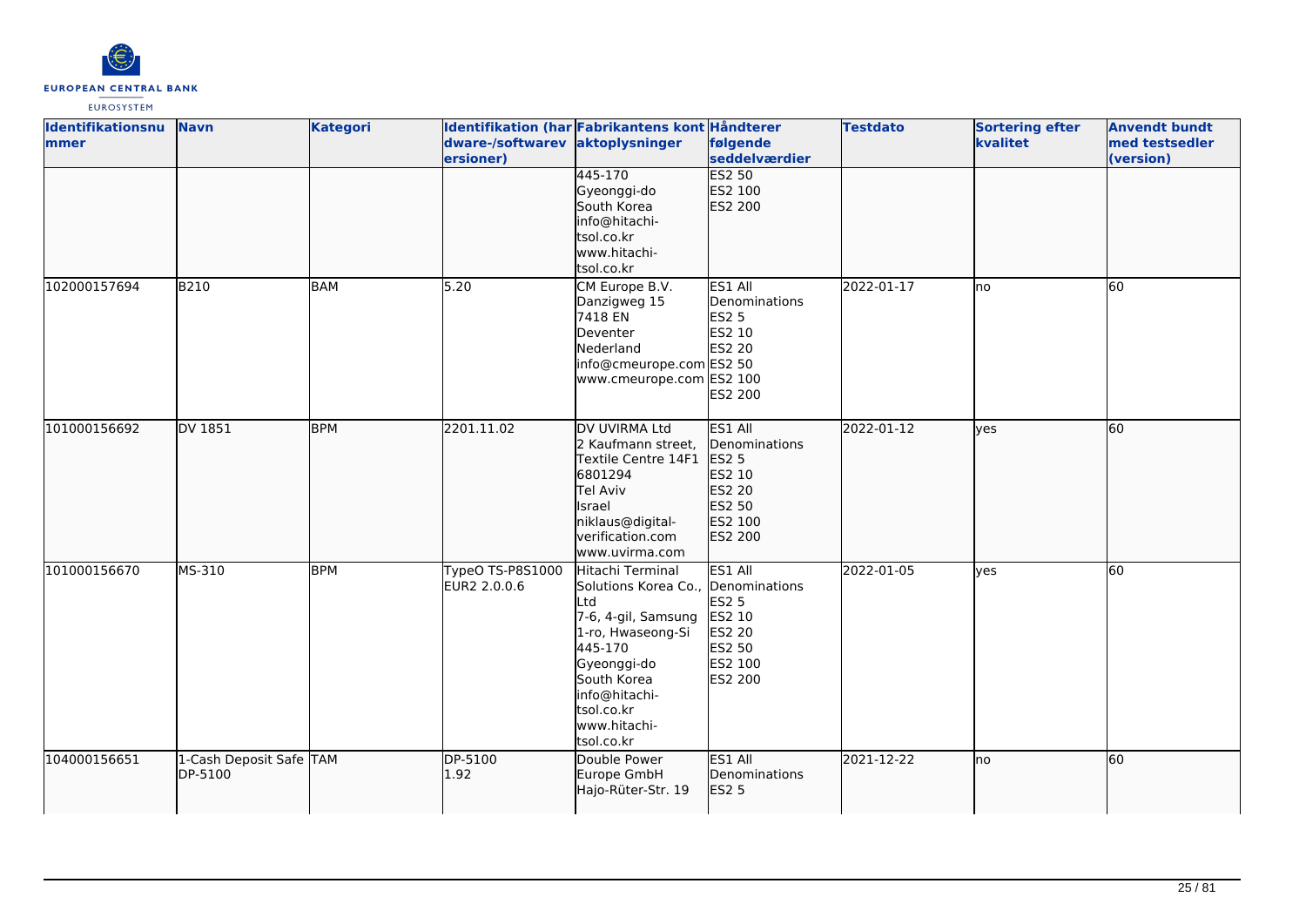| Identifikationsnummer | Navn | Kategori | Identifikation (hardware-/softwareversioner) | Fabrikantens kontaktoplysninger | Håndterer følgende seddelværdier | Testdato | Sortering efter kvalitet | Anvendt bundt med testsedler (version) |
|---|---|---|---|---|---|---|---|---|
| | | | | 445-170<br>Gyeonggi-do<br>South Korea<br>info@hitachi-tsol.co.kr<br>www.hitachi-tsol.co.kr | ES2 50<br>ES2 100<br>ES2 200 | | | |
| 102000157694 | B210 | BAM | 5.20 | CM Europe B.V.<br>Danzigweg 15<br>7418 EN<br>Deventer<br>Nederland<br>info@cmeurope.com<br>www.cmeurope.com | ES1 All Denominations<br>ES2 5<br>ES2 10<br>ES2 20<br>ES2 50<br>ES2 100<br>ES2 200 | 2022-01-17 | no | 60 |
| 101000156692 | DV 1851 | BPM | 2201.11.02 | DV UVIRMA Ltd<br>2 Kaufmann street, Textile Centre 14F1<br>6801294<br>Tel Aviv<br>Israel<br>niklaus@digital-verification.com<br>www.uvirma.com | ES1 All Denominations<br>ES2 5<br>ES2 10<br>ES2 20<br>ES2 50<br>ES2 100<br>ES2 200 | 2022-01-12 | yes | 60 |
| 101000156670 | MS-310 | BPM | TypeO TS-P8S1000 EUR2 2.0.0.6 | Hitachi Terminal Solutions Korea Co., Ltd<br>7-6, 4-gil, Samsung 1-ro, Hwaseong-Si<br>445-170<br>Gyeonggi-do<br>South Korea<br>info@hitachi-tsol.co.kr<br>www.hitachi-tsol.co.kr | ES1 All Denominations<br>ES2 5<br>ES2 10<br>ES2 20<br>ES2 50<br>ES2 100<br>ES2 200 | 2022-01-05 | yes | 60 |
| 104000156651 | 1-Cash Deposit Safe DP-5100 | TAM | DP-5100<br>1.92 | Double Power Europe GmbH<br>Hajo-Rüter-Str. 19 | ES1 All Denominations<br>ES2 5 | 2021-12-22 | no | 60 |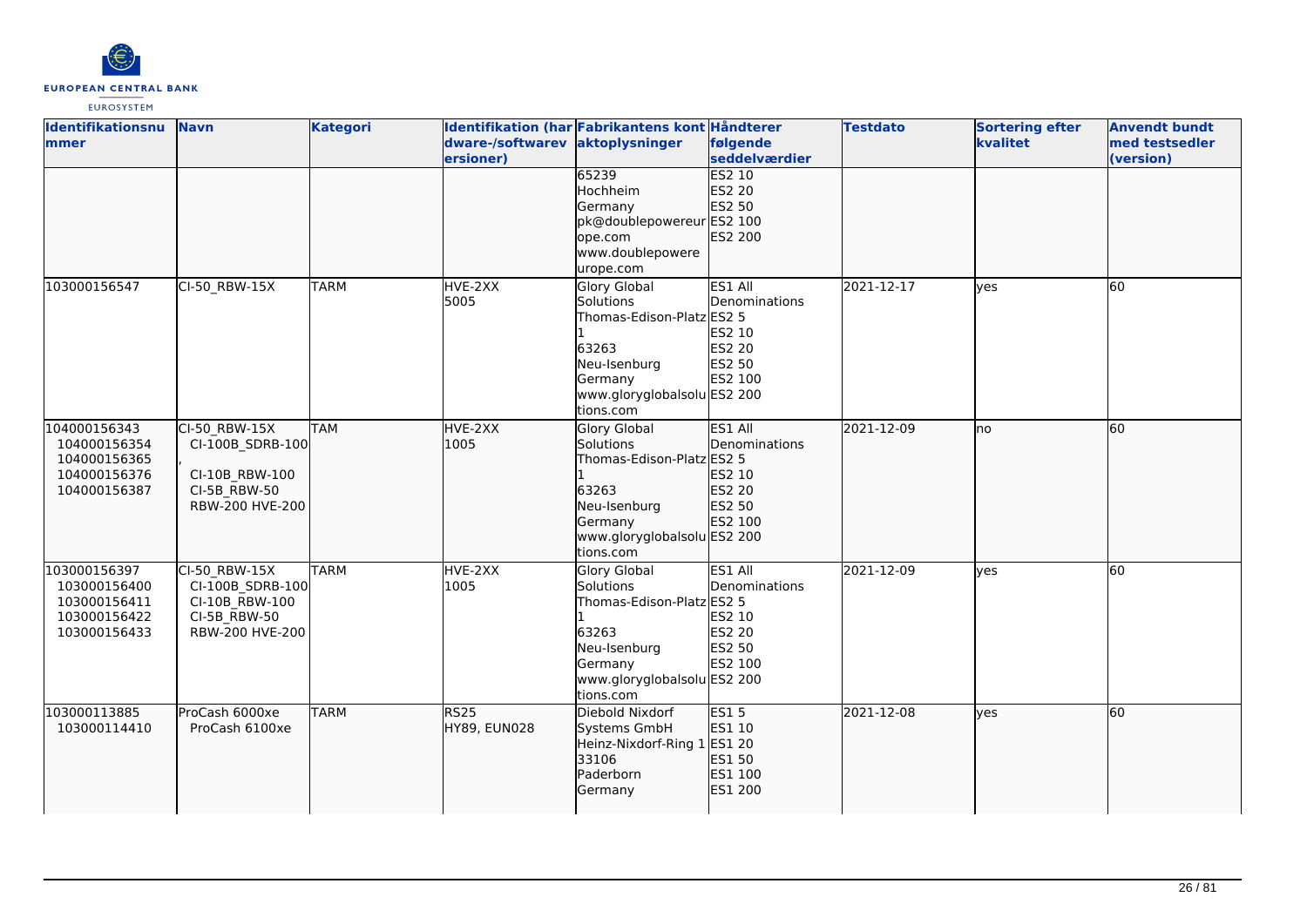| Identifikationsnummer | Navn | Kategori | Identifikation (hardware-/softwareversioner) | Fabrikantens kontaktoplysninger | Håndterer følgende seddelværdier | Testdato | Sortering efter kvalitet | Anvendt bundt med testsedler (version) |
|---|---|---|---|---|---|---|---|---|
| | | | | 65239<br>Hochheim<br>Germany<br>pk@doublepowereurope.com<br>www.doublepowereurope.com | ES2 10<br>ES2 20<br>ES2 50<br>ES2 100<br>ES2 200 | | | |
| 103000156547 | CI-50_RBW-15X | TARM | HVE-2XX<br>5005 | Glory Global Solutions<br>Thomas-Edison-Platz 1<br>63263<br>Neu-Isenburg<br>Germany<br>www.gloryglobalsolutions.com | ES1 All Denominations<br>ES2 5<br>ES2 10<br>ES2 20<br>ES2 50<br>ES2 100<br>ES2 200 | 2021-12-17 | yes | 60 |
| 104000156343<br>104000156354<br>104000156365<br>104000156376<br>104000156387 | CI-50_RBW-15X<br>CI-100B_SDRB-100,<br>CI-10B_RBW-100<br>CI-5B_RBW-50<br>RBW-200 HVE-200 | TAM | HVE-2XX<br>1005 | Glory Global Solutions<br>Thomas-Edison-Platz 1<br>63263<br>Neu-Isenburg<br>Germany<br>www.gloryglobalsolutions.com | ES1 All Denominations<br>ES2 5<br>ES2 10<br>ES2 20<br>ES2 50<br>ES2 100<br>ES2 200 | 2021-12-09 | no | 60 |
| 103000156397<br>103000156400<br>103000156411<br>103000156422<br>103000156433 | CI-50_RBW-15X<br>CI-100B_SDRB-100<br>CI-10B_RBW-100<br>CI-5B_RBW-50<br>RBW-200 HVE-200 | TARM | HVE-2XX<br>1005 | Glory Global Solutions<br>Thomas-Edison-Platz 1<br>63263<br>Neu-Isenburg<br>Germany<br>www.gloryglobalsolutions.com | ES1 All Denominations<br>ES2 5<br>ES2 10<br>ES2 20<br>ES2 50<br>ES2 100<br>ES2 200 | 2021-12-09 | yes | 60 |
| 103000113885<br>103000114410 | ProCash 6000xe<br>ProCash 6100xe | TARM | RS25<br>HY89, EUN028 | Diebold Nixdorf Systems GmbH<br>Heinz-Nixdorf-Ring 1<br>33106<br>Paderborn<br>Germany | ES1 5<br>ES1 10<br>ES1 20<br>ES1 50<br>ES1 100<br>ES1 200 | 2021-12-08 | yes | 60 |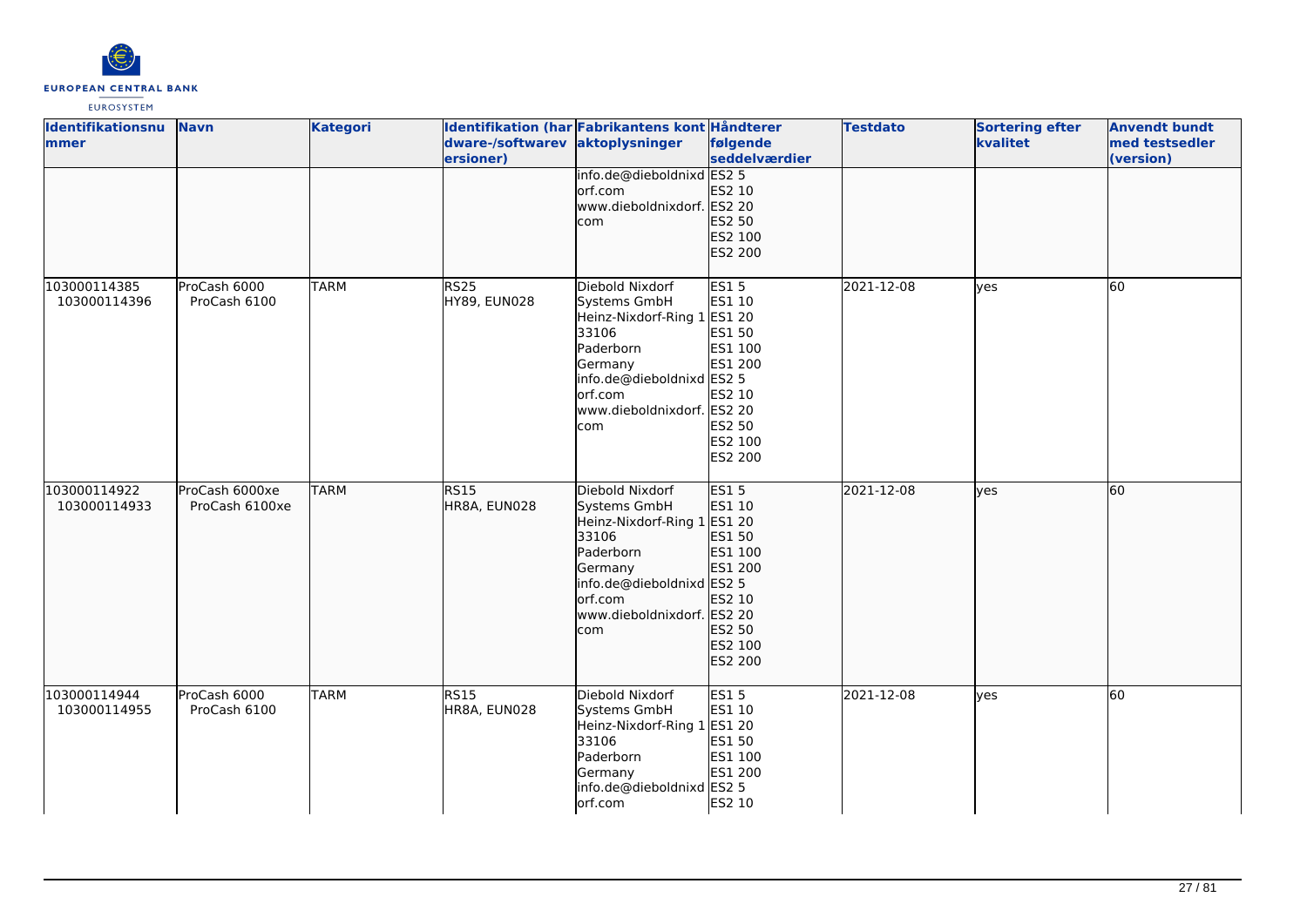| Identifikationsnummer | Navn | Kategori | Identifikation (hardware-/softwareversioner) | Fabrikantens kontaktoplysninger | Håndterer følgende seddelværdier | Testdato | Sortering efter kvalitet | Anvendt bundt med testsedler (version) |
|---|---|---|---|---|---|---|---|---|
| | | | | info.de@dieboldnixdorf.com www.dieboldnixdorf.com | ES2 5 ES2 10 ES2 20 ES2 50 ES2 100 ES2 200 | | | |
| 103000114385 103000114396 | ProCash 6000 ProCash 6100 | TARM | RS25 HY89, EUN028 | Diebold Nixdorf Systems GmbH Heinz-Nixdorf-Ring 1 33106 Paderborn Germany info.de@dieboldnixdorf.com www.dieboldnixdorf.com | ES1 5 ES1 10 ES1 20 ES1 50 ES1 100 ES1 200 ES2 5 ES2 10 ES2 20 ES2 50 ES2 100 ES2 200 | 2021-12-08 | yes | 60 |
| 103000114922 103000114933 | ProCash 6000xe ProCash 6100xe | TARM | RS15 HR8A, EUN028 | Diebold Nixdorf Systems GmbH Heinz-Nixdorf-Ring 1 33106 Paderborn Germany info.de@dieboldnixdorf.com www.dieboldnixdorf.com | ES1 5 ES1 10 ES1 20 ES1 50 ES1 100 ES1 200 ES2 5 ES2 10 ES2 20 ES2 50 ES2 100 ES2 200 | 2021-12-08 | yes | 60 |
| 103000114944 103000114955 | ProCash 6000 ProCash 6100 | TARM | RS15 HR8A, EUN028 | Diebold Nixdorf Systems GmbH Heinz-Nixdorf-Ring 1 33106 Paderborn Germany info.de@dieboldnixdorf.com | ES1 5 ES1 10 ES1 20 ES1 50 ES1 100 ES1 200 ES2 5 ES2 10 | 2021-12-08 | yes | 60 |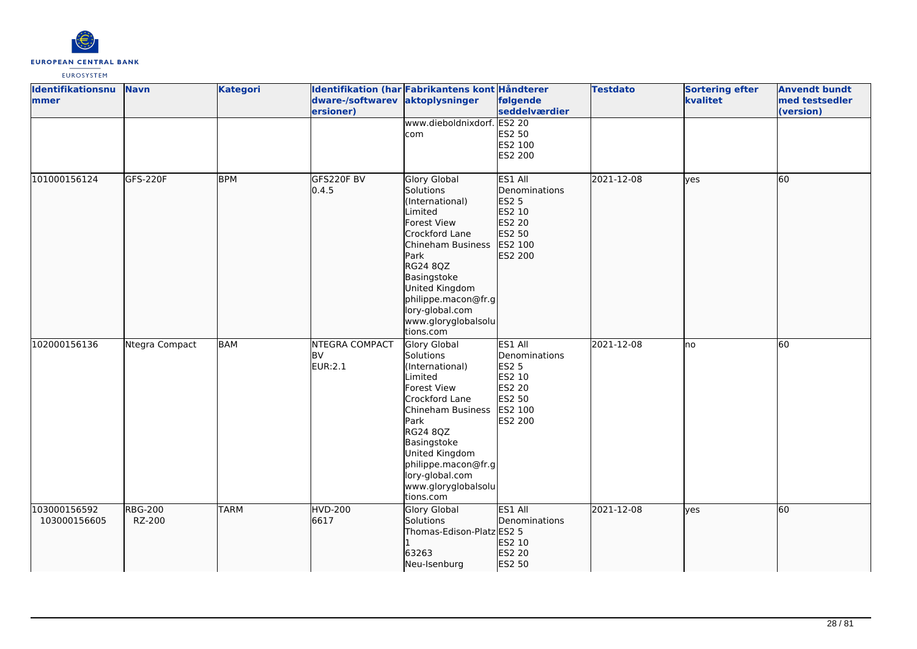| Identifikationsnummer | Navn | Kategori | Identifikation (hardware-/softwareversioner) | Fabrikantens kontaktoplysninger | Håndterer følgende seddelværdier | Testdato | Sortering efter kvalitet | Anvendt bundt med testsedler (version) |
|---|---|---|---|---|---|---|---|---|
| | | | | www.dieboldnixdorf.com | ES2 20<br>ES2 50<br>ES2 100<br>ES2 200 | | | |
| 101000156124 | GFS-220F | BPM | GFS220F BV<br>0.4.5 | Glory Global Solutions (International) Limited<br>Forest View<br>Crockford Lane<br>Chineham Business Park<br>RG24 8QZ<br>Basingstoke<br>United Kingdom<br>philippe.macon@fr.glory-global.com<br>www.gloryglobalsolutions.com | ES1 All Denominations<br>ES2 5<br>ES2 10<br>ES2 20<br>ES2 50<br>ES2 100<br>ES2 200 | 2021-12-08 | yes | 60 |
| 102000156136 | Ntegra Compact | BAM | NTEGRA COMPACT BV<br>EUR:2.1 | Glory Global Solutions (International) Limited<br>Forest View<br>Crockford Lane<br>Chineham Business Park<br>RG24 8QZ<br>Basingstoke<br>United Kingdom<br>philippe.macon@fr.glory-global.com<br>www.gloryglobalsolutions.com | ES1 All Denominations<br>ES2 5<br>ES2 10<br>ES2 20<br>ES2 50<br>ES2 100<br>ES2 200 | 2021-12-08 | no | 60 |
| 103000156592<br>103000156605 | RBG-200<br>RZ-200 | TARM | HVD-200<br>6617 | Glory Global Solutions<br>Thomas-Edison-Platz 1<br>63263<br>Neu-Isenburg | ES1 All Denominations<br>ES2 5<br>ES2 10<br>ES2 20<br>ES2 50 | 2021-12-08 | yes | 60 |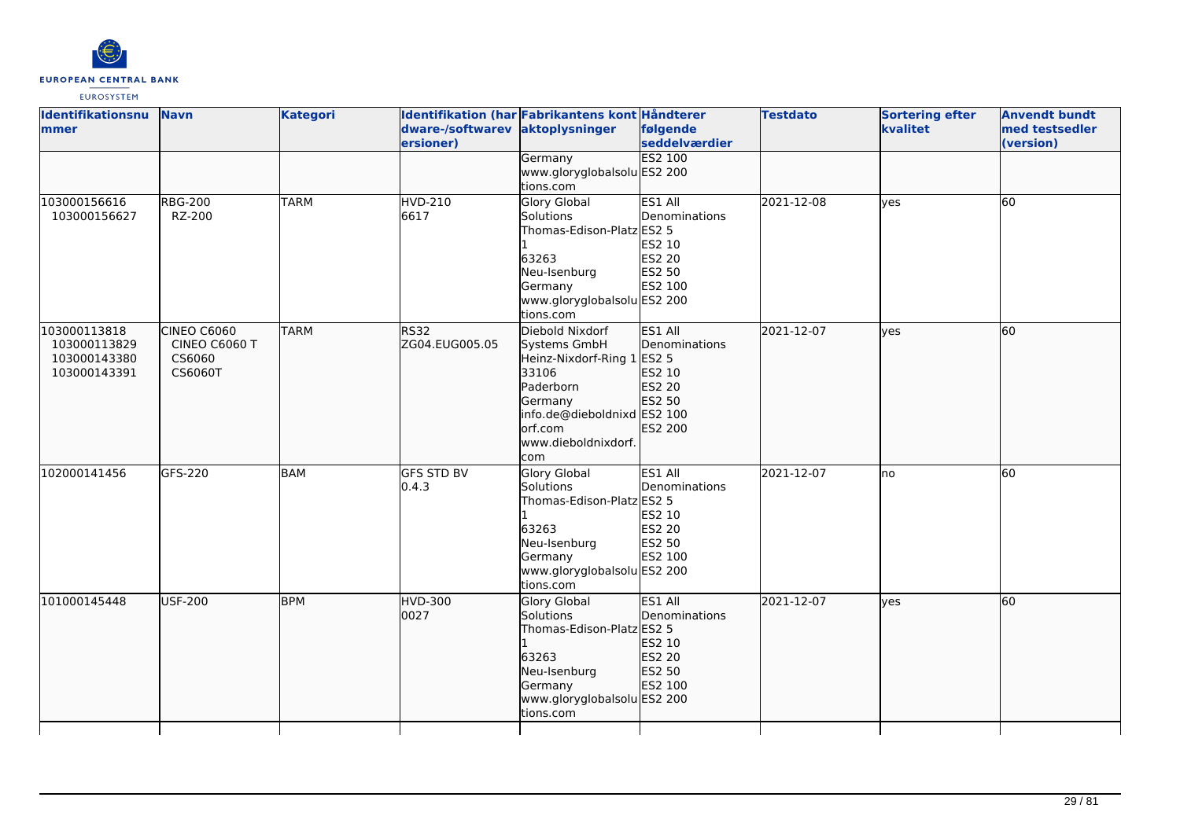| Identifikationsnummer | Navn | Kategori | Identifikation (hardware-/softwareversioner) | Fabrikantens kontaktoplysninger | Håndterer følgende seddelværdier | Testdato | Sortering efter kvalitet | Anvendt bundt med testsedler (version) |
| --- | --- | --- | --- | --- | --- | --- | --- | --- |
| | | | | Germany<br>www.gloryglobalsolutions.com | ES2 100<br>ES2 200 | | | |
| 103000156616<br>103000156627 | RBG-200<br>RZ-200 | TARM | HVD-210<br>6617 | Glory Global Solutions<br>Thomas-Edison-Platz 1<br>63263<br>Neu-Isenburg<br>Germany<br>www.gloryglobalsolutions.com | ES1 All Denominations<br>ES2 5<br>ES2 10<br>ES2 20<br>ES2 50<br>ES2 100<br>ES2 200 | 2021-12-08 | yes | 60 |
| 103000113818<br>103000113829<br>103000143380<br>103000143391 | CINEO C6060<br>CINEO C6060 T<br>CS6060<br>CS6060T | TARM | RS32<br>ZG04.EUG005.05 | Diebold Nixdorf Systems GmbH<br>Heinz-Nixdorf-Ring 1<br>33106<br>Paderborn<br>Germany<br>info.de@dieboldnixdorf.com<br>www.dieboldnixdorf.com | ES1 All Denominations<br>ES2 5<br>ES2 10<br>ES2 20<br>ES2 50<br>ES2 100<br>ES2 200 | 2021-12-07 | yes | 60 |
| 102000141456 | GFS-220 | BAM | GFS STD BV<br>0.4.3 | Glory Global Solutions<br>Thomas-Edison-Platz 1<br>63263<br>Neu-Isenburg<br>Germany<br>www.gloryglobalsolutions.com | ES1 All Denominations<br>ES2 5<br>ES2 10<br>ES2 20<br>ES2 50<br>ES2 100<br>ES2 200 | 2021-12-07 | no | 60 |
| 101000145448 | USF-200 | BPM | HVD-300<br>0027 | Glory Global Solutions<br>Thomas-Edison-Platz 1<br>63263<br>Neu-Isenburg<br>Germany<br>www.gloryglobalsolutions.com | ES1 All Denominations<br>ES2 5<br>ES2 10<br>ES2 20<br>ES2 50<br>ES2 100<br>ES2 200 | 2021-12-07 | yes | 60 |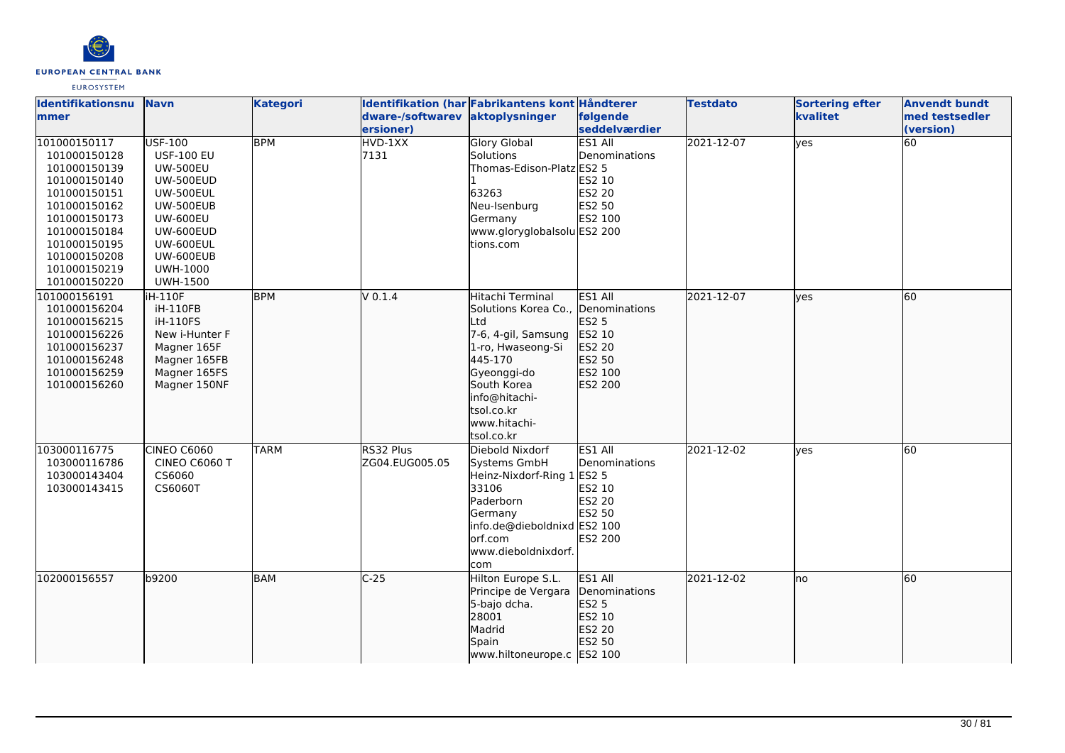| Identifikationsnummer | Navn | Kategori | Identifikation (hardware-/softwareversioner) | Fabrikantens kontaktoplysninger | Håndterer følgende seddelværdier | Testdato | Sortering efter kvalitet | Anvendt bundt med testsedler (version) |
|---|---|---|---|---|---|---|---|---|
| 101000150117<br>101000150128<br>101000150139<br>101000150140<br>101000150151<br>101000150162<br>101000150173<br>101000150184<br>101000150195<br>101000150208<br>101000150219<br>101000150220 | USF-100<br>USF-100 EU<br>UW-500EU<br>UW-500EUD<br>UW-500EUL<br>UW-500EUB<br>UW-600EU<br>UW-600EUD<br>UW-600EUL<br>UW-600EUB<br>UWH-1000<br>UWH-1500 | BPM | HVD-1XX<br>7131 | Glory Global Solutions<br>Thomas-Edison-Platz 1<br>63263<br>Neu-Isenburg<br>Germany<br>www.gloryglobalsolutions.com | ES1 All Denominations<br>ES2 5<br>ES2 10<br>ES2 20<br>ES2 50<br>ES2 100<br>ES2 200 | 2021-12-07 | yes | 60 |
| 101000156191<br>101000156204<br>101000156215<br>101000156226<br>101000156237<br>101000156248<br>101000156259<br>101000156260 | iH-110F<br>iH-110FB<br>iH-110FS<br>New i-Hunter F<br>Magner 165F<br>Magner 165FB<br>Magner 165FS<br>Magner 150NF | BPM | V 0.1.4 | Hitachi Terminal Solutions Korea Co., Ltd<br>7-6, 4-gil, Samsung 1-ro, Hwaseong-Si<br>445-170<br>Gyeonggi-do<br>South Korea<br>info@hitachi-tsol.co.kr<br>www.hitachi-tsol.co.kr | ES1 All Denominations<br>ES2 5<br>ES2 10<br>ES2 20<br>ES2 50<br>ES2 100<br>ES2 200 | 2021-12-07 | yes | 60 |
| 103000116775<br>103000116786<br>103000143404<br>103000143415 | CINEO C6060<br>CINEO C6060 T<br>CS6060<br>CS6060T | TARM | RS32 Plus<br>ZG04.EUG005.05 | Diebold Nixdorf Systems GmbH<br>Heinz-Nixdorf-Ring 1<br>33106<br>Paderborn<br>Germany<br>info.de@dieboldnixdorf.com<br>www.dieboldnixdorf.com | ES1 All Denominations<br>ES2 5<br>ES2 10<br>ES2 20<br>ES2 50<br>ES2 100<br>ES2 200 | 2021-12-02 | yes | 60 |
| 102000156557 | b9200 | BAM | C-25 | Hilton Europe S.L.<br>Principe de Vergara 5-bajo dcha.<br>28001<br>Madrid<br>Spain<br>www.hiltoneurope.c | ES1 All Denominations<br>ES2 5<br>ES2 10<br>ES2 20<br>ES2 50<br>ES2 100 | 2021-12-02 | no | 60 |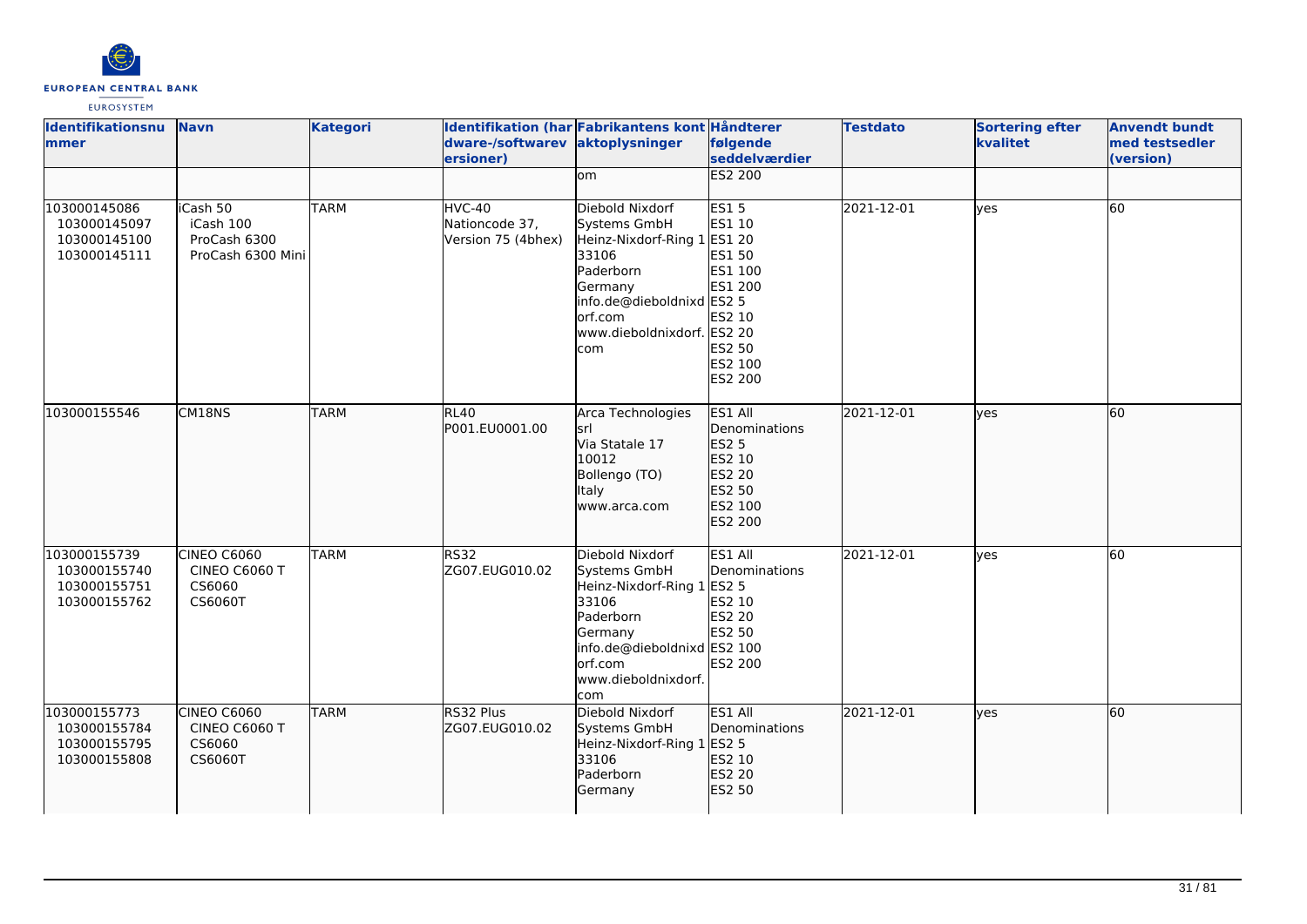| Identifikationsnummer | Navn | Kategori | Identifikation (hardware-/softwareversioner) | Fabrikantens kontaktoplysninger | Håndterer følgende seddelværdier | Testdato | Sortering efter kvalitet | Anvendt bundt med testsedler (version) |
|---|---|---|---|---|---|---|---|---|
| | | | | om | ES2 200 | | | |
| 103000145086<br>103000145097<br>103000145100<br>103000145111 | iCash 50<br>iCash 100<br>ProCash 6300<br>ProCash 6300 Mini | TARM | HVC-40<br>Nationcode 37,<br>Version 75 (4bhex) | Diebold Nixdorf Systems GmbH<br>Heinz-Nixdorf-Ring 1<br>33106<br>Paderborn<br>Germany<br>info.de@dieboldnixdorf.com<br>www.dieboldnixdorf.com | ES1 5<br>ES1 10<br>ES1 20<br>ES1 50<br>ES1 100<br>ES1 200<br>ES2 5<br>ES2 10<br>ES2 20<br>ES2 50<br>ES2 100<br>ES2 200 | 2021-12-01 | yes | 60 |
| 103000155546 | CM18NS | TARM | RL40<br>P001.EU0001.00 | Arca Technologies srl<br>Via Statale 17<br>10012<br>Bollengo (TO)<br>Italy<br>www.arca.com | ES1 All Denominations<br>ES2 5<br>ES2 10<br>ES2 20<br>ES2 50<br>ES2 100<br>ES2 200 | 2021-12-01 | yes | 60 |
| 103000155739<br>103000155740<br>103000155751<br>103000155762 | CINEO C6060<br>CINEO C6060 T<br>CS6060<br>CS6060T | TARM | RS32<br>ZG07.EUG010.02 | Diebold Nixdorf Systems GmbH<br>Heinz-Nixdorf-Ring 1<br>33106<br>Paderborn<br>Germany<br>info.de@dieboldnixdorf.com<br>www.dieboldnixdorf.com | ES1 All Denominations<br>ES2 5<br>ES2 10<br>ES2 20<br>ES2 50<br>ES2 100<br>ES2 200 | 2021-12-01 | yes | 60 |
| 103000155773<br>103000155784<br>103000155795<br>103000155808 | CINEO C6060<br>CINEO C6060 T<br>CS6060<br>CS6060T | TARM | RS32 Plus<br>ZG07.EUG010.02 | Diebold Nixdorf Systems GmbH<br>Heinz-Nixdorf-Ring 1<br>33106<br>Paderborn<br>Germany | ES1 All Denominations<br>ES2 5<br>ES2 10<br>ES2 20<br>ES2 50 | 2021-12-01 | yes | 60 |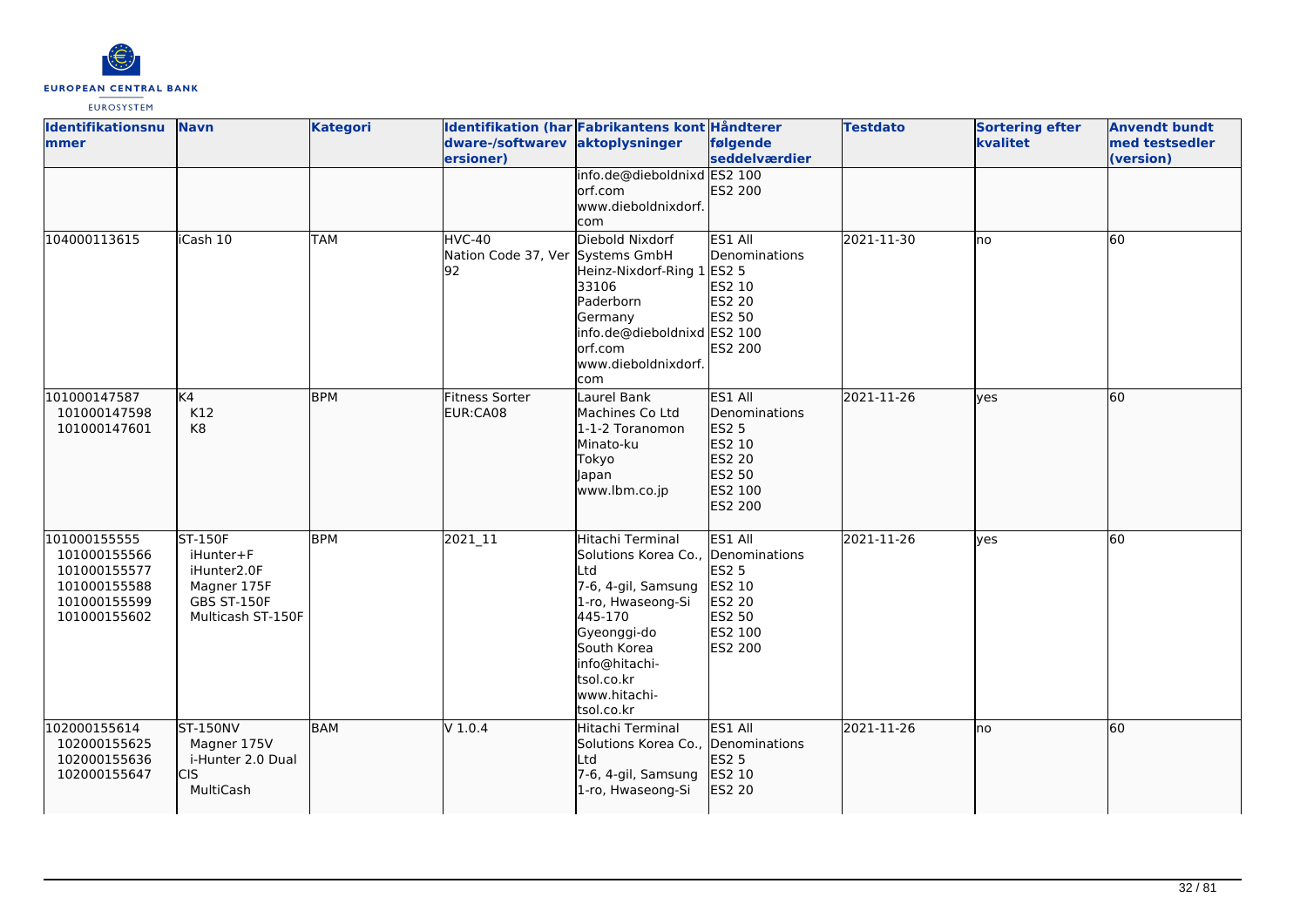| Identifikationsnummer | Navn | Kategori | Identifikation (hardware-/softwareversioner) | Fabrikantens kontaktoplysninger | Håndterer følgende seddelværdier | Testdato | Sortering efter kvalitet | Anvendt bundt med testsedler (version) |
| --- | --- | --- | --- | --- | --- | --- | --- | --- |
| | | | | info.de@dieboldnixdorf.com www.dieboldnixdorf.com | ES2 100 ES2 200 | | | |
| 104000113615 | iCash 10 | TAM | HVC-40 Nation Code 37, Ver 92 | Diebold Nixdorf Systems GmbH Heinz-Nixdorf-Ring 1 33106 Paderborn Germany info.de@dieboldnixdorf.com www.dieboldnixdorf.com | ES1 All Denominations ES2 5 ES2 10 ES2 20 ES2 50 ES2 100 ES2 200 | 2021-11-30 | no | 60 |
| 101000147587 101000147598 101000147601 | K4 K12 K8 | BPM | Fitness Sorter EUR:CA08 | Laurel Bank Machines Co Ltd 1-1-2 Toranomon Minato-ku Tokyo Japan www.lbm.co.jp | ES1 All Denominations ES2 5 ES2 10 ES2 20 ES2 50 ES2 100 ES2 200 | 2021-11-26 | yes | 60 |
| 101000155555 101000155566 101000155577 101000155588 101000155599 101000155602 | ST-150F iHunter+F iHunter2.0F Magner 175F GBS ST-150F Multicash ST-150F | BPM | 2021_11 | Hitachi Terminal Solutions Korea Co., Ltd 7-6, 4-gil, Samsung 1-ro, Hwaseong-Si 445-170 Gyeonggi-do South Korea info@hitachi-tsol.co.kr www.hitachi-tsol.co.kr | ES1 All Denominations ES2 5 ES2 10 ES2 20 ES2 50 ES2 100 ES2 200 | 2021-11-26 | yes | 60 |
| 102000155614 102000155625 102000155636 102000155647 | ST-150NV Magner 175V i-Hunter 2.0 Dual CIS MultiCash | BAM | V 1.0.4 | Hitachi Terminal Solutions Korea Co., Ltd 7-6, 4-gil, Samsung 1-ro, Hwaseong-Si | ES1 All Denominations ES2 5 ES2 10 ES2 20 | 2021-11-26 | no | 60 |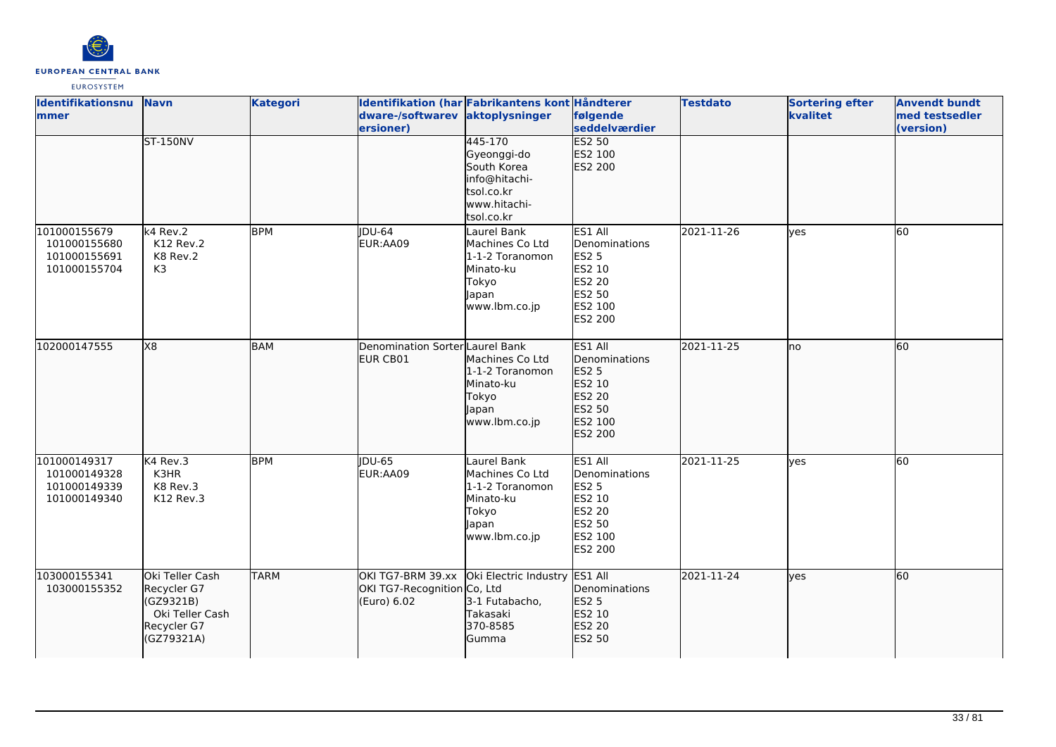| Identifikationsnummer | Navn | Kategori | Identifikation (hardware-/softwareversioner) | Fabrikantens kontaktoplysninger | Håndterer følgende seddelværdier | Testdato | Sortering efter kvalitet | Anvendt bundt med testsedler (version) |
| --- | --- | --- | --- | --- | --- | --- | --- | --- |
| | ST-150NV | | | 445-170<br>Gyeonggi-do<br>South Korea<br>info@hitachi-tsol.co.kr<br>www.hitachi-tsol.co.kr | ES2 50<br>ES2 100<br>ES2 200 | | | |
| 101000155679<br>101000155680<br>101000155691<br>101000155704 | k4 Rev.2<br>K12 Rev.2<br>K8 Rev.2<br>K3 | BPM | JDU-64<br>EUR:AA09 | Laurel Bank Machines Co Ltd<br>1-1-2 Toranomon<br>Minato-ku<br>Tokyo<br>Japan<br>www.lbm.co.jp | ES1 All Denominations<br>ES2 5<br>ES2 10<br>ES2 20<br>ES2 50<br>ES2 100<br>ES2 200 | 2021-11-26 | yes | 60 |
| 102000147555 | X8 | BAM | Denomination Sorter<br>EUR CB01 | Laurel Bank Machines Co Ltd<br>1-1-2 Toranomon<br>Minato-ku<br>Tokyo<br>Japan<br>www.lbm.co.jp | ES1 All Denominations<br>ES2 5<br>ES2 10<br>ES2 20<br>ES2 50<br>ES2 100<br>ES2 200 | 2021-11-25 | no | 60 |
| 101000149317<br>101000149328<br>101000149339<br>101000149340 | K4 Rev.3<br>K3HR<br>K8 Rev.3<br>K12 Rev.3 | BPM | JDU-65<br>EUR:AA09 | Laurel Bank Machines Co Ltd<br>1-1-2 Toranomon<br>Minato-ku<br>Tokyo<br>Japan<br>www.lbm.co.jp | ES1 All Denominations<br>ES2 5<br>ES2 10<br>ES2 20<br>ES2 50<br>ES2 100<br>ES2 200 | 2021-11-25 | yes | 60 |
| 103000155341<br>103000155352 | Oki Teller Cash Recycler G7 (GZ9321B)<br>Oki Teller Cash Recycler G7 (GZ79321A) | TARM | OKI TG7-BRM 39.xx<br>OKI TG7-Recognition (Euro) 6.02 | Oki Electric Industry Co, Ltd<br>3-1 Futabacho,<br>Takasaki<br>370-8585<br>Gumma | ES1 All Denominations<br>ES2 5<br>ES2 10<br>ES2 20<br>ES2 50 | 2021-11-24 | yes | 60 |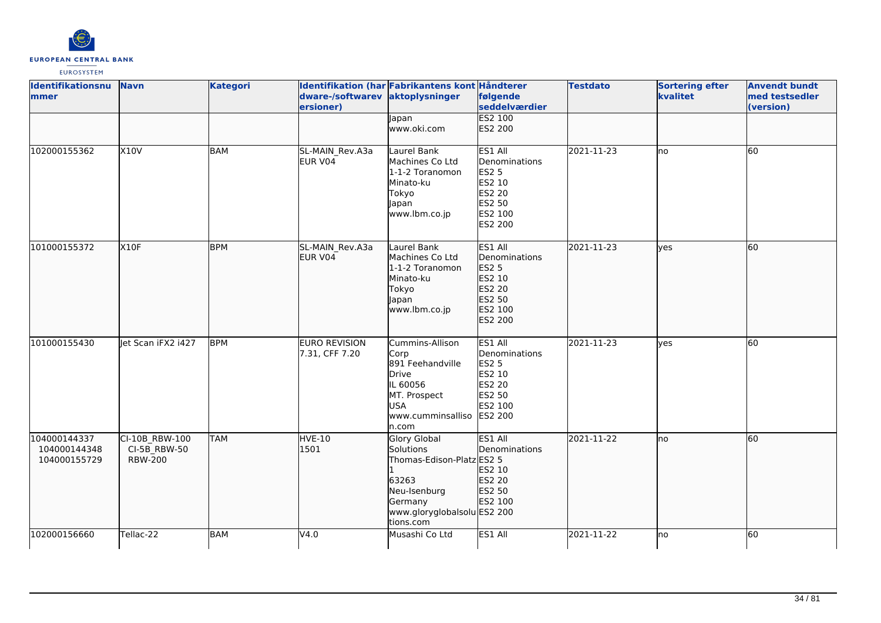| Identifikationsnummer | Navn | Kategori | Identifikation (hardware-/softwareversioner) | Fabrikantens kontaktoplysninger | Håndterer følgende seddelværdier | Testdato | Sortering efter kvalitet | Anvendt bundt med testsedler (version) |
|---|---|---|---|---|---|---|---|---|
| | | | | Japan<br>www.oki.com | ES2 100<br>ES2 200 | | | |
| 102000155362 | X10V | BAM | SL-MAIN_Rev.A3a EUR V04 | Laurel Bank Machines Co Ltd<br>1-1-2 Toranomon<br>Minato-ku<br>Tokyo<br>Japan<br>www.lbm.co.jp | ES1 All Denominations<br>ES2 5<br>ES2 10<br>ES2 20<br>ES2 50<br>ES2 100<br>ES2 200 | 2021-11-23 | no | 60 |
| 101000155372 | X10F | BPM | SL-MAIN_Rev.A3a EUR V04 | Laurel Bank Machines Co Ltd<br>1-1-2 Toranomon<br>Minato-ku<br>Tokyo<br>Japan<br>www.lbm.co.jp | ES1 All Denominations<br>ES2 5<br>ES2 10<br>ES2 20<br>ES2 50<br>ES2 100<br>ES2 200 | 2021-11-23 | yes | 60 |
| 101000155430 | Jet Scan iFX2 i427 | BPM | EURO REVISION 7.31, CFF 7.20 | Cummins-Allison Corp<br>891 Feehandville Drive<br>IL 60056<br>MT. Prospect<br>USA<br>www.cumminsallison.com | ES1 All Denominations<br>ES2 5<br>ES2 10<br>ES2 20<br>ES2 50<br>ES2 100<br>ES2 200 | 2021-11-23 | yes | 60 |
| 104000144337<br>104000144348<br>104000155729 | CI-10B_RBW-100<br>CI-5B_RBW-50<br>RBW-200 | TAM | HVE-10<br>1501 | Glory Global Solutions<br>Thomas-Edison-Platz 1<br>63263<br>Neu-Isenburg<br>Germany<br>www.gloryglobalsolutions.com | ES1 All Denominations<br>ES2 5<br>ES2 10<br>ES2 20<br>ES2 50<br>ES2 100<br>ES2 200 | 2021-11-22 | no | 60 |
| 102000156660 | Tellac-22 | BAM | V4.0 | Musashi Co Ltd | ES1 All | 2021-11-22 | no | 60 |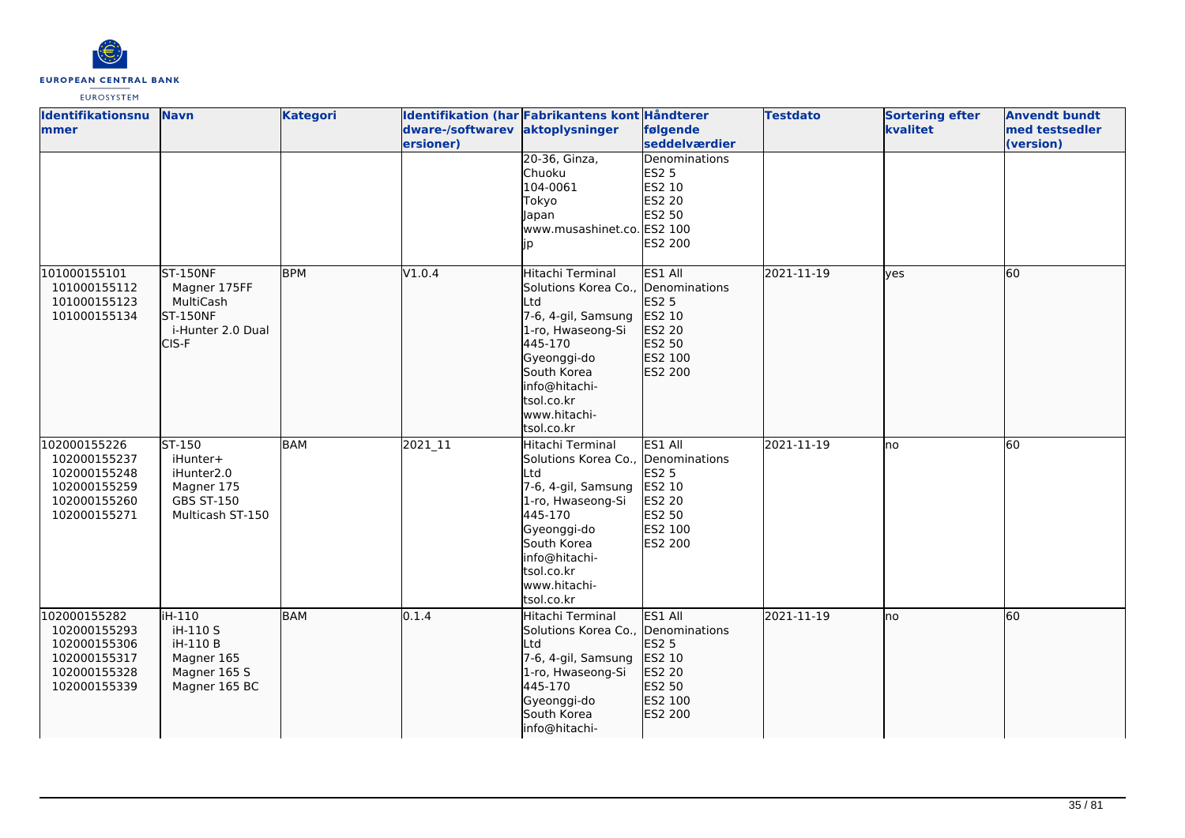| Identifikationsnummer | Navn | Kategori | Identifikation (hardware-/softwareversioner) | Fabrikantens kontaktoplysninger | Håndterer følgende seddelværdier | Testdato | Sortering efter kvalitet | Anvendt bundt med testsedler (version) |
|---|---|---|---|---|---|---|---|---|
| | | | | 20-36, Ginza, Chuoku 104-0061 Tokyo Japan www.musashinet.co.jp | Denominations ES2 5 ES2 10 ES2 20 ES2 50 ES2 100 ES2 200 | | | |
| 101000155101 101000155112 101000155123 101000155134 | ST-150NF Magner 175FF MultiCash ST-150NF i-Hunter 2.0 Dual CIS-F | BPM | V1.0.4 | Hitachi Terminal Solutions Korea Co., Ltd 7-6, 4-gil, Samsung 1-ro, Hwaseong-Si 445-170 Gyeonggi-do South Korea info@hitachi-tsol.co.kr www.hitachi-tsol.co.kr | ES1 All Denominations ES2 5 ES2 10 ES2 20 ES2 50 ES2 100 ES2 200 | 2021-11-19 | yes | 60 |
| 102000155226 102000155237 102000155248 102000155259 102000155260 102000155271 | ST-150 iHunter+ iHunter2.0 Magner 175 GBS ST-150 Multicash ST-150 | BAM | 2021_11 | Hitachi Terminal Solutions Korea Co., Ltd 7-6, 4-gil, Samsung 1-ro, Hwaseong-Si 445-170 Gyeonggi-do South Korea info@hitachi-tsol.co.kr www.hitachi-tsol.co.kr | ES1 All Denominations ES2 5 ES2 10 ES2 20 ES2 50 ES2 100 ES2 200 | 2021-11-19 | no | 60 |
| 102000155282 102000155293 102000155306 102000155317 102000155328 102000155339 | iH-110 iH-110 S iH-110 B Magner 165 Magner 165 S Magner 165 BC | BAM | 0.1.4 | Hitachi Terminal Solutions Korea Co., Ltd 7-6, 4-gil, Samsung 1-ro, Hwaseong-Si 445-170 Gyeonggi-do South Korea info@hitachi- | ES1 All Denominations ES2 5 ES2 10 ES2 20 ES2 50 ES2 100 ES2 200 | 2021-11-19 | no | 60 |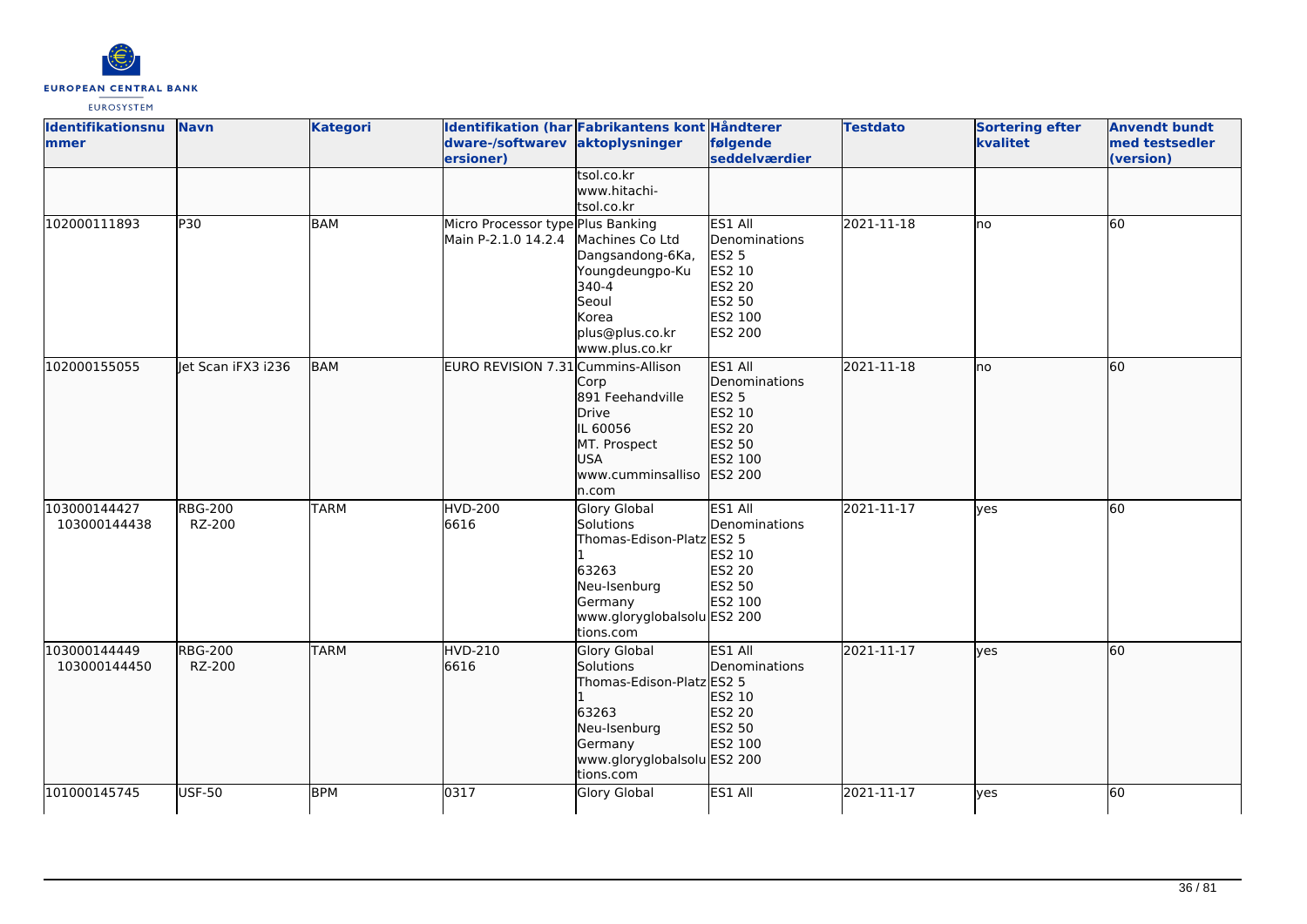| Identifikationsnummer | Navn | Kategori | Identifikation (hardware-/softwareversioner) | Fabrikantens kontaktoplysninger | Håndterer følgende seddelværdier | Testdato | Sortering efter kvalitet | Anvendt bundt med testsedler (version) |
|---|---|---|---|---|---|---|---|---|
| | | | | tsol.co.kr<br>www.hitachi-tsol.co.kr | | | | |
| 102000111893 | P30 | BAM | Micro Processor type Main P-2.1.0 14.2.4 | Plus Banking Machines Co Ltd<br>Dangsandong-6Ka, Youngdeungpo-Ku 340-4<br>Seoul<br>Korea<br>plus@plus.co.kr<br>www.plus.co.kr | ES1 All Denominations<br>ES2 5<br>ES2 10<br>ES2 20<br>ES2 50<br>ES2 100<br>ES2 200 | 2021-11-18 | no | 60 |
| 102000155055 | Jet Scan iFX3 i236 | BAM | EURO REVISION 7.31 | Cummins-Allison Corp<br>891 Feehandville Drive<br>IL 60056<br>MT. Prospect<br>USA<br>www.cumminsallison.com | ES1 All Denominations<br>ES2 5<br>ES2 10<br>ES2 20<br>ES2 50<br>ES2 100<br>ES2 200 | 2021-11-18 | no | 60 |
| 103000144427<br>103000144438 | RBG-200<br>RZ-200 | TARM | HVD-200<br>6616 | Glory Global Solutions<br>Thomas-Edison-Platz 1<br>63263<br>Neu-Isenburg<br>Germany<br>www.gloryglobalsolutions.com | ES1 All Denominations<br>ES2 5<br>ES2 10<br>ES2 20<br>ES2 50<br>ES2 100<br>ES2 200 | 2021-11-17 | yes | 60 |
| 103000144449<br>103000144450 | RBG-200<br>RZ-200 | TARM | HVD-210<br>6616 | Glory Global Solutions<br>Thomas-Edison-Platz 1<br>63263<br>Neu-Isenburg<br>Germany<br>www.gloryglobalsolutions.com | ES1 All Denominations<br>ES2 5<br>ES2 10<br>ES2 20<br>ES2 50<br>ES2 100<br>ES2 200 | 2021-11-17 | yes | 60 |
| 101000145745 | USF-50 | BPM | 0317 | Glory Global | ES1 All | 2021-11-17 | yes | 60 |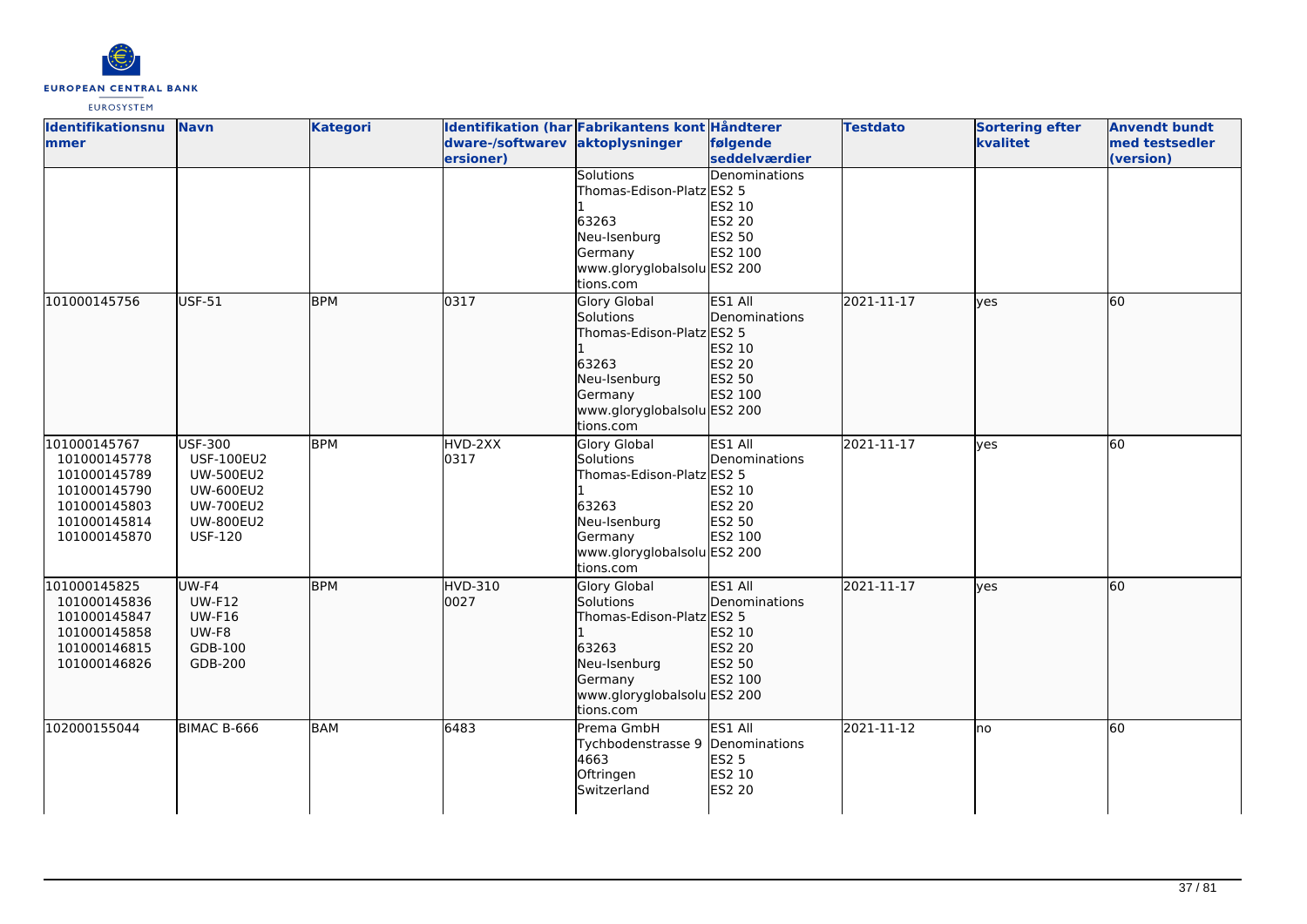| Identifikationsnummer | Navn | Kategori | Identifikation (hardware-/softwareversioner) | Fabrikantens kontaktoplysninger | Håndterer følgende seddelværdier | Testdato | Sortering efter kvalitet | Anvendt bundt med testsedler (version) |
|---|---|---|---|---|---|---|---|---|
| | | | | Solutions<br>Thomas-Edison-Platz 1<br>63263<br>Neu-Isenburg<br>Germany<br>www.gloryglobalsolutions.com | Denominations<br>ES2 5<br>ES2 10<br>ES2 20<br>ES2 50<br>ES2 100<br>ES2 200 | | | |
| 101000145756 | USF-51 | BPM | 0317 | Glory Global Solutions<br>Thomas-Edison-Platz 1<br>63263<br>Neu-Isenburg<br>Germany<br>www.gloryglobalsolutions.com | ES1 All Denominations<br>ES2 5<br>ES2 10<br>ES2 20<br>ES2 50<br>ES2 100<br>ES2 200 | 2021-11-17 | yes | 60 |
| 101000145767<br>101000145778<br>101000145789<br>101000145790<br>101000145803<br>101000145814<br>101000145870 | USF-300<br>USF-100EU2<br>UW-500EU2<br>UW-600EU2<br>UW-700EU2<br>UW-800EU2<br>USF-120 | BPM | HVD-2XX<br>0317 | Glory Global Solutions<br>Thomas-Edison-Platz 1<br>63263<br>Neu-Isenburg<br>Germany<br>www.gloryglobalsolutions.com | ES1 All Denominations<br>ES2 5<br>ES2 10<br>ES2 20<br>ES2 50<br>ES2 100<br>ES2 200 | 2021-11-17 | yes | 60 |
| 101000145825<br>101000145836<br>101000145847<br>101000145858<br>101000146815<br>101000146826 | UW-F4<br>UW-F12<br>UW-F16<br>UW-F8<br>GDB-100<br>GDB-200 | BPM | HVD-310<br>0027 | Glory Global Solutions<br>Thomas-Edison-Platz 1<br>63263<br>Neu-Isenburg<br>Germany<br>www.gloryglobalsolutions.com | ES1 All Denominations<br>ES2 5<br>ES2 10<br>ES2 20<br>ES2 50<br>ES2 100<br>ES2 200 | 2021-11-17 | yes | 60 |
| 102000155044 | BIMAC B-666 | BAM | 6483 | Prema GmbH<br>Tychbodenstrasse 9<br>4663<br>Oftringen<br>Switzerland | ES1 All Denominations<br>ES2 5<br>ES2 10<br>ES2 20 | 2021-11-12 | no | 60 |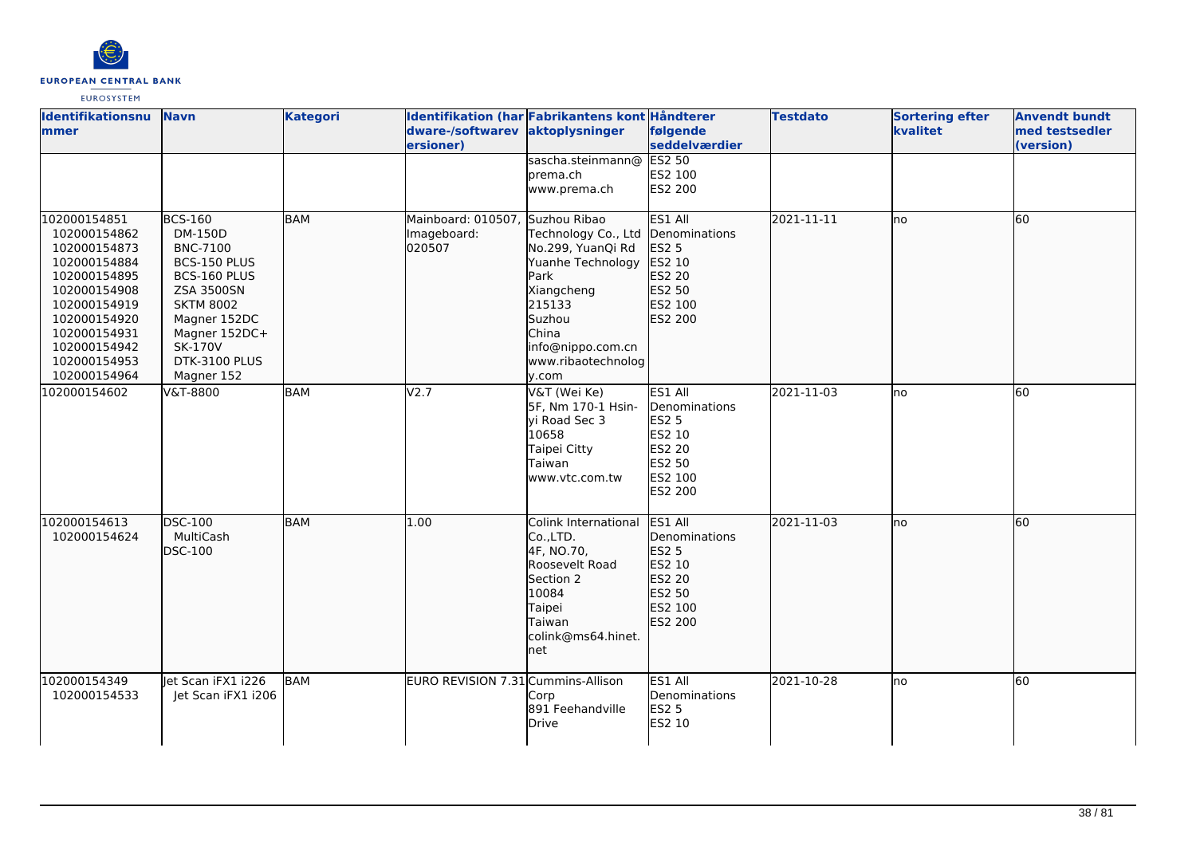| Identifikationsnummer | Navn | Kategori | Identifikation (hardware-/softwareversioner) | Fabrikantens kontaktoplysninger | Håndterer følgende seddelværdier | Testdato | Sortering efter kvalitet | Anvendt bundt med testsedler (version) |
| --- | --- | --- | --- | --- | --- | --- | --- | --- |
| | | | | sascha.steinmann@prema.ch www.prema.ch | ES2 50 ES2 100 ES2 200 | | | |
| 102000154851 102000154862 102000154873 102000154884 102000154895 102000154908 102000154919 102000154920 102000154931 102000154942 102000154953 102000154964 | BCS-160 DM-150D BNC-7100 BCS-150 PLUS BCS-160 PLUS ZSA 3500SN SKTM 8002 Magner 152DC Magner 152DC+ SK-170V DTK-3100 PLUS Magner 152 | BAM | Mainboard: 010507, Imageboard: 020507 | Suzhou Ribao Technology Co., Ltd No.299, YuanQi Rd Yuanhe Technology Park Xiangcheng 215133 Suzhou China info@nippo.com.cn www.ribaotechnology.com | ES1 All Denominations ES2 5 ES2 10 ES2 20 ES2 50 ES2 100 ES2 200 | 2021-11-11 | no | 60 |
| 102000154602 | V&T-8800 | BAM | V2.7 | V&T (Wei Ke) 5F, Nm 170-1 Hsin-yi Road Sec 3 10658 Taipei Citty Taiwan www.vtc.com.tw | ES1 All Denominations ES2 5 ES2 10 ES2 20 ES2 50 ES2 100 ES2 200 | 2021-11-03 | no | 60 |
| 102000154613 102000154624 | DSC-100 MultiCash DSC-100 | BAM | 1.00 | Colink International Co.,LTD. 4F, NO.70, Roosevelt Road Section 2 10084 Taipei Taiwan colink@ms64.hinet.net | ES1 All Denominations ES2 5 ES2 10 ES2 20 ES2 50 ES2 100 ES2 200 | 2021-11-03 | no | 60 |
| 102000154349 102000154533 | Jet Scan iFX1 i226 Jet Scan iFX1 i206 | BAM | EURO REVISION 7.31 | Cummins-Allison Corp 891 Feehandville Drive | ES1 All Denominations ES2 5 ES2 10 | 2021-10-28 | no | 60 |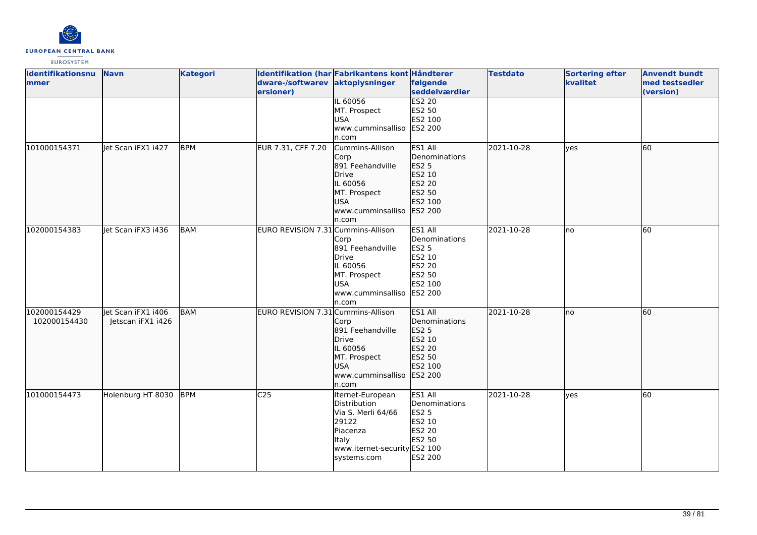| Identifikationsnummer | Navn | Kategori | Identifikation (hardware-/softwareversioner) | Fabrikantens kontaktoplysninger | Håndterer følgende seddelværdier | Testdato | Sortering efter kvalitet | Anvendt bundt med testsedler (version) |
|---|---|---|---|---|---|---|---|---|
| | | | | IL 60056<br>MT. Prospect<br>USA<br>www.cumminsallison.com | ES2 20<br>ES2 50<br>ES2 100<br>ES2 200 | | | |
| 101000154371 | Jet Scan iFX1 i427 | BPM | EUR 7.31, CFF 7.20 | Cummins-Allison Corp<br>891 Feehandville Drive<br>IL 60056<br>MT. Prospect<br>USA<br>www.cumminsallison.com | ES1 All Denominations<br>ES2 5<br>ES2 10<br>ES2 20<br>ES2 50<br>ES2 100<br>ES2 200 | 2021-10-28 | yes | 60 |
| 102000154383 | Jet Scan iFX3 i436 | BAM | EURO REVISION 7.31 | Cummins-Allison Corp<br>891 Feehandville Drive<br>IL 60056<br>MT. Prospect<br>USA<br>www.cumminsallison.com | ES1 All Denominations<br>ES2 5<br>ES2 10<br>ES2 20<br>ES2 50<br>ES2 100<br>ES2 200 | 2021-10-28 | no | 60 |
| 102000154429<br>102000154430 | Jet Scan iFX1 i406<br>Jetscan iFX1 i426 | BAM | EURO REVISION 7.31 | Cummins-Allison Corp<br>891 Feehandville Drive<br>IL 60056<br>MT. Prospect<br>USA<br>www.cumminsallison.com | ES1 All Denominations<br>ES2 5<br>ES2 10<br>ES2 20<br>ES2 50<br>ES2 100<br>ES2 200 | 2021-10-28 | no | 60 |
| 101000154473 | Holenburg HT 8030 | BPM | C25 | Iternet-European Distribution<br>Via S. Merli 64/66<br>29122<br>Piacenza<br>Italy<br>www.iternet-securitysystems.com | ES1 All Denominations<br>ES2 5<br>ES2 10<br>ES2 20<br>ES2 50<br>ES2 100<br>ES2 200 | 2021-10-28 | yes | 60 |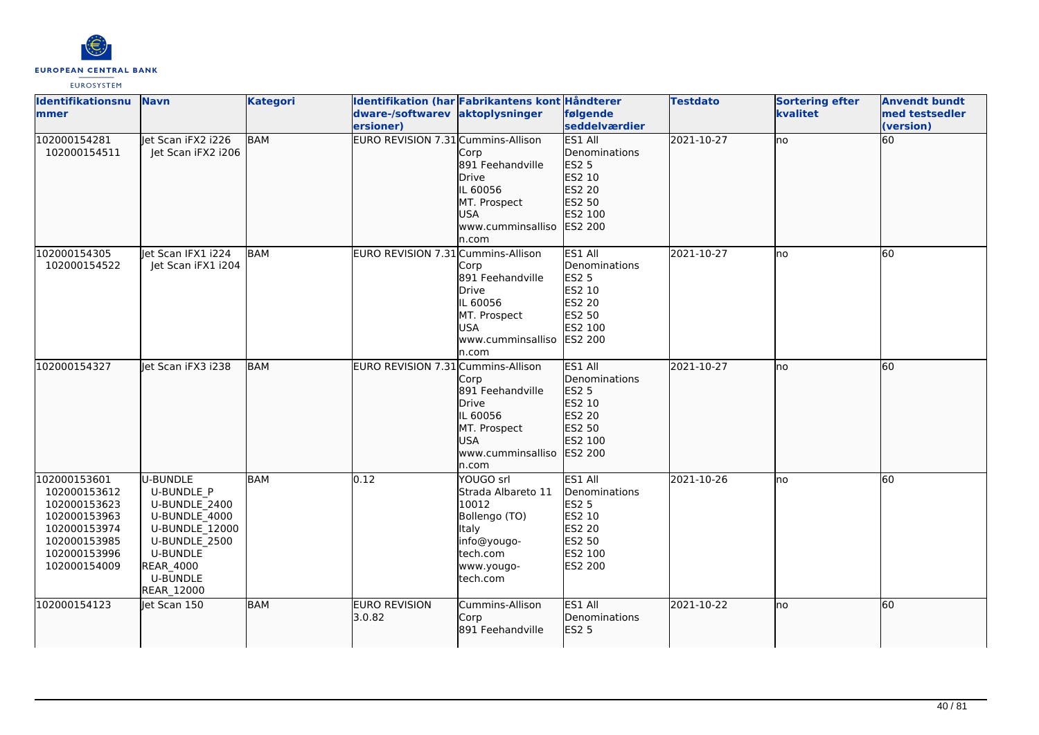| Identifikationsnummer | Navn | Kategori | Identifikation (hardware-/softwareversioner) | Fabrikantens kontaktoplysninger | Håndterer følgende seddelværdier | Testdato | Sortering efter kvalitet | Anvendt bundt med testsedler (version) |
|---|---|---|---|---|---|---|---|---|
| 102000154281<br>102000154511 | Jet Scan iFX2 i226<br>Jet Scan iFX2 i206 | BAM | EURO REVISION 7.31 | Cummins-Allison Corp<br>891 Feehandville Drive<br>IL 60056<br>MT. Prospect<br>USA<br>www.cumminsallison.com | ES1 All Denominations<br>ES2 5<br>ES2 10<br>ES2 20<br>ES2 50<br>ES2 100<br>ES2 200 | 2021-10-27 | no | 60 |
| 102000154305<br>102000154522 | Jet Scan IFX1 i224<br>Jet Scan iFX1 i204 | BAM | EURO REVISION 7.31 | Cummins-Allison Corp<br>891 Feehandville Drive<br>IL 60056<br>MT. Prospect<br>USA<br>www.cumminsallison.com | ES1 All Denominations<br>ES2 5<br>ES2 10<br>ES2 20<br>ES2 50<br>ES2 100<br>ES2 200 | 2021-10-27 | no | 60 |
| 102000154327 | Jet Scan iFX3 i238 | BAM | EURO REVISION 7.31 | Cummins-Allison Corp<br>891 Feehandville Drive<br>IL 60056<br>MT. Prospect<br>USA<br>www.cumminsallison.com | ES1 All Denominations<br>ES2 5<br>ES2 10<br>ES2 20<br>ES2 50<br>ES2 100<br>ES2 200 | 2021-10-27 | no | 60 |
| 102000153601<br>102000153612<br>102000153623<br>102000153963<br>102000153974<br>102000153985<br>102000153996<br>102000154009 | U-BUNDLE<br>U-BUNDLE_P<br>U-BUNDLE_2400<br>U-BUNDLE_4000<br>U-BUNDLE_12000<br>U-BUNDLE_2500<br>U-BUNDLE REAR_4000<br>U-BUNDLE REAR_12000 | BAM | 0.12 | YOUGO srl<br>Strada Albareto 11<br>10012<br>Bollengo (TO)<br>Italy<br>info@yougo-tech.com<br>www.yougo-tech.com | ES1 All Denominations<br>ES2 5<br>ES2 10<br>ES2 20<br>ES2 50<br>ES2 100<br>ES2 200 | 2021-10-26 | no | 60 |
| 102000154123 | Jet Scan 150 | BAM | EURO REVISION 3.0.82 | Cummins-Allison Corp<br>891 Feehandville | ES1 All Denominations<br>ES2 5 | 2021-10-22 | no | 60 |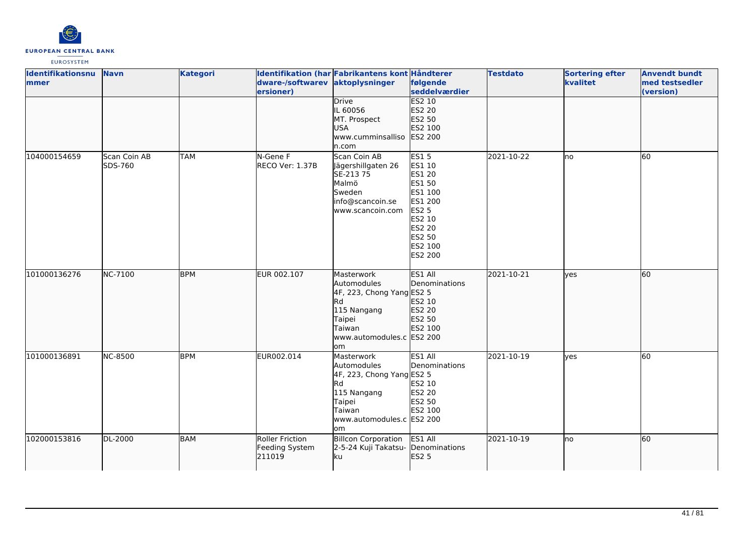| Identifikationsnummer | Navn | Kategori | Identifikation (hardware-/softwareversioner) | Fabrikantens kontaktoplysninger | Håndterer følgende seddelværdier | Testdato | Sortering efter kvalitet | Anvendt bundt med testsedler (version) |
|---|---|---|---|---|---|---|---|---|
| | | | | Drive<br>IL 60056<br>MT. Prospect<br>USA<br>www.cumminsallison.com | ES2 10<br>ES2 20<br>ES2 50<br>ES2 100<br>ES2 200 | | | |
| 104000154659 | Scan Coin AB SDS-760 | TAM | N-Gene F<br>RECO Ver: 1.37B | Scan Coin AB<br>Jägershillgaten 26<br>SE-213 75<br>Malmö<br>Sweden<br>info@scancoin.se<br>www.scancoin.com | ES1 5<br>ES1 10<br>ES1 20<br>ES1 50<br>ES1 100<br>ES1 200<br>ES2 5<br>ES2 10<br>ES2 20<br>ES2 50<br>ES2 100<br>ES2 200 | 2021-10-22 | no | 60 |
| 101000136276 | NC-7100 | BPM | EUR 002.107 | Masterwork Automodules<br>4F, 223, Chong Yang Rd<br>115 Nangang<br>Taipei<br>Taiwan<br>www.automodules.com | ES1 All Denominations<br>ES2 5<br>ES2 10<br>ES2 20<br>ES2 50<br>ES2 100<br>ES2 200 | 2021-10-21 | yes | 60 |
| 101000136891 | NC-8500 | BPM | EUR002.014 | Masterwork Automodules<br>4F, 223, Chong Yang Rd<br>115 Nangang<br>Taipei<br>Taiwan<br>www.automodules.com | ES1 All Denominations<br>ES2 5<br>ES2 10<br>ES2 20<br>ES2 50<br>ES2 100<br>ES2 200 | 2021-10-19 | yes | 60 |
| 102000153816 | DL-2000 | BAM | Roller Friction Feeding System 211019 | Billcon Corporation<br>2-5-24 Kuji Takatsu-ku | ES1 All Denominations<br>ES2 5 | 2021-10-19 | no | 60 |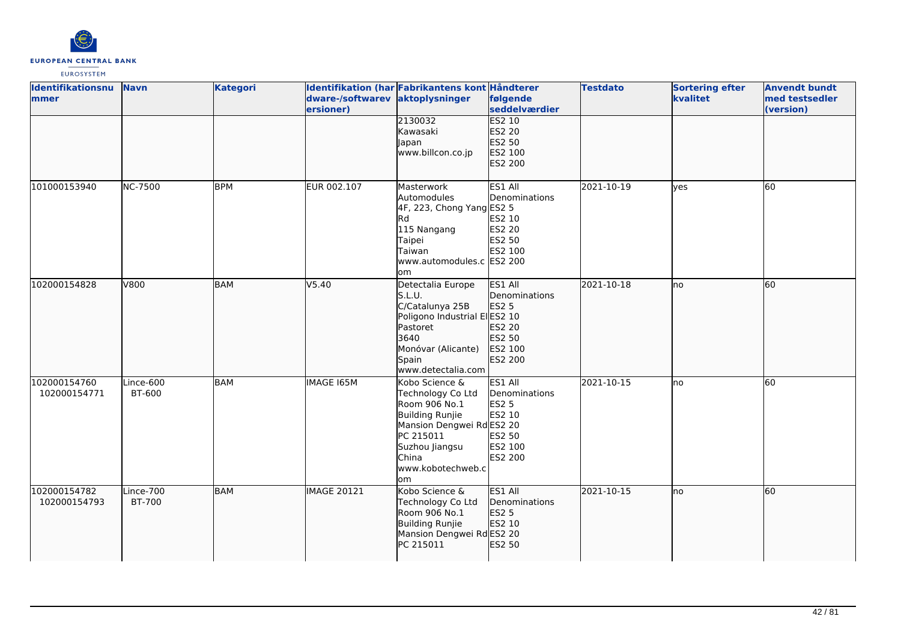| Identifikationsnummer | Navn | Kategori | Identifikation (hardware-/softwareversioner) | Fabrikantens kontaktoplysninger | Håndterer følgende seddelværdier | Testdato | Sortering efter kvalitet | Anvendt bundt med testsedler (version) |
|---|---|---|---|---|---|---|---|---|
| | | | | 2130032<br>Kawasaki<br>Japan<br>www.billcon.co.jp | ES2 10<br>ES2 20<br>ES2 50<br>ES2 100<br>ES2 200 | | | |
| 101000153940 | NC-7500 | BPM | EUR 002.107 | Masterwork Automodules<br>4F, 223, Chong Yang Rd<br>115 Nangang<br>Taipei<br>Taiwan<br>www.automodules.com | ES1 All Denominations<br>ES2 5<br>ES2 10<br>ES2 20<br>ES2 50<br>ES2 100<br>ES2 200 | 2021-10-19 | yes | 60 |
| 102000154828 | V800 | BAM | V5.40 | Detectalia Europe S.L.U.<br>C/Catalunya 25B<br>Poligono Industrial El Pastoret<br>3640<br>Monóvar (Alicante)<br>Spain<br>www.detectalia.com | ES1 All Denominations<br>ES2 5<br>ES2 10<br>ES2 20<br>ES2 50<br>ES2 100<br>ES2 200 | 2021-10-18 | no | 60 |
| 102000154760<br>102000154771 | Lince-600<br>BT-600 | BAM | IMAGE I65M | Kobo Science & Technology Co Ltd<br>Room 906 No.1 Building Runjie Mansion Dengwei Rd<br>PC 215011<br>Suzhou Jiangsu<br>China<br>www.kobotechweb.com | ES1 All Denominations<br>ES2 5<br>ES2 10<br>ES2 20<br>ES2 50<br>ES2 100<br>ES2 200 | 2021-10-15 | no | 60 |
| 102000154782<br>102000154793 | Lince-700<br>BT-700 | BAM | IMAGE 20121 | Kobo Science & Technology Co Ltd<br>Room 906 No.1 Building Runjie Mansion Dengwei Rd<br>PC 215011 | ES1 All Denominations<br>ES2 5<br>ES2 10<br>ES2 20<br>ES2 50 | 2021-10-15 | no | 60 |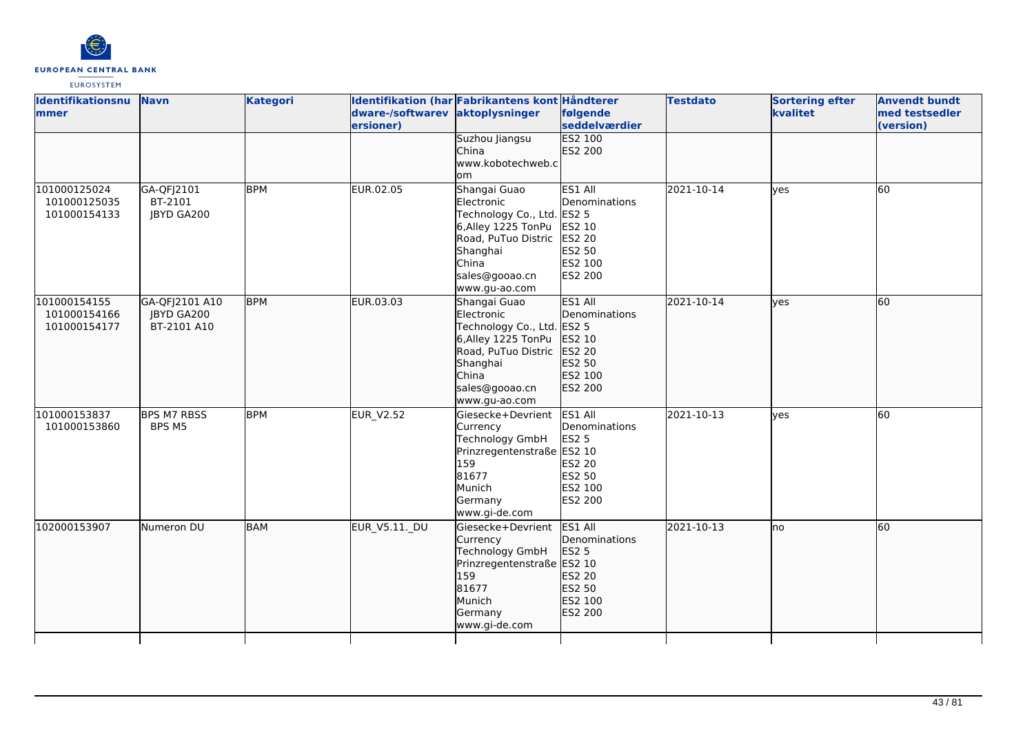| Identifikationsnummer | Navn | Kategori | Identifikation (hardware-/softwareversioner) | Fabrikantens kontaktoplysninger | Håndterer følgende seddelværdier | Testdato | Sortering efter kvalitet | Anvendt bundt med testsedler (version) |
|---|---|---|---|---|---|---|---|---|
| | | | | Suzhou Jiangsu<br>China<br>www.kobotechweb.com | ES2 100<br>ES2 200 | | | |
| 101000125024<br>101000125035<br>101000154133 | GA-QFJ2101<br>BT-2101<br>JBYD GA200 | BPM | EUR.02.05 | Shangai Guao Electronic Technology Co., Ltd.<br>6,Alley 1225 TonPu Road, PuTuo Distric<br>Shanghai<br>China<br>sales@gooao.cn<br>www.gu-ao.com | ES1 All Denominations<br>ES2 5<br>ES2 10<br>ES2 20<br>ES2 50<br>ES2 100<br>ES2 200 | 2021-10-14 | yes | 60 |
| 101000154155<br>101000154166<br>101000154177 | GA-QFJ2101 A10<br>JBYD GA200<br>BT-2101 A10 | BPM | EUR.03.03 | Shangai Guao Electronic Technology Co., Ltd.<br>6,Alley 1225 TonPu Road, PuTuo Distric<br>Shanghai<br>China<br>sales@gooao.cn<br>www.gu-ao.com | ES1 All Denominations<br>ES2 5<br>ES2 10<br>ES2 20<br>ES2 50<br>ES2 100<br>ES2 200 | 2021-10-14 | yes | 60 |
| 101000153837<br>101000153860 | BPS M7 RBSS<br>BPS M5 | BPM | EUR_V2.52 | Giesecke+Devrient Currency Technology GmbH<br>Prinzregentenstraße 159<br>81677<br>Munich<br>Germany<br>www.gi-de.com | ES1 All Denominations<br>ES2 5<br>ES2 10<br>ES2 20<br>ES2 50<br>ES2 100<br>ES2 200 | 2021-10-13 | yes | 60 |
| 102000153907 | Numeron DU | BAM | EUR_V5.11._DU | Giesecke+Devrient Currency Technology GmbH<br>Prinzregentenstraße 159<br>81677<br>Munich<br>Germany<br>www.gi-de.com | ES1 All Denominations<br>ES2 5<br>ES2 10<br>ES2 20<br>ES2 50<br>ES2 100<br>ES2 200 | 2021-10-13 | no | 60 |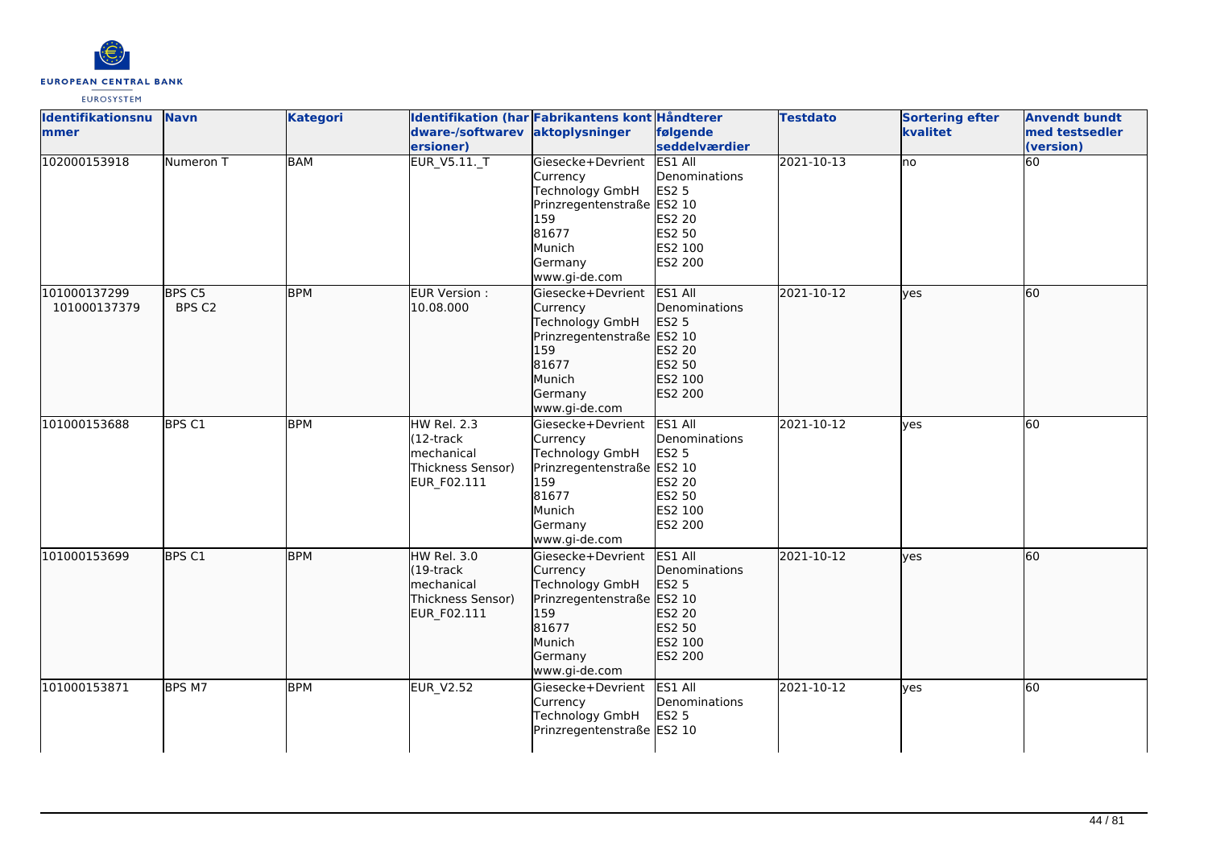| Identifikationsnummer | Navn | Kategori | Identifikation (hardware-/softwareversioner) | Fabrikantens kontaktoplysninger | Håndterer følgende seddelværdier | Testdato | Sortering efter kvalitet | Anvendt bundt med testsedler (version) |
|---|---|---|---|---|---|---|---|---|
| 102000153918 | Numeron T | BAM | EUR_V5.11._T | Giesecke+Devrient Currency Technology GmbH Prinzregentenstraße 159 81677 Munich Germany www.gi-de.com | ES1 All Denominations ES2 5 ES2 10 ES2 20 ES2 50 ES2 100 ES2 200 | 2021-10-13 | no | 60 |
| 101000137299 101000137379 | BPS C5 BPS C2 | BPM | EUR Version : 10.08.000 | Giesecke+Devrient Currency Technology GmbH Prinzregentenstraße 159 81677 Munich Germany www.gi-de.com | ES1 All Denominations ES2 5 ES2 10 ES2 20 ES2 50 ES2 100 ES2 200 | 2021-10-12 | yes | 60 |
| 101000153688 | BPS C1 | BPM | HW Rel. 2.3 (12-track mechanical Thickness Sensor) EUR_F02.111 | Giesecke+Devrient Currency Technology GmbH Prinzregentenstraße 159 81677 Munich Germany www.gi-de.com | ES1 All Denominations ES2 5 ES2 10 ES2 20 ES2 50 ES2 100 ES2 200 | 2021-10-12 | yes | 60 |
| 101000153699 | BPS C1 | BPM | HW Rel. 3.0 (19-track mechanical Thickness Sensor) EUR_F02.111 | Giesecke+Devrient Currency Technology GmbH Prinzregentenstraße 159 81677 Munich Germany www.gi-de.com | ES1 All Denominations ES2 5 ES2 10 ES2 20 ES2 50 ES2 100 ES2 200 | 2021-10-12 | yes | 60 |
| 101000153871 | BPS M7 | BPM | EUR_V2.52 | Giesecke+Devrient Currency Technology GmbH Prinzregentenstraße | ES1 All Denominations ES2 5 ES2 10 | 2021-10-12 | yes | 60 |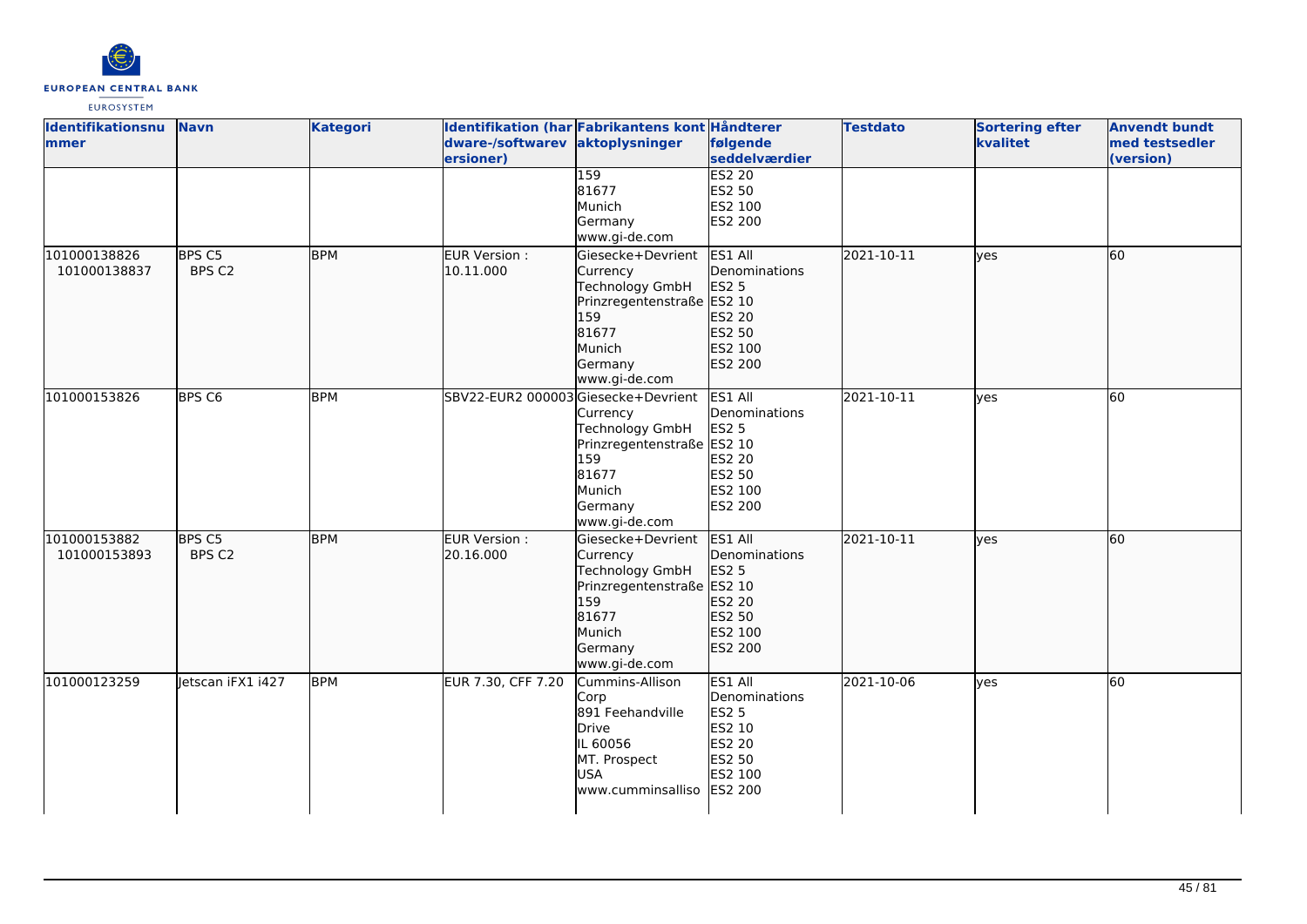| Identifikationsnummer | Navn | Kategori | Identifikation (hardware-/softwareversioner) | Fabrikantens kontaktoplysninger | Håndterer følgende seddelværdier | Testdato | Sortering efter kvalitet | Anvendt bundt med testsedler (version) |
|---|---|---|---|---|---|---|---|---|
| | | | | 159<br>81677<br>Munich<br>Germany<br>www.gi-de.com | ES2 20<br>ES2 50<br>ES2 100<br>ES2 200 | | | |
| 101000138826<br>101000138837 | BPS C5<br>BPS C2 | BPM | EUR Version : 10.11.000 | Giesecke+Devrient Currency Technology GmbH<br>Prinzregentenstraße 159<br>81677<br>Munich<br>Germany<br>www.gi-de.com | ES1 All Denominations<br>ES2 5<br>ES2 10<br>ES2 20<br>ES2 50<br>ES2 100<br>ES2 200 | 2021-10-11 | yes | 60 |
| 101000153826 | BPS C6 | BPM | SBV22-EUR2 000003 | Giesecke+Devrient Currency Technology GmbH<br>Prinzregentenstraße 159<br>81677<br>Munich<br>Germany<br>www.gi-de.com | ES1 All Denominations<br>ES2 5<br>ES2 10<br>ES2 20<br>ES2 50<br>ES2 100<br>ES2 200 | 2021-10-11 | yes | 60 |
| 101000153882<br>101000153893 | BPS C5<br>BPS C2 | BPM | EUR Version : 20.16.000 | Giesecke+Devrient Currency Technology GmbH<br>Prinzregentenstraße 159<br>81677<br>Munich<br>Germany<br>www.gi-de.com | ES1 All Denominations<br>ES2 5<br>ES2 10<br>ES2 20<br>ES2 50<br>ES2 100<br>ES2 200 | 2021-10-11 | yes | 60 |
| 101000123259 | Jetscan iFX1 i427 | BPM | EUR 7.30, CFF 7.20 | Cummins-Allison Corp<br>891 Feehandville Drive<br>IL 60056<br>MT. Prospect<br>USA<br>www.cumminsalliso | ES1 All Denominations<br>ES2 5<br>ES2 10<br>ES2 20<br>ES2 50<br>ES2 100<br>ES2 200 | 2021-10-06 | yes | 60 |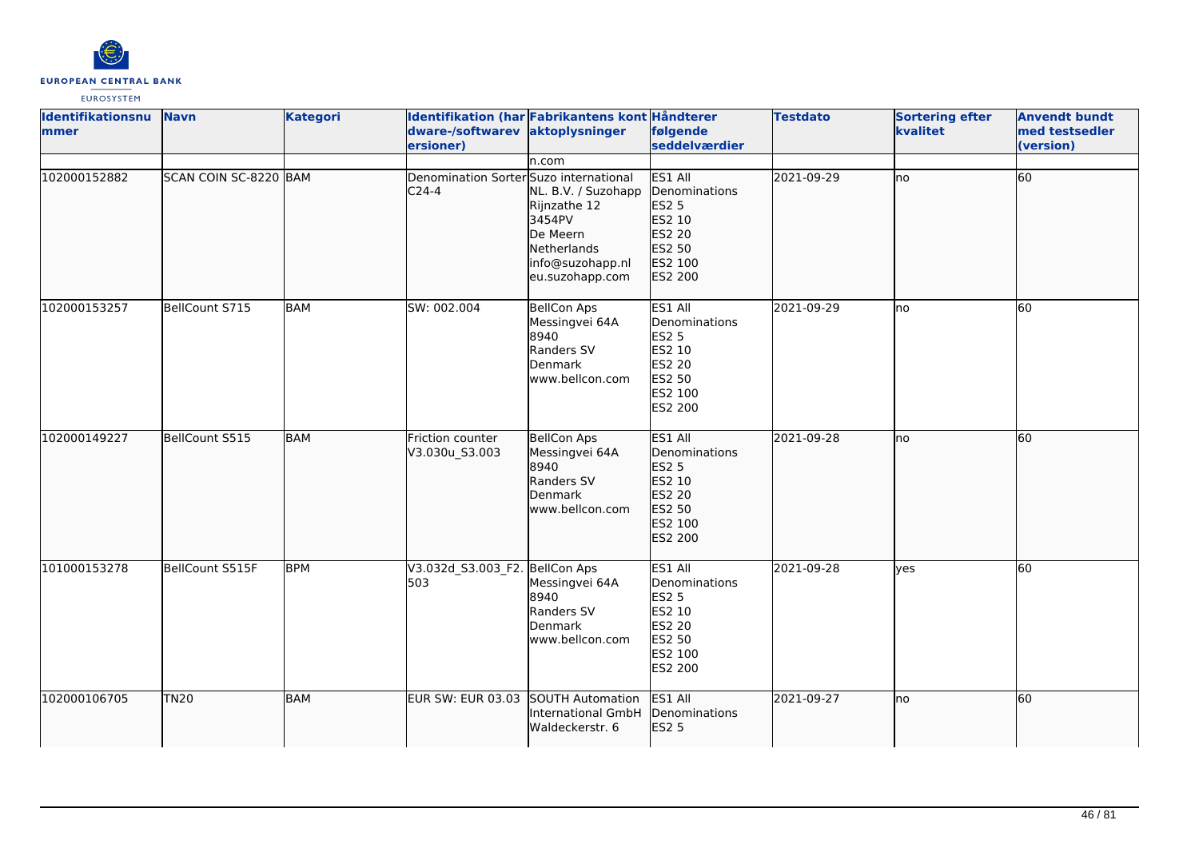| Identifikationsnummer | Navn | Kategori | Identifikation (hardware-/softwareversioner) | Fabrikantens kontaktoplysninger | Håndterer følgende seddelværdier | Testdato | Sortering efter kvalitet | Anvendt bundt med testsedler (version) |
|---|---|---|---|---|---|---|---|---|
| | | | | n.com | | | | |
| 102000152882 | SCAN COIN SC-8220 | BAM | Denomination Sorter C24-4 | Suzo international NL. B.V. / Suzohapp Rijnzathe 12 3454PV De Meern Netherlands info@suzohapp.nl eu.suzohapp.com | ES1 All Denominations ES2 5 ES2 10 ES2 20 ES2 50 ES2 100 ES2 200 | 2021-09-29 | no | 60 |
| 102000153257 | BellCount S715 | BAM | SW: 002.004 | BellCon Aps Messingvei 64A 8940 Randers SV Denmark www.bellcon.com | ES1 All Denominations ES2 5 ES2 10 ES2 20 ES2 50 ES2 100 ES2 200 | 2021-09-29 | no | 60 |
| 102000149227 | BellCount S515 | BAM | Friction counter V3.030u_S3.003 | BellCon Aps Messingvei 64A 8940 Randers SV Denmark www.bellcon.com | ES1 All Denominations ES2 5 ES2 10 ES2 20 ES2 50 ES2 100 ES2 200 | 2021-09-28 | no | 60 |
| 101000153278 | BellCount S515F | BPM | V3.032d_S3.003_F2.503 | BellCon Aps Messingvei 64A 8940 Randers SV Denmark www.bellcon.com | ES1 All Denominations ES2 5 ES2 10 ES2 20 ES2 50 ES2 100 ES2 200 | 2021-09-28 | yes | 60 |
| 102000106705 | TN20 | BAM | EUR SW: EUR 03.03 | SOUTH Automation International GmbH Waldeckerstr. 6 | ES1 All Denominations ES2 5 | 2021-09-27 | no | 60 |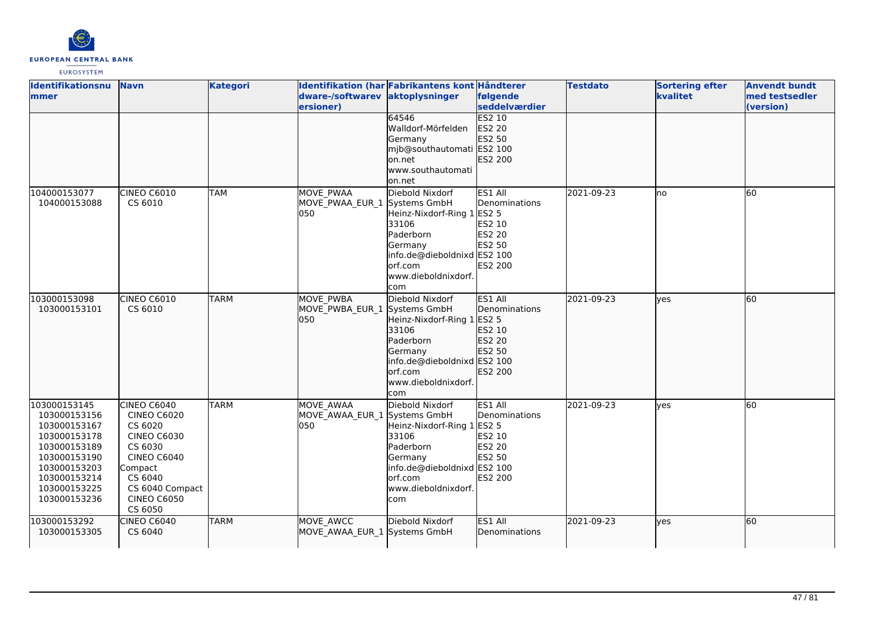| Identifikationsnummer | Navn | Kategori | Identifikation (hardware-/softwareversioner) | Fabrikantens kontaktoplysninger | Håndterer følgende seddelværdier | Testdato | Sortering efter kvalitet | Anvendt bundt med testsedler (version) |
|---|---|---|---|---|---|---|---|---|
| | | | | 64546 Walldorf-Mörfelden Germany mjb@southautomation.net www.southautomation.net | ES2 10 ES2 20 ES2 50 ES2 100 ES2 200 | | | |
| 104000153077 104000153088 | CINEO C6010 CS 6010 | TAM | MOVE_PWAA MOVE_PWAA_EUR_1050 | Diebold Nixdorf Systems GmbH Heinz-Nixdorf-Ring 1 33106 Paderborn Germany info.de@dieboldnixdorf.com www.dieboldnixdorf.com | ES1 All Denominations ES2 5 ES2 10 ES2 20 ES2 50 ES2 100 ES2 200 | 2021-09-23 | no | 60 |
| 103000153098 103000153101 | CINEO C6010 CS 6010 | TARM | MOVE_PWBA MOVE_PWBA_EUR_1050 | Diebold Nixdorf Systems GmbH Heinz-Nixdorf-Ring 1 33106 Paderborn Germany info.de@dieboldnixdorf.com www.dieboldnixdorf.com | ES1 All Denominations ES2 5 ES2 10 ES2 20 ES2 50 ES2 100 ES2 200 | 2021-09-23 | yes | 60 |
| 103000153145 103000153156 103000153167 103000153178 103000153189 103000153190 103000153203 103000153214 103000153225 103000153236 | CINEO C6040 CINEO C6020 CS 6020 CINEO C6030 CS 6030 CINEO C6040 Compact CS 6040 CS 6040 Compact CINEO C6050 CS 6050 | TARM | MOVE_AWAA MOVE_AWAA_EUR_1050 | Diebold Nixdorf Systems GmbH Heinz-Nixdorf-Ring 1 33106 Paderborn Germany info.de@dieboldnixdorf.com www.dieboldnixdorf.com | ES1 All Denominations ES2 5 ES2 10 ES2 20 ES2 50 ES2 100 ES2 200 | 2021-09-23 | yes | 60 |
| 103000153292 103000153305 | CINEO C6040 CS 6040 | TARM | MOVE_AWCC MOVE_AWAA_EUR_1 | Diebold Nixdorf Systems GmbH | ES1 All Denominations | 2021-09-23 | yes | 60 |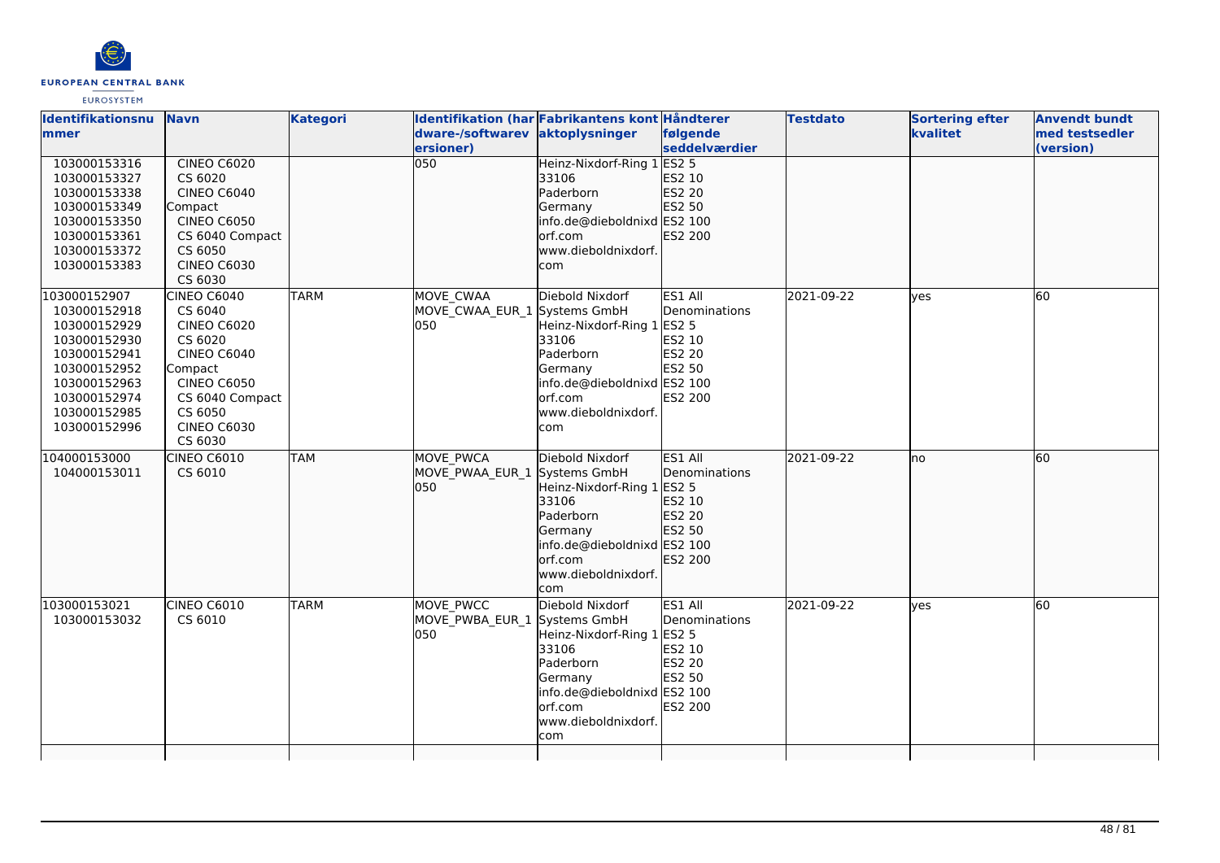| Identifikationsnummer | Navn | Kategori | Identifikation (hardware-/softwareversioner) | Fabrikantens kontaktoplysninger | Håndterer følgende seddelværdier | Testdato | Sortering efter kvalitet | Anvendt bundt med testsedler (version) |
|---|---|---|---|---|---|---|---|---|
| 103000153316<br>103000153327<br>103000153338<br>103000153349<br>103000153350<br>103000153361<br>103000153372<br>103000153383 | CINEO C6020<br>CS 6020<br>CINEO C6040<br>Compact<br>CINEO C6050<br>CS 6040 Compact<br>CS 6050<br>CINEO C6030<br>CS 6030 | | 050 | Heinz-Nixdorf-Ring 1<br>33106<br>Paderborn<br>Germany<br>info.de@dieboldnixdorf.com<br>www.dieboldnixdorf.com | ES2 5<br>ES2 10<br>ES2 20<br>ES2 50<br>ES2 100<br>ES2 200 | | | |
| 103000152907<br>103000152918<br>103000152929<br>103000152930<br>103000152941<br>103000152952<br>103000152963<br>103000152974<br>103000152985<br>103000152996 | CINEO C6040<br>CS 6040<br>CINEO C6020<br>CS 6020<br>CINEO C6040<br>Compact<br>CINEO C6050<br>CS 6040 Compact<br>CS 6050<br>CINEO C6030<br>CS 6030 | TARM | MOVE_CWAA<br>MOVE_CWAA_EUR_1<br>050 | Diebold Nixdorf<br>Systems GmbH<br>Heinz-Nixdorf-Ring 1<br>33106<br>Paderborn<br>Germany<br>info.de@dieboldnixdorf.com<br>www.dieboldnixdorf.com | ES1 All<br>Denominations<br>ES2 5<br>ES2 10<br>ES2 20<br>ES2 50<br>ES2 100<br>ES2 200 | 2021-09-22 | yes | 60 |
| 104000153000<br>104000153011 | CINEO C6010<br>CS 6010 | TAM | MOVE_PWCA<br>MOVE_PWAA_EUR_1<br>050 | Diebold Nixdorf<br>Systems GmbH<br>Heinz-Nixdorf-Ring 1<br>33106<br>Paderborn<br>Germany<br>info.de@dieboldnixdorf.com<br>www.dieboldnixdorf.com | ES1 All<br>Denominations<br>ES2 5<br>ES2 10<br>ES2 20<br>ES2 50<br>ES2 100<br>ES2 200 | 2021-09-22 | no | 60 |
| 103000153021<br>103000153032 | CINEO C6010<br>CS 6010 | TARM | MOVE_PWCC<br>MOVE_PWBA_EUR_1<br>050 | Diebold Nixdorf<br>Systems GmbH<br>Heinz-Nixdorf-Ring 1<br>33106<br>Paderborn<br>Germany<br>info.de@dieboldnixdorf.com<br>www.dieboldnixdorf.com | ES1 All<br>Denominations<br>ES2 5<br>ES2 10<br>ES2 20<br>ES2 50<br>ES2 100<br>ES2 200 | 2021-09-22 | yes | 60 |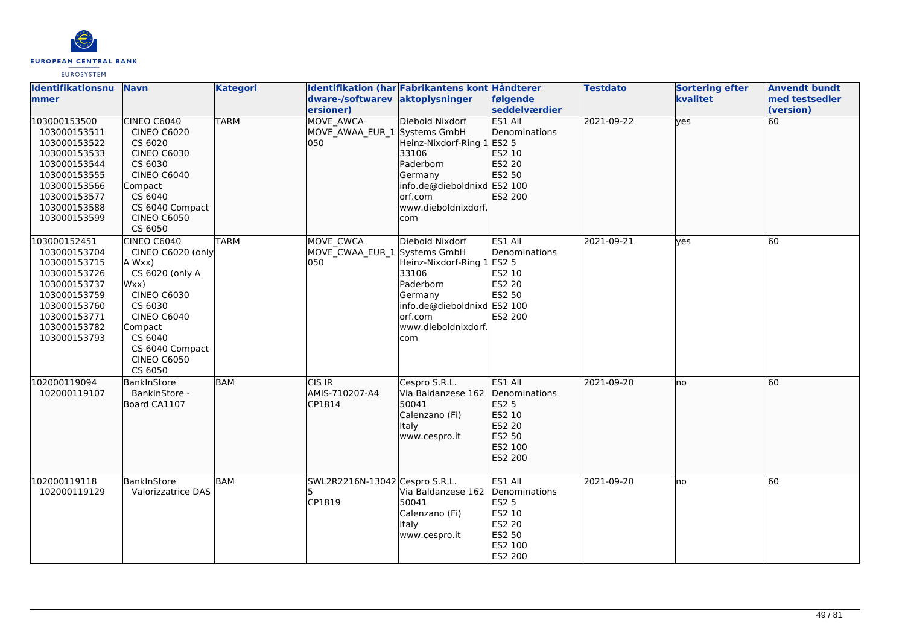| Identifikationsnummer | Navn | Kategori | Identifikation (hardware-/softwareversioner) | Fabrikantens kontaktoplysninger | Håndterer følgende seddelværdier | Testdato | Sortering efter kvalitet | Anvendt bundt med testsedler (version) |
|---|---|---|---|---|---|---|---|---|
| 103000153500<br>103000153511<br>103000153522<br>103000153533<br>103000153544<br>103000153555<br>103000153566<br>103000153577<br>103000153588<br>103000153599 | CINEO C6040<br>CINEO C6020<br>CS 6020<br>CINEO C6030<br>CS 6030<br>CINEO C6040 Compact<br>CS 6040<br>CS 6040 Compact<br>CINEO C6050<br>CS 6050 | TARM | MOVE_AWCA<br>MOVE_AWAA_EUR_1050 | Diebold Nixdorf Systems GmbH<br>Heinz-Nixdorf-Ring 1<br>33106<br>Paderborn<br>Germany<br>info.de@dieboldnixdorf.com<br>www.dieboldnixdorf.com | ES1 All Denominations<br>ES2 5<br>ES2 10<br>ES2 20<br>ES2 50<br>ES2 100<br>ES2 200 | 2021-09-22 | yes | 60 |
| 103000152451<br>103000153704<br>103000153715<br>103000153726<br>103000153737<br>103000153759<br>103000153760<br>103000153771<br>103000153782<br>103000153793 | CINEO C6040<br>CINEO C6020 (only A Wxx)<br>CS 6020 (only A Wxx)<br>CINEO C6030<br>CS 6030<br>CINEO C6040 Compact<br>CS 6040<br>CS 6040 Compact<br>CINEO C6050<br>CS 6050 | TARM | MOVE_CWCA<br>MOVE_CWAA_EUR_1050 | Diebold Nixdorf Systems GmbH<br>Heinz-Nixdorf-Ring 1<br>33106<br>Paderborn<br>Germany<br>info.de@dieboldnixdorf.com<br>www.dieboldnixdorf.com | ES1 All Denominations<br>ES2 5<br>ES2 10<br>ES2 20<br>ES2 50<br>ES2 100<br>ES2 200 | 2021-09-21 | yes | 60 |
| 102000119094<br>102000119107 | BankInStore<br>BankInStore - Board CA1107 | BAM | CIS IR<br>AMIS-710207-A4<br>CP1814 | Cespro S.R.L.<br>Via Baldanzese 162<br>50041<br>Calenzano (Fi)<br>Italy<br>www.cespro.it | ES1 All Denominations<br>ES2 5<br>ES2 10<br>ES2 20<br>ES2 50<br>ES2 100<br>ES2 200 | 2021-09-20 | no | 60 |
| 102000119118<br>102000119129 | BankInStore<br>Valorizzatrice DAS | BAM | SWL2R2216N-130425<br>CP1819 | Cespro S.R.L.<br>Via Baldanzese 162<br>50041<br>Calenzano (Fi)<br>Italy<br>www.cespro.it | ES1 All Denominations<br>ES2 5<br>ES2 10<br>ES2 20<br>ES2 50<br>ES2 100<br>ES2 200 | 2021-09-20 | no | 60 |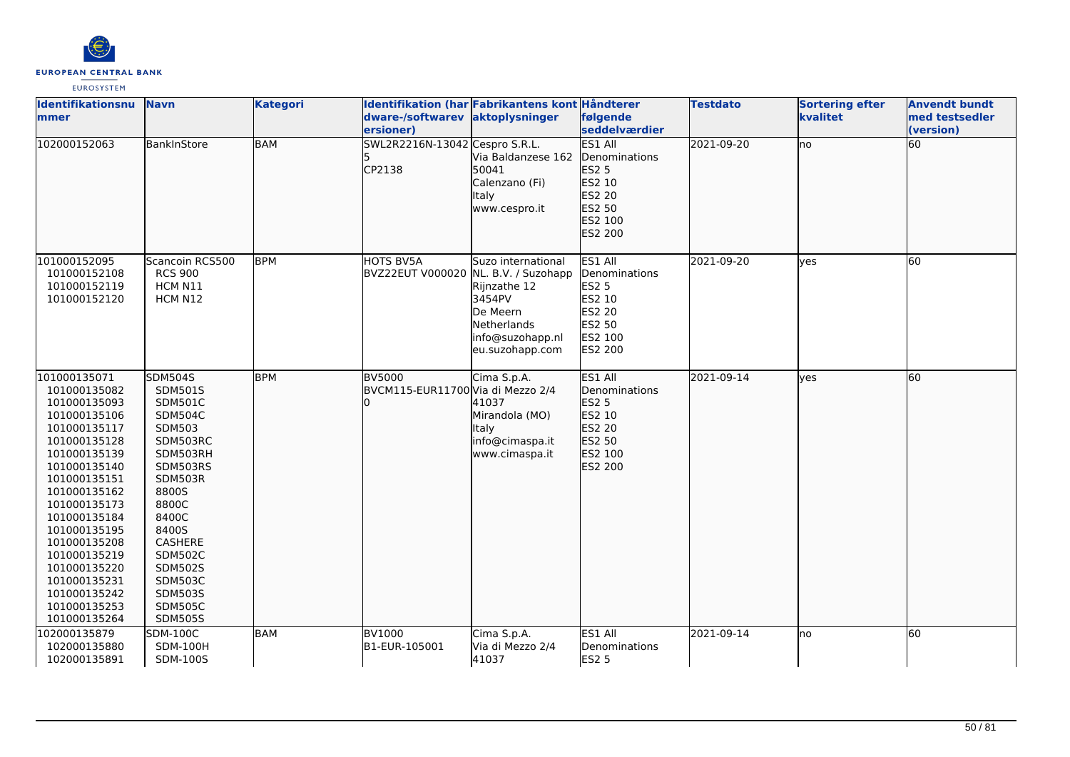| Identifikationsnummer | Navn | Kategori | Identifikation (hardware-/softwareversioner) | Fabrikantens kontaktoplysninger | Håndterer følgende seddelværdier | Testdato | Sortering efter kvalitet | Anvendt bundt med testsedler (version) |
|---|---|---|---|---|---|---|---|---|
| 102000152063 | BankInStore | BAM | SWL2R2216N-130425<br>CP2138 | Cespro S.R.L.<br>Via Baldanzese 162<br>50041<br>Calenzano (Fi)<br>Italy<br>www.cespro.it | ES1 All Denominations<br>ES2 5<br>ES2 10<br>ES2 20<br>ES2 50<br>ES2 100<br>ES2 200 | 2021-09-20 | no | 60 |
| 101000152095<br>101000152108<br>101000152119<br>101000152120 | Scancoin RCS500<br>RCS 900<br>HCM N11<br>HCM N12 | BPM | HOTS BV5A<br>BVZ22EUT V000020 | Suzo international NL. B.V. / Suzohapp<br>Rijnzathe 12<br>3454PV<br>De Meern<br>Netherlands<br>info@suzohapp.nl<br>eu.suzohapp.com | ES1 All Denominations<br>ES2 5<br>ES2 10<br>ES2 20<br>ES2 50<br>ES2 100<br>ES2 200 | 2021-09-20 | yes | 60 |
| 101000135071<br>101000135082<br>101000135093<br>101000135106<br>101000135117<br>101000135128<br>101000135139<br>101000135140<br>101000135151<br>101000135162<br>101000135173<br>101000135184<br>101000135195<br>101000135208<br>101000135219<br>101000135220<br>101000135231<br>101000135242<br>101000135253<br>101000135264 | SDM504S<br>SDM501S<br>SDM501C<br>SDM504C<br>SDM503<br>SDM503RC<br>SDM503RH<br>SDM503RS<br>SDM503R<br>8800S<br>8800C<br>8400C<br>8400S<br>CASHERE<br>SDM502C<br>SDM502S<br>SDM503C<br>SDM503S<br>SDM505C<br>SDM505S | BPM | BV5000<br>BVCM115-EUR11700 | Cima S.p.A.<br>Via di Mezzo 2/4<br>41037<br>Mirandola (MO)<br>Italy<br>info@cimaspa.it<br>www.cimaspa.it | ES1 All Denominations<br>ES2 5<br>ES2 10<br>ES2 20<br>ES2 50<br>ES2 100<br>ES2 200 | 2021-09-14 | yes | 60 |
| 102000135879<br>102000135880<br>102000135891 | SDM-100C<br>SDM-100H<br>SDM-100S | BAM | BV1000<br>B1-EUR-105001 | Cima S.p.A.<br>Via di Mezzo 2/4<br>41037 | ES1 All Denominations<br>ES2 5 | 2021-09-14 | no | 60 |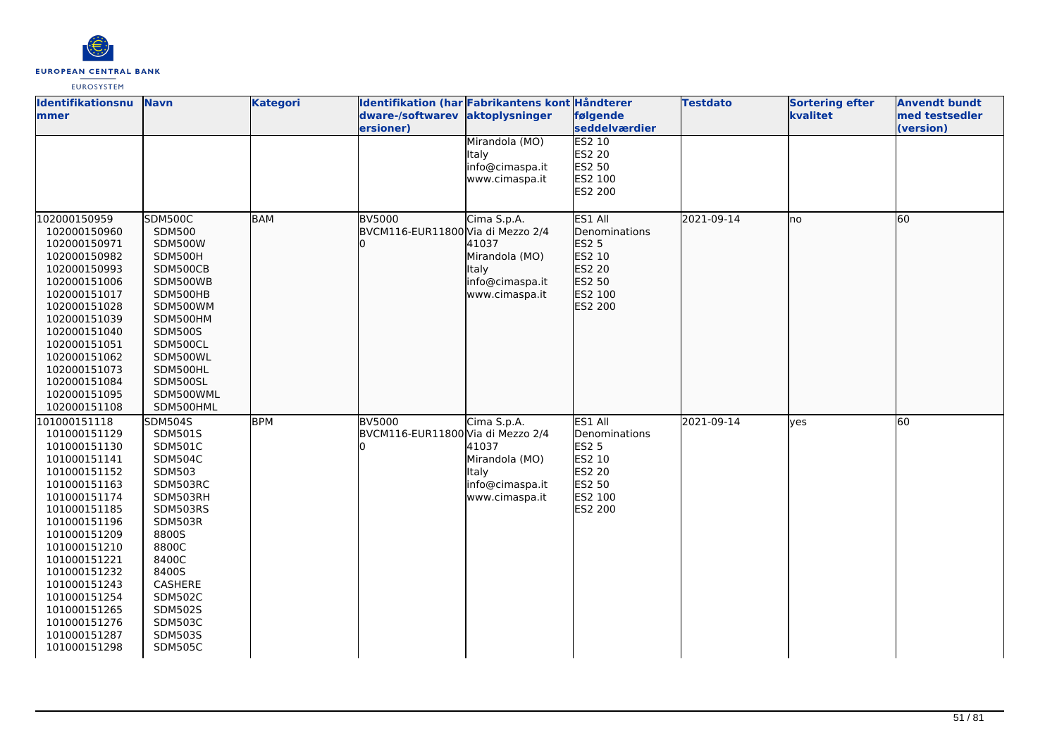| Identifikationsnummer | Navn | Kategori | Identifikation (hardware-/softwareversioner) | Fabrikantens kontaktoplysninger | Håndterer følgende seddelværdier | Testdato | Sortering efter kvalitet | Anvendt bundt med testsedler (version) |
|---|---|---|---|---|---|---|---|---|
| | | | | Mirandola (MO)<br>Italy<br>info@cimaspa.it<br>www.cimaspa.it | ES2 10<br>ES2 20<br>ES2 50<br>ES2 100<br>ES2 200 | | | |
| 102000150959<br>102000150960<br>102000150971<br>102000150982<br>102000150993<br>102000151006<br>102000151017<br>102000151028<br>102000151039<br>102000151040<br>102000151051<br>102000151062<br>102000151073<br>102000151084<br>102000151095<br>102000151108 | SDM500C<br>SDM500<br>SDM500W<br>SDM500H<br>SDM500CB<br>SDM500WB<br>SDM500HB<br>SDM500WM<br>SDM500HM<br>SDM500S<br>SDM500CL<br>SDM500WL<br>SDM500HL<br>SDM500SL<br>SDM500WML<br>SDM500HML | BAM | BV5000<br>BVCM116-EUR11800 | Cima S.p.A.<br>Via di Mezzo 2/4<br>41037<br>Mirandola (MO)<br>Italy<br>info@cimaspa.it<br>www.cimaspa.it | ES1 All Denominations<br>ES2 5<br>ES2 10<br>ES2 20<br>ES2 50<br>ES2 100<br>ES2 200 | 2021-09-14 | no | 60 |
| 101000151118<br>101000151129<br>101000151130<br>101000151141<br>101000151152<br>101000151163<br>101000151174<br>101000151185<br>101000151196<br>101000151209<br>101000151210<br>101000151221<br>101000151232<br>101000151243<br>101000151254<br>101000151265<br>101000151276<br>101000151287<br>101000151298 | SDM504S<br>SDM501S<br>SDM501C<br>SDM504C<br>SDM503<br>SDM503RC<br>SDM503RH<br>SDM503RS<br>SDM503R<br>8800S<br>8800C<br>8400C<br>8400S<br>CASHERE<br>SDM502C<br>SDM502S<br>SDM503C<br>SDM503S<br>SDM505C | BPM | BV5000<br>BVCM116-EUR11800 | Cima S.p.A.<br>Via di Mezzo 2/4<br>41037<br>Mirandola (MO)<br>Italy<br>info@cimaspa.it<br>www.cimaspa.it | ES1 All Denominations<br>ES2 5<br>ES2 10<br>ES2 20<br>ES2 50<br>ES2 100<br>ES2 200 | 2021-09-14 | yes | 60 |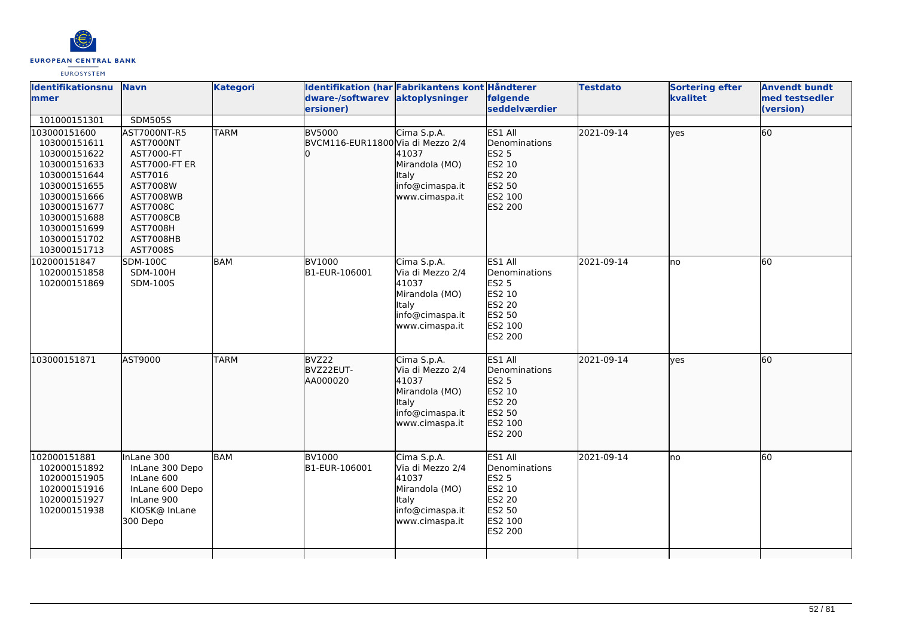| Identifikationsnummer | Navn | Kategori | Identifikation (hardware-/softwareversioner) | Fabrikantens kontaktoplysninger | Håndterer følgende seddelværdier | Testdato | Sortering efter kvalitet | Anvendt bundt med testsedler (version) |
|---|---|---|---|---|---|---|---|---|
| 101000151301 | SDM505S | | | | | | | |
| 103000151600<br>103000151611<br>103000151622<br>103000151633<br>103000151644<br>103000151655<br>103000151666<br>103000151677<br>103000151688<br>103000151699<br>103000151702<br>103000151713 | AST7000NT-R5<br>AST7000NT<br>AST7000-FT<br>AST7000-FT ER<br>AST7016<br>AST7008W<br>AST7008WB<br>AST7008C<br>AST7008CB<br>AST7008H<br>AST7008HB<br>AST7008S | TARM | BV5000<br>BVCM116-EUR118000 | Cima S.p.A.<br>Via di Mezzo 2/4<br>41037<br>Mirandola (MO)<br>Italy<br>info@cimaspa.it<br>www.cimaspa.it | ES1 All Denominations<br>ES2 5<br>ES2 10<br>ES2 20<br>ES2 50<br>ES2 100<br>ES2 200 | 2021-09-14 | yes | 60 |
| 102000151847<br>102000151858<br>102000151869 | SDM-100C<br>SDM-100H<br>SDM-100S | BAM | BV1000<br>B1-EUR-106001 | Cima S.p.A.<br>Via di Mezzo 2/4<br>41037<br>Mirandola (MO)<br>Italy<br>info@cimaspa.it<br>www.cimaspa.it | ES1 All Denominations<br>ES2 5<br>ES2 10<br>ES2 20<br>ES2 50<br>ES2 100<br>ES2 200 | 2021-09-14 | no | 60 |
| 103000151871 | AST9000 | TARM | BVZ22<br>BVZ22EUT-AA000020 | Cima S.p.A.<br>Via di Mezzo 2/4<br>41037<br>Mirandola (MO)<br>Italy<br>info@cimaspa.it<br>www.cimaspa.it | ES1 All Denominations<br>ES2 5<br>ES2 10<br>ES2 20<br>ES2 50<br>ES2 100<br>ES2 200 | 2021-09-14 | yes | 60 |
| 102000151881<br>102000151892<br>102000151905<br>102000151916<br>102000151927<br>102000151938 | InLane 300<br>InLane 300 Depo<br>InLane 600<br>InLane 600 Depo<br>InLane 900<br>KIOSK@ InLane 300 Depo | BAM | BV1000<br>B1-EUR-106001 | Cima S.p.A.<br>Via di Mezzo 2/4<br>41037<br>Mirandola (MO)<br>Italy<br>info@cimaspa.it<br>www.cimaspa.it | ES1 All Denominations<br>ES2 5<br>ES2 10<br>ES2 20<br>ES2 50<br>ES2 100<br>ES2 200 | 2021-09-14 | no | 60 |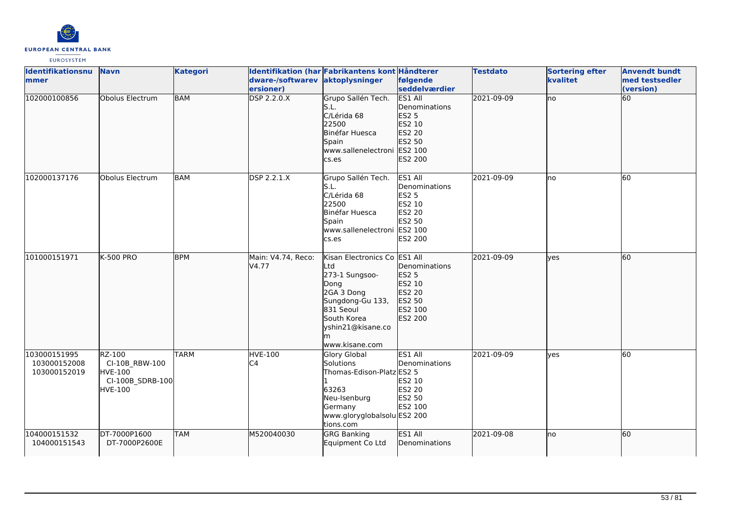| Identifikationsnummer | Navn | Kategori | Identifikation (hardware-/softwareversioner) | Fabrikantens kontaktoplysninger | Håndterer følgende seddelværdier | Testdato | Sortering efter kvalitet | Anvendt bundt med testsedler (version) |
|---|---|---|---|---|---|---|---|---|
| 102000100856 | Obolus Electrum | BAM | DSP 2.2.0.X | Grupo Sallén Tech. S.L.<br>C/Lérida 68<br>22500<br>Binéfar Huesca<br>Spain<br>www.sallenelectronics.es | ES1 All Denominations<br>ES2 5<br>ES2 10<br>ES2 20<br>ES2 50<br>ES2 100<br>ES2 200 | 2021-09-09 | no | 60 |
| 102000137176 | Obolus Electrum | BAM | DSP 2.2.1.X | Grupo Sallén Tech. S.L.<br>C/Lérida 68<br>22500<br>Binéfar Huesca<br>Spain<br>www.sallenelectronics.es | ES1 All Denominations<br>ES2 5<br>ES2 10<br>ES2 20<br>ES2 50<br>ES2 100<br>ES2 200 | 2021-09-09 | no | 60 |
| 101000151971 | K-500 PRO | BPM | Main: V4.74, Reco: V4.77 | Kisan Electronics Co Ltd<br>273-1 Sungsoo-Dong<br>2GA 3 Dong<br>Sungdong-Gu 133, 831 Seoul<br>South Korea<br>yshin21@kisane.com<br>www.kisane.com | ES1 All Denominations<br>ES2 5<br>ES2 10<br>ES2 20<br>ES2 50<br>ES2 100<br>ES2 200 | 2021-09-09 | yes | 60 |
| 103000151995<br>103000152008<br>103000152019 | RZ-100<br>CI-10B_RBW-100<br>HVE-100<br>CI-100B_SDRB-100<br>HVE-100 | TARM | HVE-100<br>C4 | Glory Global Solutions<br>Thomas-Edison-Platz 1<br>63263<br>Neu-Isenburg<br>Germany<br>www.gloryglobalsolutions.com | ES1 All Denominations<br>ES2 5<br>ES2 10<br>ES2 20<br>ES2 50<br>ES2 100<br>ES2 200 | 2021-09-09 | yes | 60 |
| 104000151532<br>104000151543 | DT-7000P1600<br>DT-7000P2600E | TAM | M520040030 | GRG Banking Equipment Co Ltd | ES1 All Denominations | 2021-09-08 | no | 60 |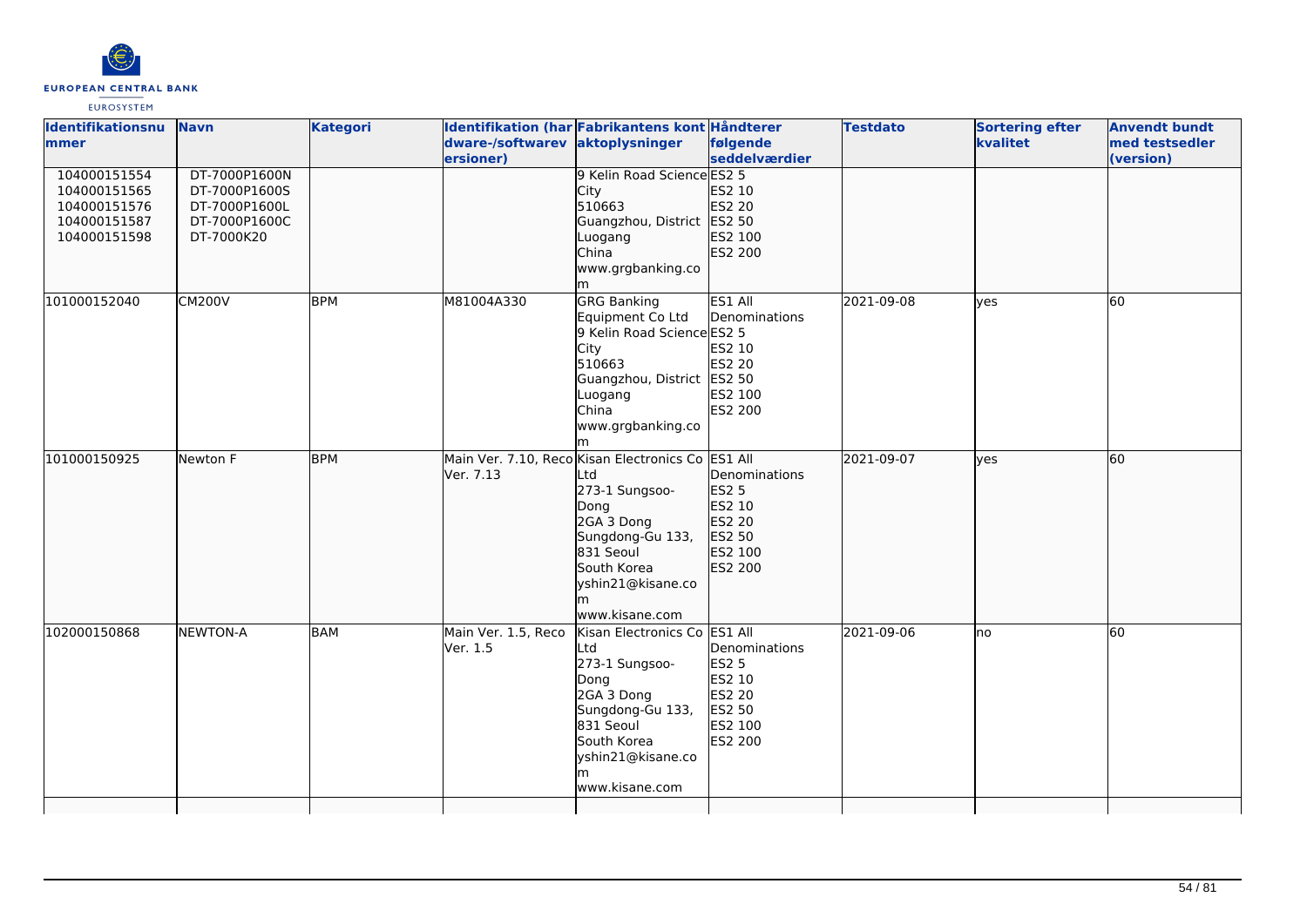| Identifikationsnummer | Navn | Kategori | Identifikation (hardware-/softwareversioner) | Fabrikantens kontaktoplysninger | Håndterer følgende seddelværdier | Testdato | Sortering efter kvalitet | Anvendt bundt med testsedler (version) |
|---|---|---|---|---|---|---|---|---|
| 104000151554<br>104000151565<br>104000151576<br>104000151587<br>104000151598 | DT-7000P1600N<br>DT-7000P1600S<br>DT-7000P1600L<br>DT-7000P1600C<br>DT-7000K20 | | | 9 Kelin Road Science City<br>510663<br>Guangzhou, District Luogang<br>China<br>www.grgbanking.com | ES2 5<br>ES2 10<br>ES2 20<br>ES2 50<br>ES2 100<br>ES2 200 | | | |
| 101000152040 | CM200V | BPM | M81004A330 | GRG Banking Equipment Co Ltd<br>9 Kelin Road Science City<br>510663<br>Guangzhou, District Luogang<br>China<br>www.grgbanking.com | ES1 All Denominations<br>ES2 5<br>ES2 10<br>ES2 20<br>ES2 50<br>ES2 100<br>ES2 200 | 2021-09-08 | yes | 60 |
| 101000150925 | Newton F | BPM | Main Ver. 7.10, Reco Ver. 7.13 | Kisan Electronics Co Ltd<br>273-1 Sungsoo-Dong<br>2GA 3 Dong<br>Sungdong-Gu 133, 831 Seoul<br>South Korea<br>yshin21@kisane.com<br>www.kisane.com | ES1 All Denominations<br>ES2 5<br>ES2 10<br>ES2 20<br>ES2 50<br>ES2 100<br>ES2 200 | 2021-09-07 | yes | 60 |
| 102000150868 | NEWTON-A | BAM | Main Ver. 1.5, Reco Ver. 1.5 | Kisan Electronics Co Ltd<br>273-1 Sungsoo-Dong<br>2GA 3 Dong<br>Sungdong-Gu 133, 831 Seoul<br>South Korea<br>yshin21@kisane.com<br>www.kisane.com | ES1 All Denominations<br>ES2 5<br>ES2 10<br>ES2 20<br>ES2 50<br>ES2 100<br>ES2 200 | 2021-09-06 | no | 60 |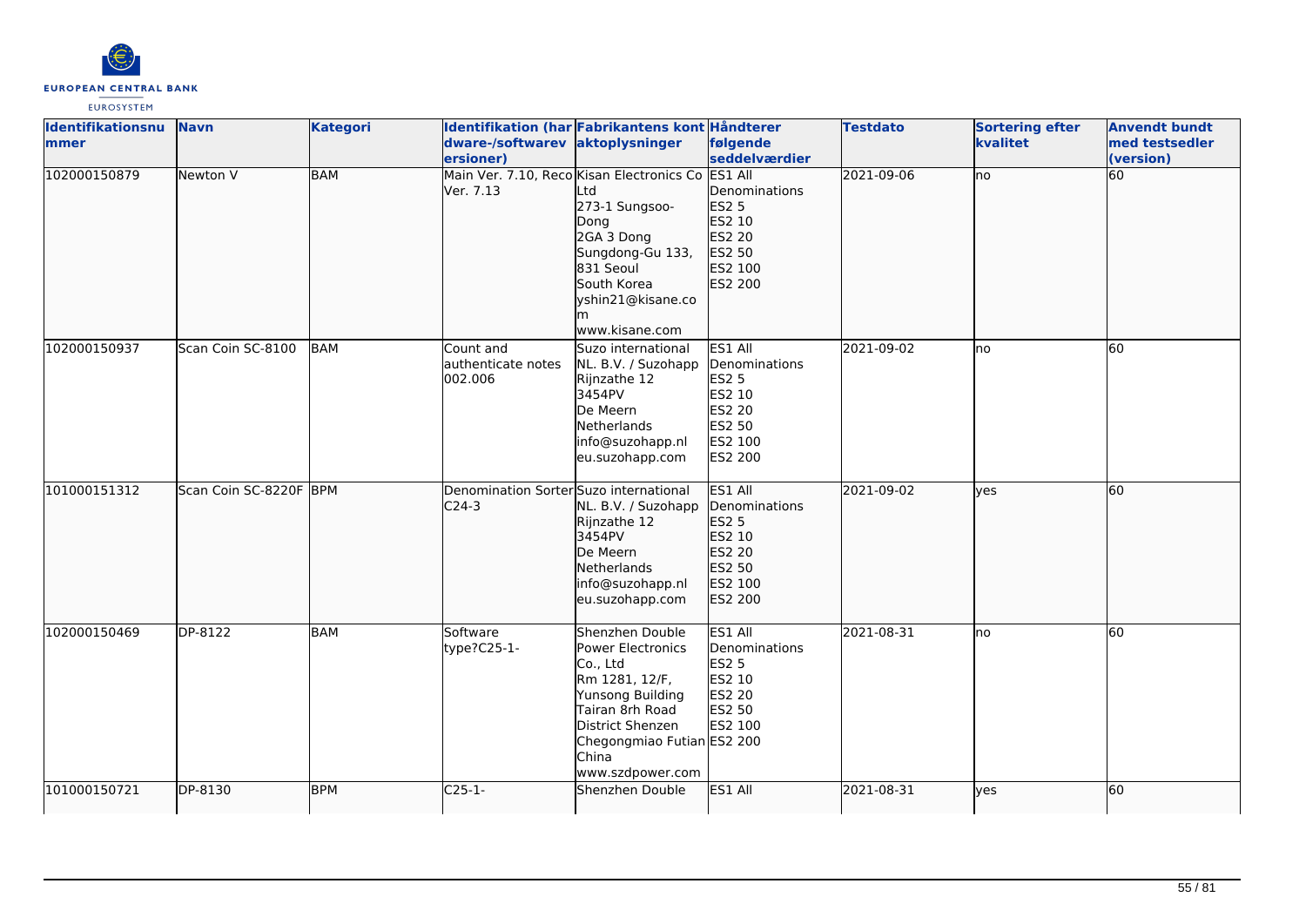| Identifikationsnummer | Navn | Kategori | Identifikation (hardware-/softwareversioner) | Fabrikantens kontaktoplysninger | Håndterer følgende seddelværdier | Testdato | Sortering efter kvalitet | Anvendt bundt med testsedler (version) |
|---|---|---|---|---|---|---|---|---|
| 102000150879 | Newton V | BAM | Main Ver. 7.10, Reco Ver. 7.13 | Kisan Electronics Co Ltd<br>273-1 Sungsoo-Dong<br>2GA 3 Dong<br>Sungdong-Gu 133, 831 Seoul<br>South Korea<br>yshin21@kisane.com<br>www.kisane.com | ES1 All Denominations<br>ES2 5<br>ES2 10<br>ES2 20<br>ES2 50<br>ES2 100<br>ES2 200 | 2021-09-06 | no | 60 |
| 102000150937 | Scan Coin SC-8100 | BAM | Count and authenticate notes 002.006 | Suzo international NL. B.V. / Suzohapp<br>Rijnzathe 12<br>3454PV<br>De Meern<br>Netherlands<br>info@suzohapp.nl<br>eu.suzohapp.com | ES1 All Denominations<br>ES2 5<br>ES2 10<br>ES2 20<br>ES2 50<br>ES2 100<br>ES2 200 | 2021-09-02 | no | 60 |
| 101000151312 | Scan Coin SC-8220F | BPM | Denomination Sorter C24-3 | Suzo international NL. B.V. / Suzohapp<br>Rijnzathe 12<br>3454PV<br>De Meern<br>Netherlands<br>info@suzohapp.nl<br>eu.suzohapp.com | ES1 All Denominations<br>ES2 5<br>ES2 10<br>ES2 20<br>ES2 50<br>ES2 100<br>ES2 200 | 2021-09-02 | yes | 60 |
| 102000150469 | DP-8122 | BAM | Software type?C25-1- | Shenzhen Double Power Electronics Co., Ltd<br>Rm 1281, 12/F,<br>Yunsong Building<br>Tairan 8rh Road<br>District Shenzen<br>Chegongmiao Futian<br>China<br>www.szdpower.com | ES1 All Denominations<br>ES2 5<br>ES2 10<br>ES2 20<br>ES2 50<br>ES2 100<br>ES2 200 | 2021-08-31 | no | 60 |
| 101000150721 | DP-8130 | BPM | C25-1- | Shenzhen Double | ES1 All | 2021-08-31 | yes | 60 |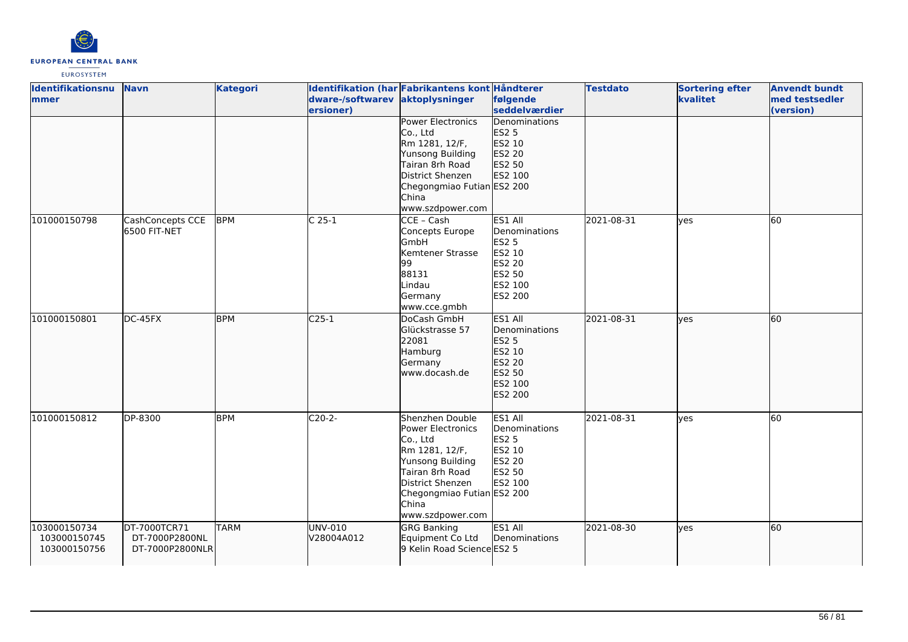| Identifikationsnummer | Navn | Kategori | Identifikation (hardware-/softwareversioner) | Fabrikantens kontaktoplysninger | Håndterer følgende seddelværdier | Testdato | Sortering efter kvalitet | Anvendt bundt med testsedler (version) |
|---|---|---|---|---|---|---|---|---|
| | | | | Power Electronics Co., Ltd Rm 1281, 12/F, Yunsong Building Tairan 8rh Road District Shenzen Chegongmiao Futian China www.szdpower.com | Denominations ES2 5 ES2 10 ES2 20 ES2 50 ES2 100 ES2 200 | | | |
| 101000150798 | CashConcepts CCE 6500 FIT-NET | BPM | C 25-1 | CCE – Cash Concepts Europe GmbH Kemtener Strasse 99 88131 Lindau Germany www.cce.gmbh | ES1 All Denominations ES2 5 ES2 10 ES2 20 ES2 50 ES2 100 ES2 200 | 2021-08-31 | yes | 60 |
| 101000150801 | DC-45FX | BPM | C25-1 | DoCash GmbH Glückstrasse 57 22081 Hamburg Germany www.docash.de | ES1 All Denominations ES2 5 ES2 10 ES2 20 ES2 50 ES2 100 ES2 200 | 2021-08-31 | yes | 60 |
| 101000150812 | DP-8300 | BPM | C20-2- | Shenzhen Double Power Electronics Co., Ltd Rm 1281, 12/F, Yunsong Building Tairan 8rh Road District Shenzen Chegongmiao Futian China www.szdpower.com | ES1 All Denominations ES2 5 ES2 10 ES2 20 ES2 50 ES2 100 ES2 200 | 2021-08-31 | yes | 60 |
| 103000150734 103000150745 103000150756 | DT-7000TCR71 DT-7000P2800NL DT-7000P2800NLR | TARM | UNV-010 V28004A012 | GRG Banking Equipment Co Ltd 9 Kelin Road Science | ES1 All Denominations ES2 5 | 2021-08-30 | yes | 60 |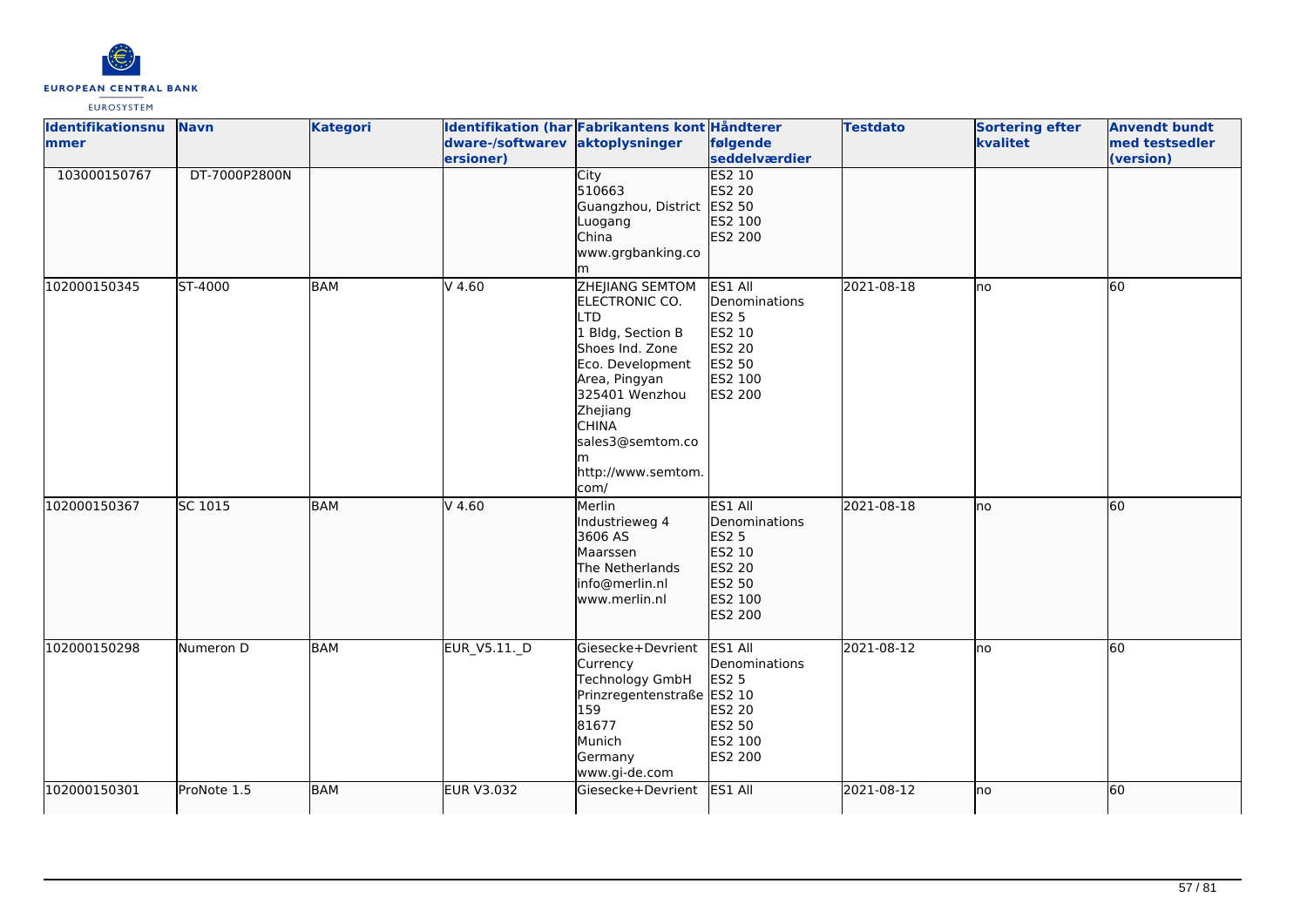| Identifikationsnummer | Navn | Kategori | Identifikation (hardware-/softwareversioner) | Fabrikantens kontaktoplysninger | Håndterer følgende seddelværdier | Testdato | Sortering efter kvalitet | Anvendt bundt med testsedler (version) |
|---|---|---|---|---|---|---|---|---|
| 103000150767 | DT-7000P2800N | | | City<br>510663<br>Guangzhou, District Luogang<br>China<br>www.grgbanking.com | ES2 10<br>ES2 20<br>ES2 50<br>ES2 100<br>ES2 200 | | | |
| 102000150345 | ST-4000 | BAM | V 4.60 | ZHEJIANG SEMTOM ELECTRONIC CO. LTD<br>1 Bldg, Section B Shoes Ind. Zone Eco. Development Area, Pingyan<br>325401 Wenzhou<br>Zhejiang<br>CHINA<br>sales3@semtom.com<br>http://www.semtom.com/ | ES1 All Denominations<br>ES2 5<br>ES2 10<br>ES2 20<br>ES2 50<br>ES2 100<br>ES2 200 | 2021-08-18 | no | 60 |
| 102000150367 | SC 1015 | BAM | V 4.60 | Merlin<br>Industrieweg 4<br>3606 AS<br>Maarssen<br>The Netherlands<br>info@merlin.nl<br>www.merlin.nl | ES1 All Denominations<br>ES2 5<br>ES2 10<br>ES2 20<br>ES2 50<br>ES2 100<br>ES2 200 | 2021-08-18 | no | 60 |
| 102000150298 | Numeron D | BAM | EUR_V5.11._D | Giesecke+Devrient Currency Technology GmbH<br>Prinzregentenstraße 159<br>81677<br>Munich<br>Germany<br>www.gi-de.com | ES1 All Denominations<br>ES2 5<br>ES2 10<br>ES2 20<br>ES2 50<br>ES2 100<br>ES2 200 | 2021-08-12 | no | 60 |
| 102000150301 | ProNote 1.5 | BAM | EUR V3.032 | Giesecke+Devrient | ES1 All | 2021-08-12 | no | 60 |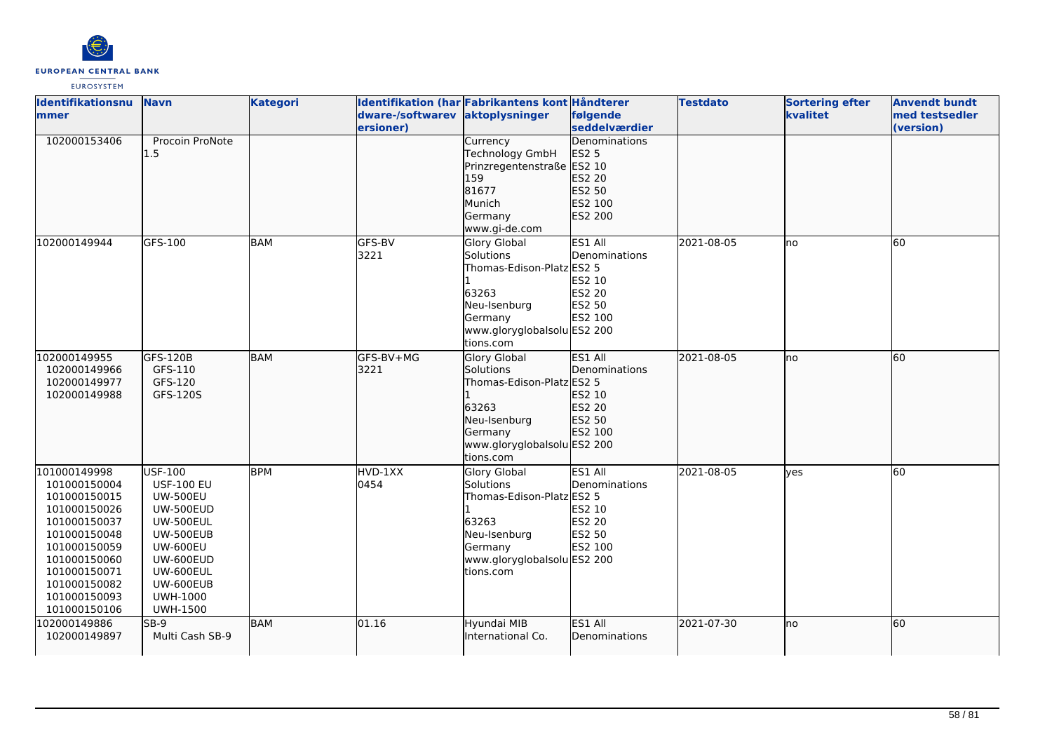| Identifikationsnummer | Navn | Kategori | Identifikation (hardware-/softwareversioner) | Fabrikantens kontaktoplysninger | Håndterer følgende seddelværdier | Testdato | Sortering efter kvalitet | Anvendt bundt med testsedler (version) |
|---|---|---|---|---|---|---|---|---|
| 102000153406 | Procoin ProNote 1.5 | | | Currency Technology GmbH Prinzregentenstraße 159 81677 Munich Germany www.gi-de.com | Denominations ES2 5 ES2 10 ES2 20 ES2 50 ES2 100 ES2 200 | | | |
| 102000149944 | GFS-100 | BAM | GFS-BV 3221 | Glory Global Solutions Thomas-Edison-Platz 1 63263 Neu-Isenburg Germany www.gloryglobalsolutions.com | ES1 All Denominations ES2 5 ES2 10 ES2 20 ES2 50 ES2 100 ES2 200 | 2021-08-05 | no | 60 |
| 102000149955 102000149966 102000149977 102000149988 | GFS-120B GFS-110 GFS-120 GFS-120S | BAM | GFS-BV+MG 3221 | Glory Global Solutions Thomas-Edison-Platz 1 63263 Neu-Isenburg Germany www.gloryglobalsolutions.com | ES1 All Denominations ES2 5 ES2 10 ES2 20 ES2 50 ES2 100 ES2 200 | 2021-08-05 | no | 60 |
| 101000149998 101000150004 101000150015 101000150026 101000150037 101000150048 101000150059 101000150060 101000150071 101000150082 101000150093 101000150106 | USF-100 USF-100 EU UW-500EU UW-500EUD UW-500EUL UW-500EUB UW-600EU UW-600EUD UW-600EUL UW-600EUB UWH-1000 UWH-1500 | BPM | HVD-1XX 0454 | Glory Global Solutions Thomas-Edison-Platz 1 63263 Neu-Isenburg Germany www.gloryglobalsolutions.com | ES1 All Denominations ES2 5 ES2 10 ES2 20 ES2 50 ES2 100 ES2 200 | 2021-08-05 | yes | 60 |
| 102000149886 102000149897 | SB-9 Multi Cash SB-9 | BAM | 01.16 | Hyundai MIB International Co. | ES1 All Denominations | 2021-07-30 | no | 60 |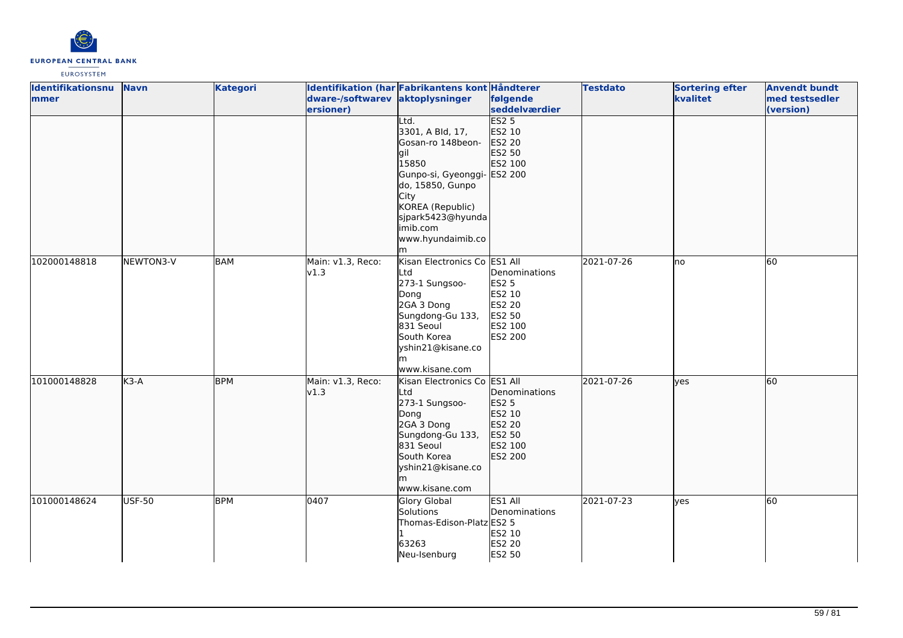| Identifikationsnummer | Navn | Kategori | Identifikation (hardware-/softwareversioner) | Fabrikantens kontaktoplysninger | Håndterer følgende seddelværdier | Testdato | Sortering efter kvalitet | Anvendt bundt med testsedler (version) |
|---|---|---|---|---|---|---|---|---|
| | | | | Ltd.<br>3301, A Bld, 17, Gosan-ro 148beon-gil<br>15850<br>Gunpo-si, Gyeonggi-do, 15850, Gunpo City<br>KOREA (Republic)<br>sjpark5423@hyundaimib.com<br>www.hyundaimib.com | ES2 5<br>ES2 10<br>ES2 20<br>ES2 50<br>ES2 100<br>ES2 200 | | | |
| 102000148818 | NEWTON3-V | BAM | Main: v1.3, Reco: v1.3 | Kisan Electronics Co Ltd<br>273-1 Sungsoo-Dong<br>2GA 3 Dong<br>Sungdong-Gu 133, 831 Seoul<br>South Korea<br>yshin21@kisane.com<br>www.kisane.com | ES1 All Denominations<br>ES2 5<br>ES2 10<br>ES2 20<br>ES2 50<br>ES2 100<br>ES2 200 | 2021-07-26 | no | 60 |
| 101000148828 | K3-A | BPM | Main: v1.3, Reco: v1.3 | Kisan Electronics Co Ltd<br>273-1 Sungsoo-Dong<br>2GA 3 Dong<br>Sungdong-Gu 133, 831 Seoul<br>South Korea<br>yshin21@kisane.com<br>www.kisane.com | ES1 All Denominations<br>ES2 5<br>ES2 10<br>ES2 20<br>ES2 50<br>ES2 100<br>ES2 200 | 2021-07-26 | yes | 60 |
| 101000148624 | USF-50 | BPM | 0407 | Glory Global Solutions<br>Thomas-Edison-Platz 1<br>63263<br>Neu-Isenburg | ES1 All Denominations<br>ES2 5<br>ES2 10<br>ES2 20<br>ES2 50 | 2021-07-23 | yes | 60 |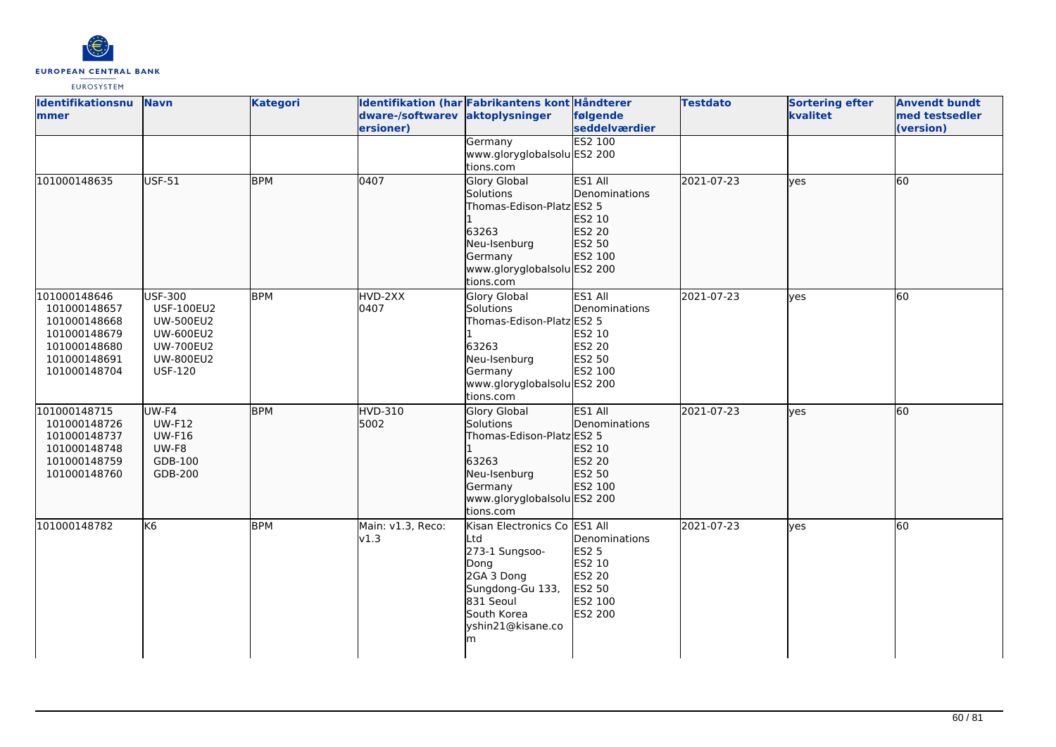| Identifikationsnummer | Navn | Kategori | Identifikation (hardware-/softwareversioner) | Fabrikantens kontaktoplysninger | Håndterer følgende seddelværdier | Testdato | Sortering efter kvalitet | Anvendt bundt med testsedler (version) |
|---|---|---|---|---|---|---|---|---|
| | | | | Germany<br>www.gloryglobalsolutions.com | ES2 100<br>ES2 200 | | | |
| 101000148635 | USF-51 | BPM | 0407 | Glory Global Solutions<br>Thomas-Edison-Platz 1<br>63263<br>Neu-Isenburg<br>Germany<br>www.gloryglobalsolutions.com | ES1 All Denominations<br>ES2 5<br>ES2 10<br>ES2 20<br>ES2 50<br>ES2 100<br>ES2 200 | 2021-07-23 | yes | 60 |
| 101000148646<br>101000148657<br>101000148668<br>101000148679<br>101000148680<br>101000148691<br>101000148704 | USF-300<br>USF-100EU2<br>UW-500EU2<br>UW-600EU2<br>UW-700EU2<br>UW-800EU2<br>USF-120 | BPM | HVD-2XX<br>0407 | Glory Global Solutions<br>Thomas-Edison-Platz 1<br>63263<br>Neu-Isenburg<br>Germany<br>www.gloryglobalsolutions.com | ES1 All Denominations<br>ES2 5<br>ES2 10<br>ES2 20<br>ES2 50<br>ES2 100<br>ES2 200 | 2021-07-23 | yes | 60 |
| 101000148715<br>101000148726<br>101000148737<br>101000148748<br>101000148759<br>101000148760 | UW-F4<br>UW-F12<br>UW-F16<br>UW-F8<br>GDB-100<br>GDB-200 | BPM | HVD-310<br>5002 | Glory Global Solutions<br>Thomas-Edison-Platz 1<br>63263<br>Neu-Isenburg<br>Germany<br>www.gloryglobalsolutions.com | ES1 All Denominations<br>ES2 5<br>ES2 10<br>ES2 20<br>ES2 50<br>ES2 100<br>ES2 200 | 2021-07-23 | yes | 60 |
| 101000148782 | K6 | BPM | Main: v1.3, Reco: v1.3 | Kisan Electronics Co Ltd<br>273-1 Sungsoo-Dong<br>2GA 3 Dong<br>Sungdong-Gu 133, 831 Seoul<br>South Korea<br>yshin21@kisane.com | ES1 All Denominations<br>ES2 5<br>ES2 10<br>ES2 20<br>ES2 50<br>ES2 100<br>ES2 200 | 2021-07-23 | yes | 60 |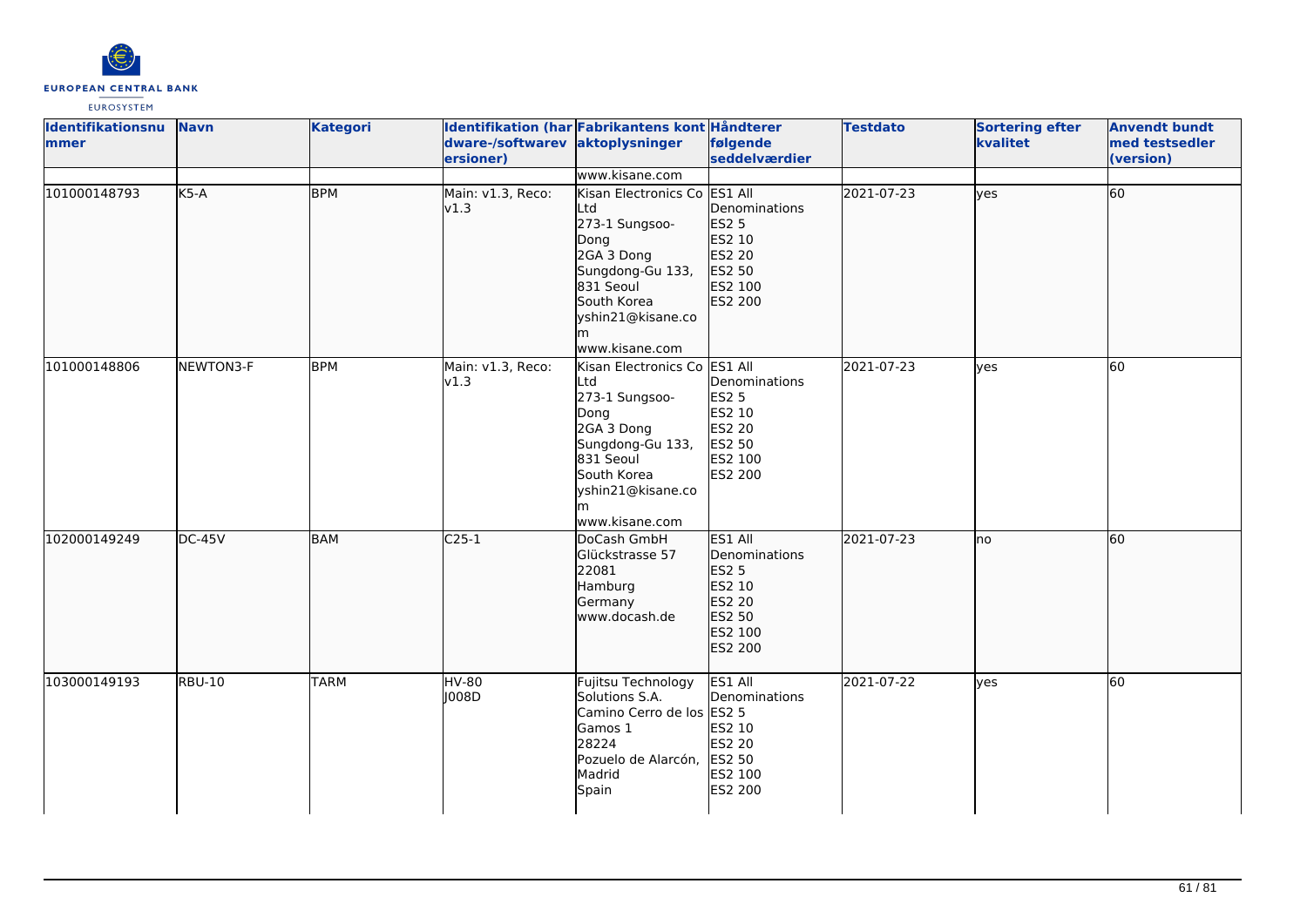| Identifikationsnummer | Navn | Kategori | Identifikation (hardware-/softwareversioner) | Fabrikantens kontaktoplysninger | Håndterer følgende seddelværdier | Testdato | Sortering efter kvalitet | Anvendt bundt med testsedler (version) |
|---|---|---|---|---|---|---|---|---|
| | | | | www.kisane.com | | | | |
| 101000148793 | K5-A | BPM | Main: v1.3, Reco: v1.3 | Kisan Electronics Co Ltd<br>273-1 Sungsoo-Dong<br>2GA 3 Dong<br>Sungdong-Gu 133, 831 Seoul<br>South Korea<br>yshin21@kisane.com<br>www.kisane.com | ES1 All Denominations<br>ES2 5<br>ES2 10<br>ES2 20<br>ES2 50<br>ES2 100<br>ES2 200 | 2021-07-23 | yes | 60 |
| 101000148806 | NEWTON3-F | BPM | Main: v1.3, Reco: v1.3 | Kisan Electronics Co Ltd<br>273-1 Sungsoo-Dong<br>2GA 3 Dong<br>Sungdong-Gu 133, 831 Seoul<br>South Korea<br>yshin21@kisane.com<br>www.kisane.com | ES1 All Denominations<br>ES2 5<br>ES2 10<br>ES2 20<br>ES2 50<br>ES2 100<br>ES2 200 | 2021-07-23 | yes | 60 |
| 102000149249 | DC-45V | BAM | C25-1 | DoCash GmbH<br>Glückstrasse 57<br>22081<br>Hamburg<br>Germany<br>www.docash.de | ES1 All Denominations<br>ES2 5<br>ES2 10<br>ES2 20<br>ES2 50<br>ES2 100<br>ES2 200 | 2021-07-23 | no | 60 |
| 103000149193 | RBU-10 | TARM | HV-80<br>J008D | Fujitsu Technology Solutions S.A.<br>Camino Cerro de los Gamos 1<br>28224<br>Pozuelo de Alarcón, Madrid<br>Spain | ES1 All Denominations<br>ES2 5<br>ES2 10<br>ES2 20<br>ES2 50<br>ES2 100<br>ES2 200 | 2021-07-22 | yes | 60 |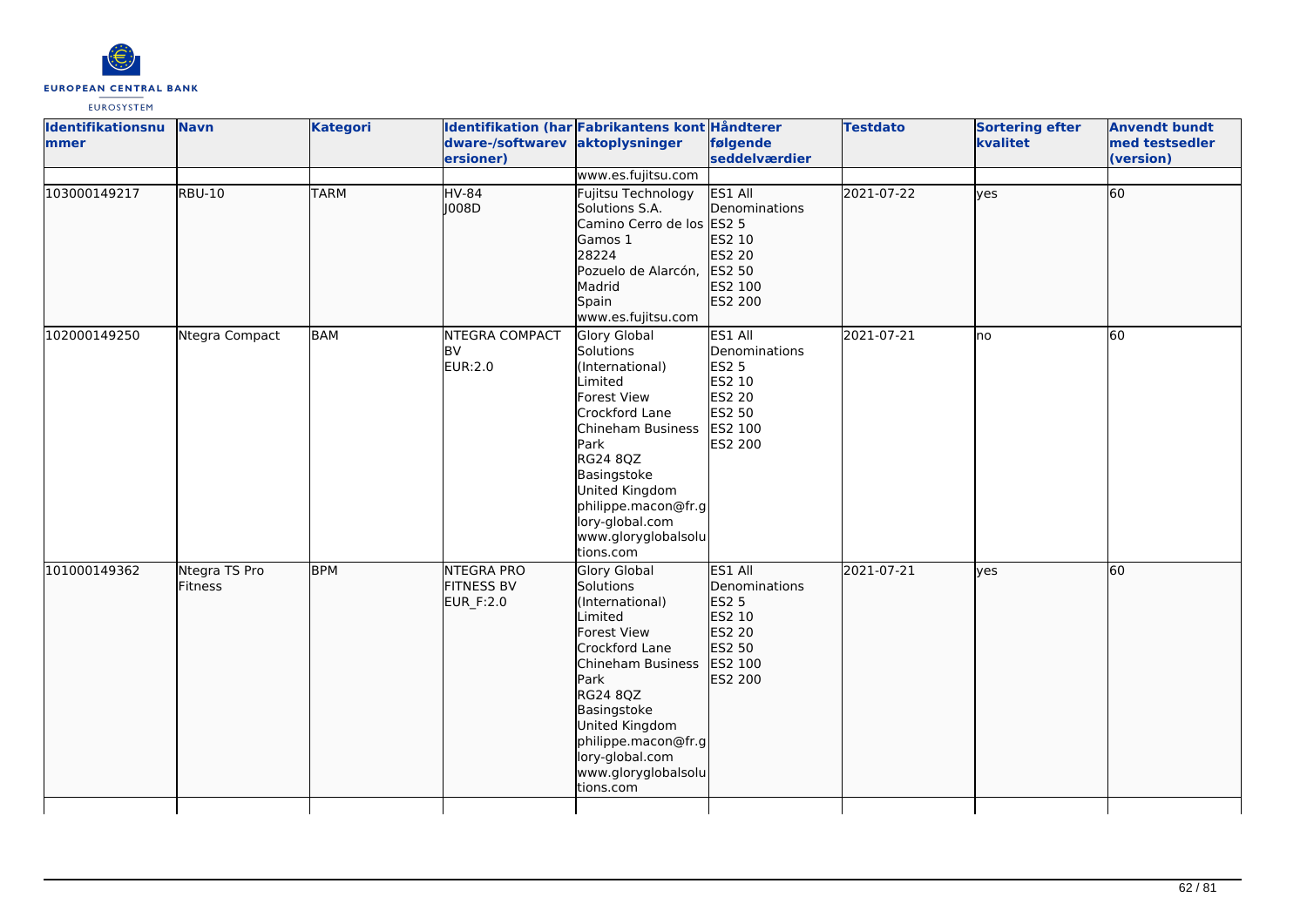| Identifikationsnummer | Navn | Kategori | Identifikation (hardware-/softwareversioner) | Fabrikantens kontaktoplysninger | Håndterer følgende seddelværdier | Testdato | Sortering efter kvalitet | Anvendt bundt med testsedler (version) |
|---|---|---|---|---|---|---|---|---|
| | | | | www.es.fujitsu.com | | | | |
| 103000149217 | RBU-10 | TARM | HV-84<br>J008D | Fujitsu Technology Solutions S.A.<br>Camino Cerro de los Gamos 1<br>28224<br>Pozuelo de Alarcón, Madrid<br>Spain<br>www.es.fujitsu.com | ES1 All Denominations<br>ES2 5<br>ES2 10<br>ES2 20<br>ES2 50<br>ES2 100<br>ES2 200 | 2021-07-22 | yes | 60 |
| 102000149250 | Ntegra Compact | BAM | NTEGRA COMPACT BV<br>EUR:2.0 | Glory Global Solutions (International) Limited<br>Forest View<br>Crockford Lane<br>Chineham Business Park<br>RG24 8QZ<br>Basingstoke<br>United Kingdom<br>philippe.macon@fr.glory-global.com<br>www.gloryglobalsolutions.com | ES1 All Denominations<br>ES2 5<br>ES2 10<br>ES2 20<br>ES2 50<br>ES2 100<br>ES2 200 | 2021-07-21 | no | 60 |
| 101000149362 | Ntegra TS Pro Fitness | BPM | NTEGRA PRO FITNESS BV<br>EUR_F:2.0 | Glory Global Solutions (International) Limited<br>Forest View<br>Crockford Lane<br>Chineham Business Park<br>RG24 8QZ<br>Basingstoke<br>United Kingdom<br>philippe.macon@fr.glory-global.com<br>www.gloryglobalsolutions.com | ES1 All Denominations<br>ES2 5<br>ES2 10<br>ES2 20<br>ES2 50<br>ES2 100<br>ES2 200 | 2021-07-21 | yes | 60 |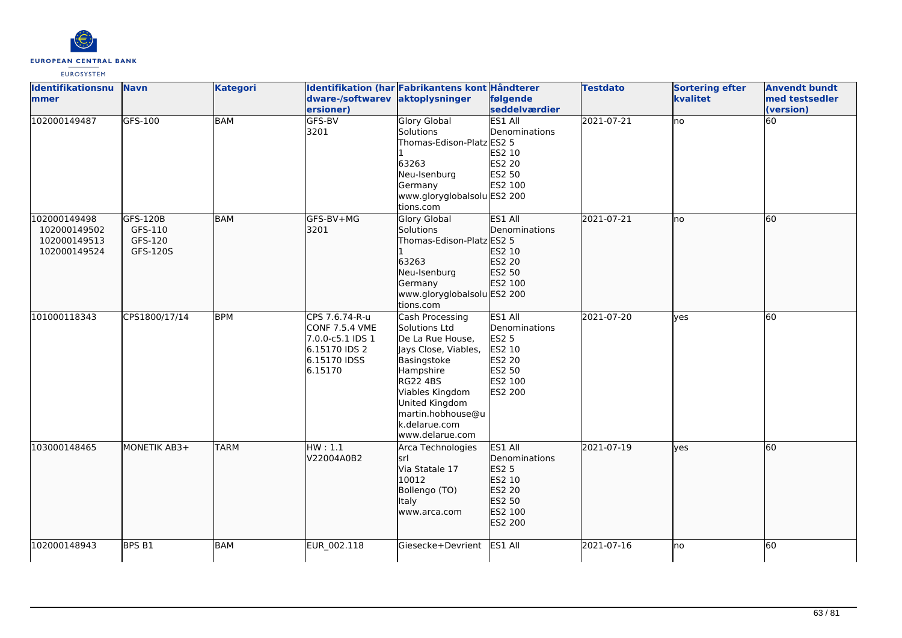| Identifikationsnummer | Navn | Kategori | Identifikation (hardware-/softwareversioner) | Fabrikantens kontaktoplysninger | Håndterer følgende seddelværdier | Testdato | Sortering efter kvalitet | Anvendt bundt med testsedler (version) |
|---|---|---|---|---|---|---|---|---|
| 102000149487 | GFS-100 | BAM | GFS-BV<br>3201 | Glory Global Solutions<br>Thomas-Edison-Platz 1<br>63263<br>Neu-Isenburg<br>Germany<br>www.gloryglobalsolutions.com | ES1 All Denominations<br>ES2 5<br>ES2 10<br>ES2 20<br>ES2 50<br>ES2 100<br>ES2 200 | 2021-07-21 | no | 60 |
| 102000149498<br>102000149502<br>102000149513<br>102000149524 | GFS-120B<br>GFS-110<br>GFS-120<br>GFS-120S | BAM | GFS-BV+MG<br>3201 | Glory Global Solutions<br>Thomas-Edison-Platz 1<br>63263<br>Neu-Isenburg<br>Germany<br>www.gloryglobalsolutions.com | ES1 All Denominations<br>ES2 5<br>ES2 10<br>ES2 20<br>ES2 50<br>ES2 100<br>ES2 200 | 2021-07-21 | no | 60 |
| 101000118343 | CPS1800/17/14 | BPM | CPS 7.6.74-R-u<br>CONF 7.5.4 VME<br>7.0.0-c5.1 IDS 1<br>6.15170 IDS 2<br>6.15170 IDSS<br>6.15170 | Cash Processing Solutions Ltd<br>De La Rue House, Jays Close, Viables, Basingstoke<br>Hampshire<br>RG22 4BS<br>Viables Kingdom<br>United Kingdom<br>martin.hobhouse@uk.delarue.com<br>www.delarue.com | ES1 All Denominations<br>ES2 5<br>ES2 10<br>ES2 20<br>ES2 50<br>ES2 100<br>ES2 200 | 2021-07-20 | yes | 60 |
| 103000148465 | MONETIK AB3+ | TARM | HW : 1.1<br>V22004A0B2 | Arca Technologies srl<br>Via Statale 17<br>10012<br>Bollengo (TO)<br>Italy<br>www.arca.com | ES1 All Denominations<br>ES2 5<br>ES2 10<br>ES2 20<br>ES2 50<br>ES2 100<br>ES2 200 | 2021-07-19 | yes | 60 |
| 102000148943 | BPS B1 | BAM | EUR_002.118 | Giesecke+Devrient | ES1 All | 2021-07-16 | no | 60 |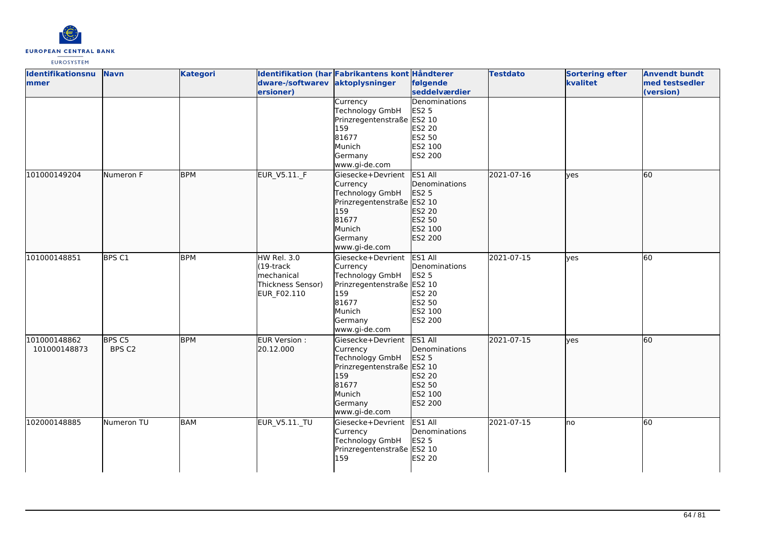| Identifikationsnummer | Navn | Kategori | Identifikation (hardware-/softwareversioner) | Fabrikantens kontaktoplysninger | Håndterer følgende seddelværdier | Testdato | Sortering efter kvalitet | Anvendt bundt med testsedler (version) |
|---|---|---|---|---|---|---|---|---|
| | | | | Currency Technology GmbH Prinzregentenstraße 159 81677 Munich Germany www.gi-de.com | Denominations ES2 5 ES2 10 ES2 20 ES2 50 ES2 100 ES2 200 | | | |
| 101000149204 | Numeron F | BPM | EUR_V5.11._F | Giesecke+Devrient Currency Technology GmbH Prinzregentenstraße 159 81677 Munich Germany www.gi-de.com | ES1 All Denominations ES2 5 ES2 10 ES2 20 ES2 50 ES2 100 ES2 200 | 2021-07-16 | yes | 60 |
| 101000148851 | BPS C1 | BPM | HW Rel. 3.0 (19-track mechanical Thickness Sensor) EUR_F02.110 | Giesecke+Devrient Currency Technology GmbH Prinzregentenstraße 159 81677 Munich Germany www.gi-de.com | ES1 All Denominations ES2 5 ES2 10 ES2 20 ES2 50 ES2 100 ES2 200 | 2021-07-15 | yes | 60 |
| 101000148862 101000148873 | BPS C5 BPS C2 | BPM | EUR Version : 20.12.000 | Giesecke+Devrient Currency Technology GmbH Prinzregentenstraße 159 81677 Munich Germany www.gi-de.com | ES1 All Denominations ES2 5 ES2 10 ES2 20 ES2 50 ES2 100 ES2 200 | 2021-07-15 | yes | 60 |
| 102000148885 | Numeron TU | BAM | EUR_V5.11._TU | Giesecke+Devrient Currency Technology GmbH Prinzregentenstraße 159 | ES1 All Denominations ES2 5 ES2 10 ES2 20 | 2021-07-15 | no | 60 |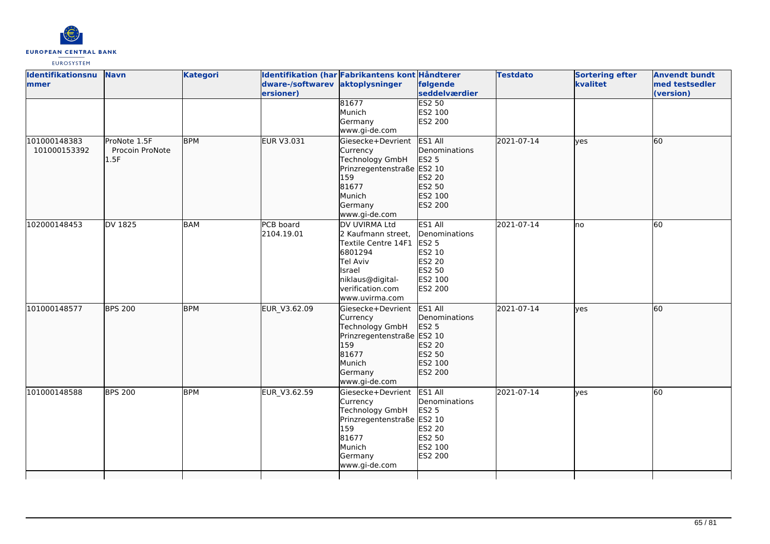| Identifikationsnummer | Navn | Kategori | Identifikation (hardware-/softwareversioner) | Fabrikantens kontaktoplysninger | Håndterer følgende seddelværdier | Testdato | Sortering efter kvalitet | Anvendt bundt med testsedler (version) |
|---|---|---|---|---|---|---|---|---|
| | | | | 81677<br>Munich<br>Germany<br>www.gi-de.com | ES2 50<br>ES2 100<br>ES2 200 | | | |
| 101000148383<br>101000153392 | ProNote 1.5F<br>Procoin ProNote 1.5F | BPM | EUR V3.031 | Giesecke+Devrient Currency Technology GmbH<br>Prinzregentenstraße 159<br>81677<br>Munich<br>Germany<br>www.gi-de.com | ES1 All Denominations<br>ES2 5<br>ES2 10<br>ES2 20<br>ES2 50<br>ES2 100<br>ES2 200 | 2021-07-14 | yes | 60 |
| 102000148453 | DV 1825 | BAM | PCB board 2104.19.01 | DV UVIRMA Ltd<br>2 Kaufmann street, Textile Centre 14F1<br>6801294<br>Tel Aviv<br>Israel<br>niklaus@digital-verification.com<br>www.uvirma.com | ES1 All Denominations<br>ES2 5<br>ES2 10<br>ES2 20<br>ES2 50<br>ES2 100<br>ES2 200 | 2021-07-14 | no | 60 |
| 101000148577 | BPS 200 | BPM | EUR_V3.62.09 | Giesecke+Devrient Currency Technology GmbH<br>Prinzregentenstraße 159<br>81677<br>Munich<br>Germany<br>www.gi-de.com | ES1 All Denominations<br>ES2 5<br>ES2 10<br>ES2 20<br>ES2 50<br>ES2 100<br>ES2 200 | 2021-07-14 | yes | 60 |
| 101000148588 | BPS 200 | BPM | EUR_V3.62.59 | Giesecke+Devrient Currency Technology GmbH<br>Prinzregentenstraße 159<br>81677<br>Munich<br>Germany<br>www.gi-de.com | ES1 All Denominations<br>ES2 5<br>ES2 10<br>ES2 20<br>ES2 50<br>ES2 100<br>ES2 200 | 2021-07-14 | yes | 60 |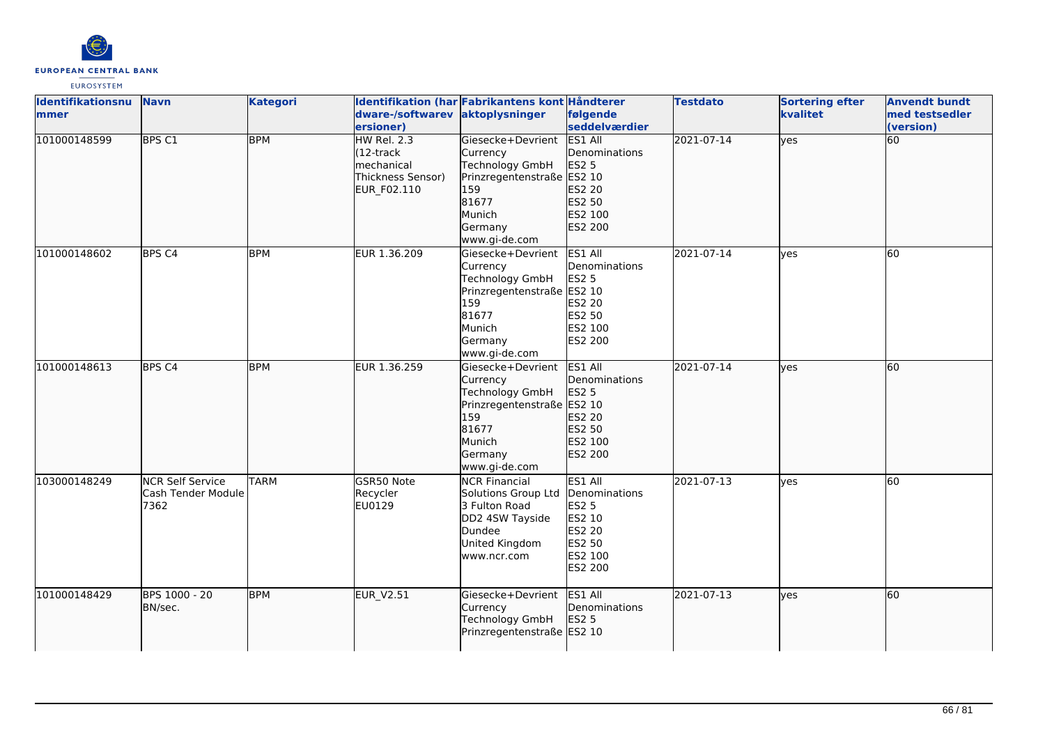| Identifikationsnummer | Navn | Kategori | Identifikation (hardware-/softwareversioner) | Fabrikantens kontaktoplysninger | Håndterer følgende seddelværdier | Testdato | Sortering efter kvalitet | Anvendt bundt med testsedler (version) |
|---|---|---|---|---|---|---|---|---|
| 101000148599 | BPS C1 | BPM | HW Rel. 2.3 (12-track mechanical Thickness Sensor) EUR_F02.110 | Giesecke+Devrient Currency Technology GmbH Prinzregentenstraße 159 81677 Munich Germany www.gi-de.com | ES1 All Denominations ES2 5 ES2 10 ES2 20 ES2 50 ES2 100 ES2 200 | 2021-07-14 | yes | 60 |
| 101000148602 | BPS C4 | BPM | EUR 1.36.209 | Giesecke+Devrient Currency Technology GmbH Prinzregentenstraße 159 81677 Munich Germany www.gi-de.com | ES1 All Denominations ES2 5 ES2 10 ES2 20 ES2 50 ES2 100 ES2 200 | 2021-07-14 | yes | 60 |
| 101000148613 | BPS C4 | BPM | EUR 1.36.259 | Giesecke+Devrient Currency Technology GmbH Prinzregentenstraße 159 81677 Munich Germany www.gi-de.com | ES1 All Denominations ES2 5 ES2 10 ES2 20 ES2 50 ES2 100 ES2 200 | 2021-07-14 | yes | 60 |
| 103000148249 | NCR Self Service Cash Tender Module 7362 | TARM | GSR50 Note Recycler EU0129 | NCR Financial Solutions Group Ltd 3 Fulton Road DD2 4SW Tayside Dundee United Kingdom www.ncr.com | ES1 All Denominations ES2 5 ES2 10 ES2 20 ES2 50 ES2 100 ES2 200 | 2021-07-13 | yes | 60 |
| 101000148429 | BPS 1000 - 20 BN/sec. | BPM | EUR_V2.51 | Giesecke+Devrient Currency Technology GmbH Prinzregentenstraße | ES1 All Denominations ES2 5 ES2 10 | 2021-07-13 | yes | 60 |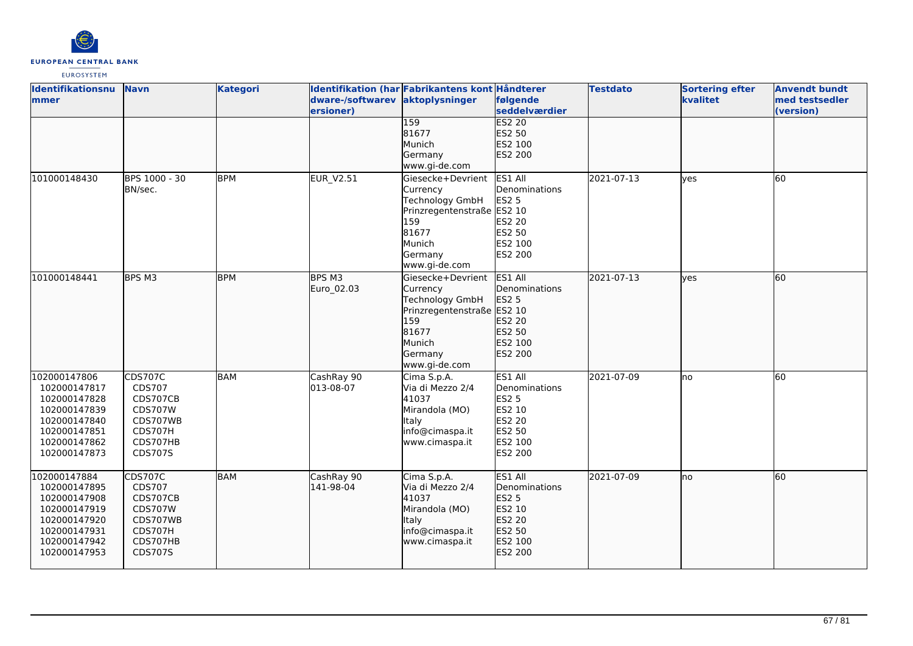| Identifikationsnummer | Navn | Kategori | Identifikation (hardware-/softwareversioner) | Fabrikantens kontaktoplysninger | Håndterer følgende seddelværdier | Testdato | Sortering efter kvalitet | Anvendt bundt med testsedler (version) |
|---|---|---|---|---|---|---|---|---|
| | | | | 159<br>81677<br>Munich<br>Germany<br>www.gi-de.com | ES2 20<br>ES2 50<br>ES2 100<br>ES2 200 | | | |
| 101000148430 | BPS 1000 - 30 BN/sec. | BPM | EUR_V2.51 | Giesecke+Devrient Currency Technology GmbH<br>Prinzregentenstraße 159<br>81677<br>Munich<br>Germany<br>www.gi-de.com | ES1 All Denominations<br>ES2 5<br>ES2 10<br>ES2 20<br>ES2 50<br>ES2 100<br>ES2 200 | 2021-07-13 | yes | 60 |
| 101000148441 | BPS M3 | BPM | BPS M3<br>Euro_02.03 | Giesecke+Devrient Currency Technology GmbH<br>Prinzregentenstraße 159<br>81677<br>Munich<br>Germany<br>www.gi-de.com | ES1 All Denominations<br>ES2 5<br>ES2 10<br>ES2 20<br>ES2 50<br>ES2 100<br>ES2 200 | 2021-07-13 | yes | 60 |
| 102000147806<br>102000147817<br>102000147828<br>102000147839<br>102000147840<br>102000147851<br>102000147862<br>102000147873 | CDS707C<br>CDS707<br>CDS707CB<br>CDS707W<br>CDS707WB<br>CDS707H<br>CDS707HB<br>CDS707S | BAM | CashRay 90<br>013-08-07 | Cima S.p.A.<br>Via di Mezzo 2/4<br>41037<br>Mirandola (MO)<br>Italy<br>info@cimaspa.it<br>www.cimaspa.it | ES1 All Denominations<br>ES2 5<br>ES2 10<br>ES2 20<br>ES2 50<br>ES2 100<br>ES2 200 | 2021-07-09 | no | 60 |
| 102000147884<br>102000147895<br>102000147908<br>102000147919<br>102000147920<br>102000147931<br>102000147942<br>102000147953 | CDS707C<br>CDS707<br>CDS707CB<br>CDS707W<br>CDS707WB<br>CDS707H<br>CDS707HB<br>CDS707S | BAM | CashRay 90<br>141-98-04 | Cima S.p.A.<br>Via di Mezzo 2/4<br>41037<br>Mirandola (MO)<br>Italy<br>info@cimaspa.it<br>www.cimaspa.it | ES1 All Denominations<br>ES2 5<br>ES2 10<br>ES2 20<br>ES2 50<br>ES2 100<br>ES2 200 | 2021-07-09 | no | 60 |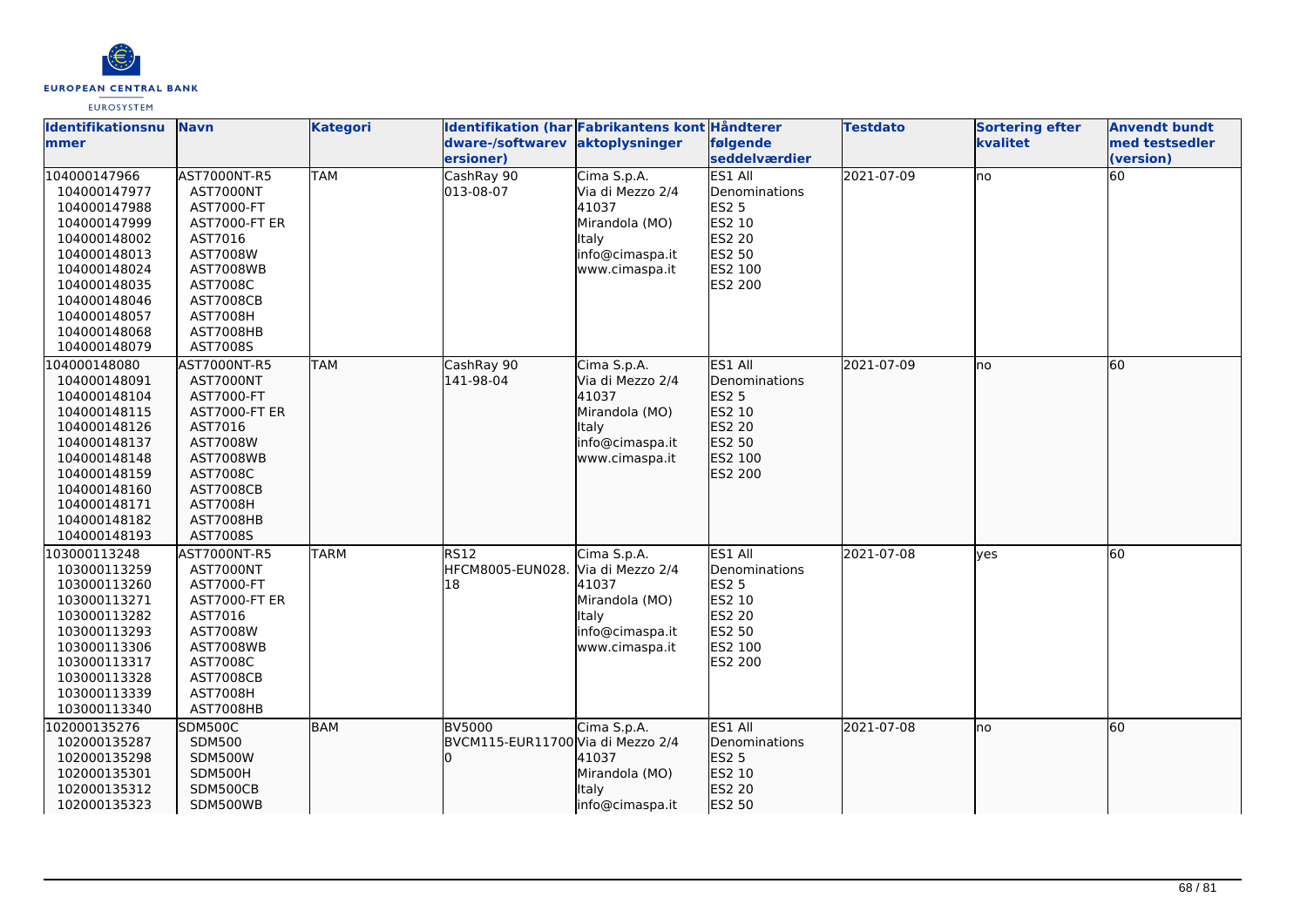| Identifikationsnummer | Navn | Kategori | Identifikation (hardware-/softwareversioner) | Fabrikantens kontaktoplysninger | Håndterer følgende seddelværdier | Testdato | Sortering efter kvalitet | Anvendt bundt med testsedler (version) |
|---|---|---|---|---|---|---|---|---|
| 104000147966<br>104000147977<br>104000147988<br>104000147999<br>104000148002<br>104000148013<br>104000148024<br>104000148035<br>104000148046<br>104000148057<br>104000148068<br>104000148079 | AST7000NT-R5<br>AST7000NT<br>AST7000-FT<br>AST7000-FT ER<br>AST7016<br>AST7008W<br>AST7008WB<br>AST7008C<br>AST7008CB<br>AST7008H<br>AST7008HB<br>AST7008S | TAM | CashRay 90<br>013-08-07 | Cima S.p.A.<br>Via di Mezzo 2/4<br>41037<br>Mirandola (MO)<br>Italy<br>info@cimaspa.it<br>www.cimaspa.it | ES1 All Denominations<br>ES2 5<br>ES2 10<br>ES2 20<br>ES2 50<br>ES2 100<br>ES2 200 | 2021-07-09 | no | 60 |
| 104000148080<br>104000148091<br>104000148104<br>104000148115<br>104000148126<br>104000148137<br>104000148148<br>104000148159<br>104000148160<br>104000148171<br>104000148182<br>104000148193 | AST7000NT-R5<br>AST7000NT<br>AST7000-FT<br>AST7000-FT ER<br>AST7016<br>AST7008W<br>AST7008WB<br>AST7008C<br>AST7008CB<br>AST7008H<br>AST7008HB<br>AST7008S | TAM | CashRay 90<br>141-98-04 | Cima S.p.A.<br>Via di Mezzo 2/4<br>41037<br>Mirandola (MO)<br>Italy<br>info@cimaspa.it<br>www.cimaspa.it | ES1 All Denominations<br>ES2 5<br>ES2 10<br>ES2 20<br>ES2 50<br>ES2 100<br>ES2 200 | 2021-07-09 | no | 60 |
| 103000113248<br>103000113259<br>103000113260<br>103000113271<br>103000113282<br>103000113293<br>103000113306<br>103000113317<br>103000113328<br>103000113339<br>103000113340 | AST7000NT-R5<br>AST7000NT<br>AST7000-FT<br>AST7000-FT ER<br>AST7016<br>AST7008W<br>AST7008WB<br>AST7008C<br>AST7008CB<br>AST7008H<br>AST7008HB | TARM | RS12<br>HFCM8005-EUN028.18 | Cima S.p.A.<br>Via di Mezzo 2/4<br>41037<br>Mirandola (MO)<br>Italy<br>info@cimaspa.it<br>www.cimaspa.it | ES1 All Denominations<br>ES2 5<br>ES2 10<br>ES2 20<br>ES2 50<br>ES2 100<br>ES2 200 | 2021-07-08 | yes | 60 |
| 102000135276<br>102000135287<br>102000135298<br>102000135301<br>102000135312<br>102000135323 | SDM500C<br>SDM500<br>SDM500W<br>SDM500H<br>SDM500CB<br>SDM500WB | BAM | BV5000<br>BVCM115-EUR117000 | Cima S.p.A.<br>Via di Mezzo 2/4<br>41037<br>Mirandola (MO)<br>Italy<br>info@cimaspa.it | ES1 All Denominations<br>ES2 5<br>ES2 10<br>ES2 20<br>ES2 50 | 2021-07-08 | no | 60 |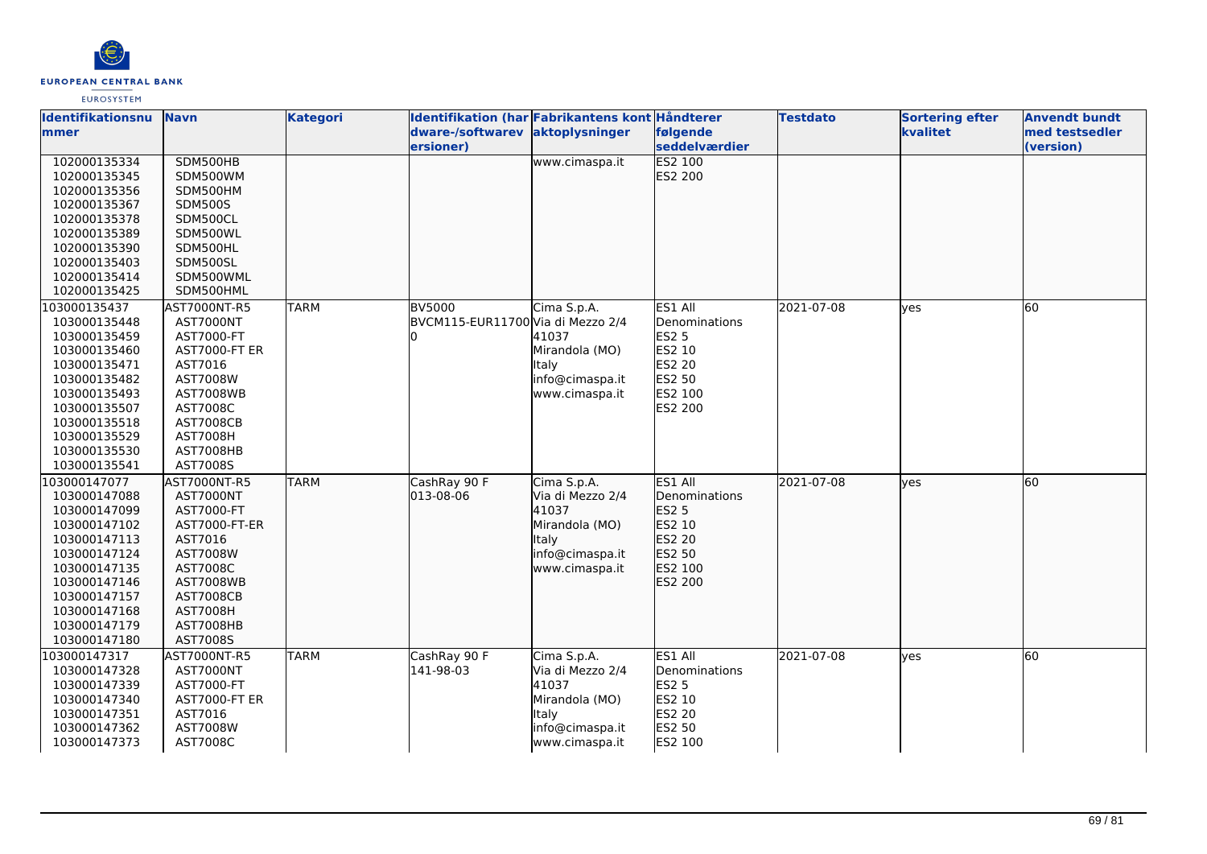| Identifikationsnummer | Navn | Kategori | Identifikation (hardware-/softwareversioner) | Fabrikantens kontaktoplysninger | Håndterer følgende seddelværdier | Testdato | Sortering efter kvalitet | Anvendt bundt med testsedler (version) |
|---|---|---|---|---|---|---|---|---|
| 102000135334<br>102000135345<br>102000135356<br>102000135367<br>102000135378<br>102000135389<br>102000135390<br>102000135403<br>102000135414<br>102000135425 | SDM500HB<br>SDM500WM<br>SDM500HM<br>SDM500S<br>SDM500CL<br>SDM500WL<br>SDM500HL<br>SDM500SL<br>SDM500WML<br>SDM500HML | | | www.cimaspa.it | ES2 100<br>ES2 200 | | | |
| 103000135437<br>103000135448<br>103000135459<br>103000135460<br>103000135471<br>103000135482<br>103000135493<br>103000135507<br>103000135518<br>103000135529<br>103000135530<br>103000135541 | AST7000NT-R5<br>AST7000NT<br>AST7000-FT<br>AST7000-FT ER<br>AST7016<br>AST7008W<br>AST7008WB<br>AST7008C<br>AST7008CB<br>AST7008H<br>AST7008HB<br>AST7008S | TARM | BV5000<br>BVCM115-EUR11700 | Cima S.p.A.<br>Via di Mezzo 2/4<br>41037<br>Mirandola (MO)<br>Italy<br>info@cimaspa.it<br>www.cimaspa.it | ES1 All Denominations<br>ES2 5<br>ES2 10<br>ES2 20<br>ES2 50<br>ES2 100<br>ES2 200 | 2021-07-08 | yes | 60 |
| 103000147077<br>103000147088<br>103000147099<br>103000147102<br>103000147113<br>103000147124<br>103000147135<br>103000147146<br>103000147157<br>103000147168<br>103000147179<br>103000147180 | AST7000NT-R5<br>AST7000NT<br>AST7000-FT<br>AST7000-FT-ER<br>AST7016<br>AST7008W<br>AST7008C<br>AST7008WB<br>AST7008CB<br>AST7008H<br>AST7008HB<br>AST7008S | TARM | CashRay 90 F<br>013-08-06 | Cima S.p.A.<br>Via di Mezzo 2/4<br>41037<br>Mirandola (MO)<br>Italy<br>info@cimaspa.it<br>www.cimaspa.it | ES1 All Denominations<br>ES2 5<br>ES2 10<br>ES2 20<br>ES2 50<br>ES2 100<br>ES2 200 | 2021-07-08 | yes | 60 |
| 103000147317<br>103000147328<br>103000147339<br>103000147340<br>103000147351<br>103000147362<br>103000147373 | AST7000NT-R5<br>AST7000NT<br>AST7000-FT<br>AST7000-FT ER<br>AST7016<br>AST7008W<br>AST7008C | TARM | CashRay 90 F<br>141-98-03 | Cima S.p.A.<br>Via di Mezzo 2/4<br>41037<br>Mirandola (MO)<br>Italy<br>info@cimaspa.it<br>www.cimaspa.it | ES1 All Denominations<br>ES2 5<br>ES2 10<br>ES2 20<br>ES2 50<br>ES2 100 | 2021-07-08 | yes | 60 |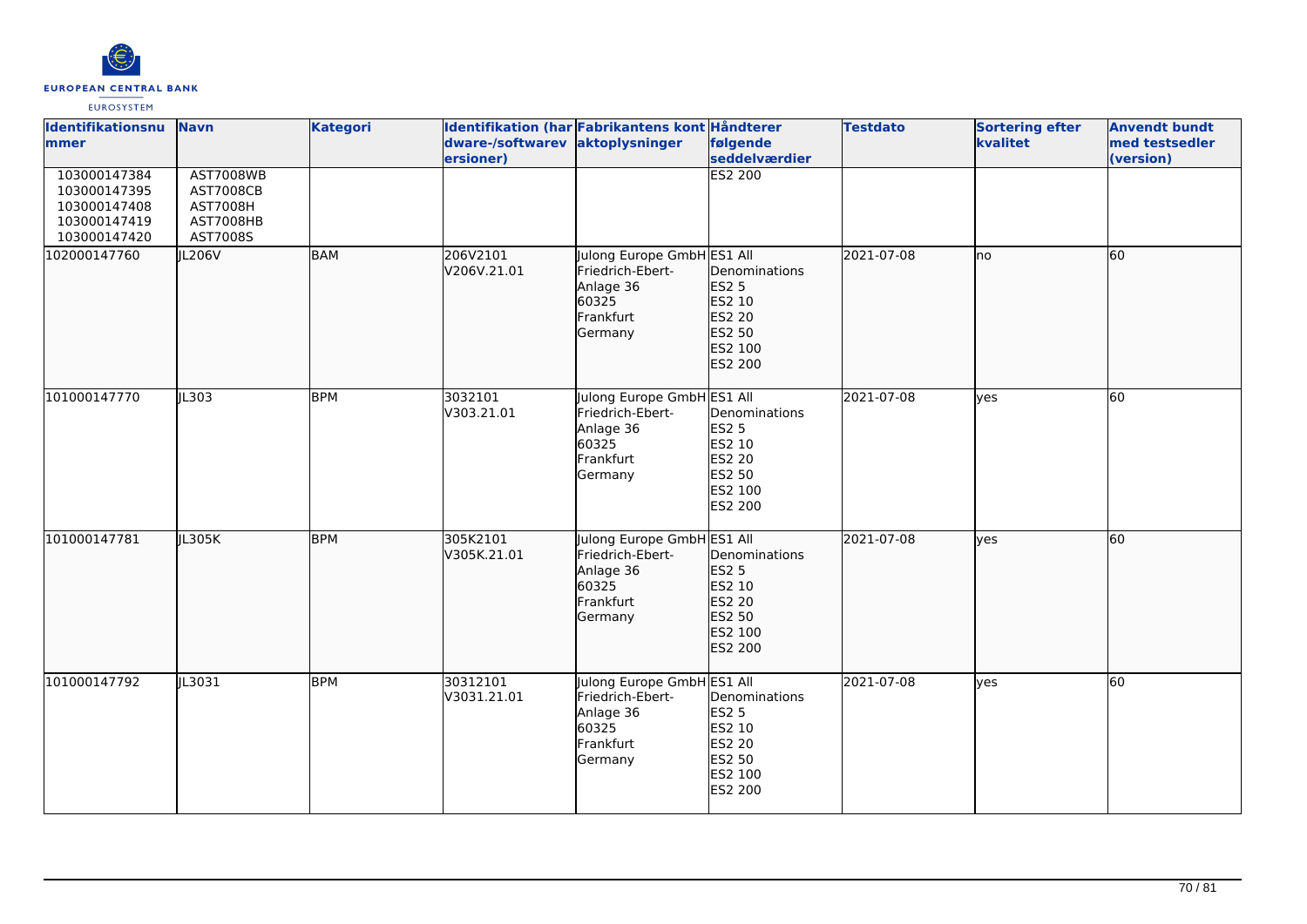| Identifikationsnummer | Navn | Kategori | Identifikation (hardware-/softwareversioner) | Fabrikantens kontaktoplysninger | Håndterer følgende seddelværdier | Testdato | Sortering efter kvalitet | Anvendt bundt med testsedler (version) |
|---|---|---|---|---|---|---|---|---|
| 103000147384<br>103000147395<br>103000147408<br>103000147419<br>103000147420 | AST7008WB<br>AST7008CB<br>AST7008H<br>AST7008HB<br>AST7008S | | | | ES2 200 | | | |
| 102000147760 | JL206V | BAM | 206V2101<br>V206V.21.01 | Julong Europe GmbH<br>Friedrich-Ebert-Anlage 36<br>60325<br>Frankfurt<br>Germany | ES1 All Denominations<br>ES2 5<br>ES2 10<br>ES2 20<br>ES2 50<br>ES2 100<br>ES2 200 | 2021-07-08 | no | 60 |
| 101000147770 | JL303 | BPM | 3032101<br>V303.21.01 | Julong Europe GmbH<br>Friedrich-Ebert-Anlage 36<br>60325<br>Frankfurt<br>Germany | ES1 All Denominations<br>ES2 5<br>ES2 10<br>ES2 20<br>ES2 50<br>ES2 100<br>ES2 200 | 2021-07-08 | yes | 60 |
| 101000147781 | JL305K | BPM | 305K2101<br>V305K.21.01 | Julong Europe GmbH<br>Friedrich-Ebert-Anlage 36<br>60325<br>Frankfurt<br>Germany | ES1 All Denominations<br>ES2 5<br>ES2 10<br>ES2 20<br>ES2 50<br>ES2 100<br>ES2 200 | 2021-07-08 | yes | 60 |
| 101000147792 | JL3031 | BPM | 30312101<br>V3031.21.01 | Julong Europe GmbH<br>Friedrich-Ebert-Anlage 36<br>60325<br>Frankfurt<br>Germany | ES1 All Denominations<br>ES2 5<br>ES2 10<br>ES2 20<br>ES2 50<br>ES2 100<br>ES2 200 | 2021-07-08 | yes | 60 |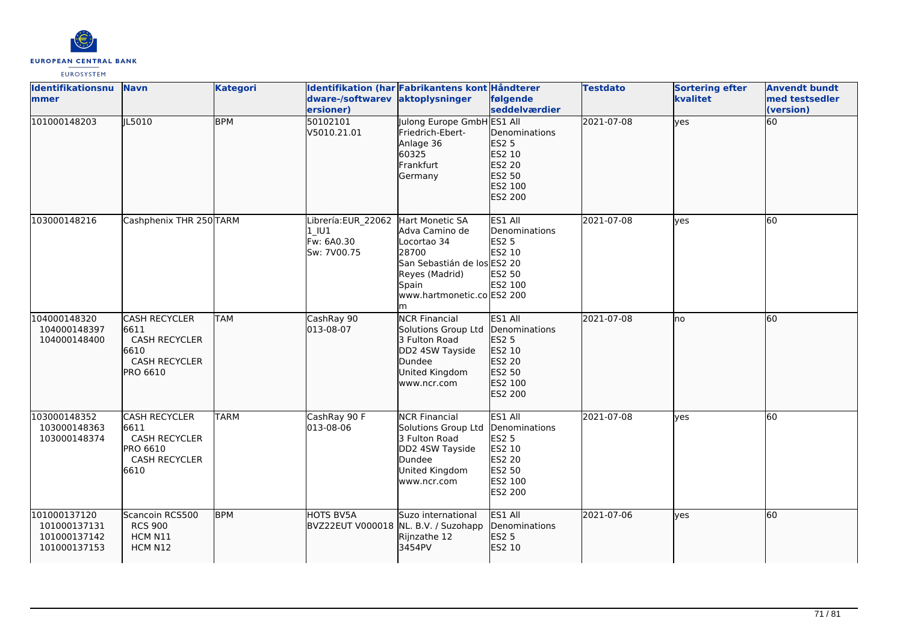| Identifikationsnummer | Navn | Kategori | Identifikation (hardware-/softwareversioner) | Fabrikantens kontaktoplysninger | Håndterer følgende seddelværdier | Testdato | Sortering efter kvalitet | Anvendt bundt med testsedler (version) |
|---|---|---|---|---|---|---|---|---|
| 101000148203 | JL5010 | BPM | 50102101<br>V5010.21.01 | Julong Europe GmbH<br>Friedrich-Ebert-Anlage 36<br>60325<br>Frankfurt<br>Germany | ES1 All Denominations<br>ES2 5<br>ES2 10<br>ES2 20<br>ES2 50<br>ES2 100<br>ES2 200 | 2021-07-08 | yes | 60 |
| 103000148216 | Cashphenix THR 250 | TARM | Librería:EUR_220621_IU1<br>Fw: 6A0.30<br>Sw: 7V00.75 | Hart Monetic SA<br>Adva Camino de Locortao 34<br>28700<br>San Sebastián de los Reyes (Madrid)<br>Spain<br>www.hartmonetic.com | ES1 All Denominations<br>ES2 5<br>ES2 10<br>ES2 20<br>ES2 50<br>ES2 100<br>ES2 200 | 2021-07-08 | yes | 60 |
| 104000148320<br>104000148397<br>104000148400 | CASH RECYCLER 6611<br>CASH RECYCLER 6610<br>CASH RECYCLER PRO 6610 | TAM | CashRay 90<br>013-08-07 | NCR Financial Solutions Group Ltd<br>3 Fulton Road<br>DD2 4SW Tayside<br>Dundee<br>United Kingdom<br>www.ncr.com | ES1 All Denominations<br>ES2 5<br>ES2 10<br>ES2 20<br>ES2 50<br>ES2 100<br>ES2 200 | 2021-07-08 | no | 60 |
| 103000148352<br>103000148363<br>103000148374 | CASH RECYCLER 6611<br>CASH RECYCLER PRO 6610<br>CASH RECYCLER 6610 | TARM | CashRay 90 F<br>013-08-06 | NCR Financial Solutions Group Ltd<br>3 Fulton Road<br>DD2 4SW Tayside<br>Dundee<br>United Kingdom<br>www.ncr.com | ES1 All Denominations<br>ES2 5<br>ES2 10<br>ES2 20<br>ES2 50<br>ES2 100<br>ES2 200 | 2021-07-08 | yes | 60 |
| 101000137120<br>101000137131<br>101000137142<br>101000137153 | Scancoin RCS500<br>RCS 900<br>HCM N11<br>HCM N12 | BPM | HOTS BV5A<br>BVZ22EUT V000018 | Suzo international NL. B.V. / Suzohapp<br>Rijnzathe 12<br>3454PV | ES1 All Denominations<br>ES2 5<br>ES2 10 | 2021-07-06 | yes | 60 |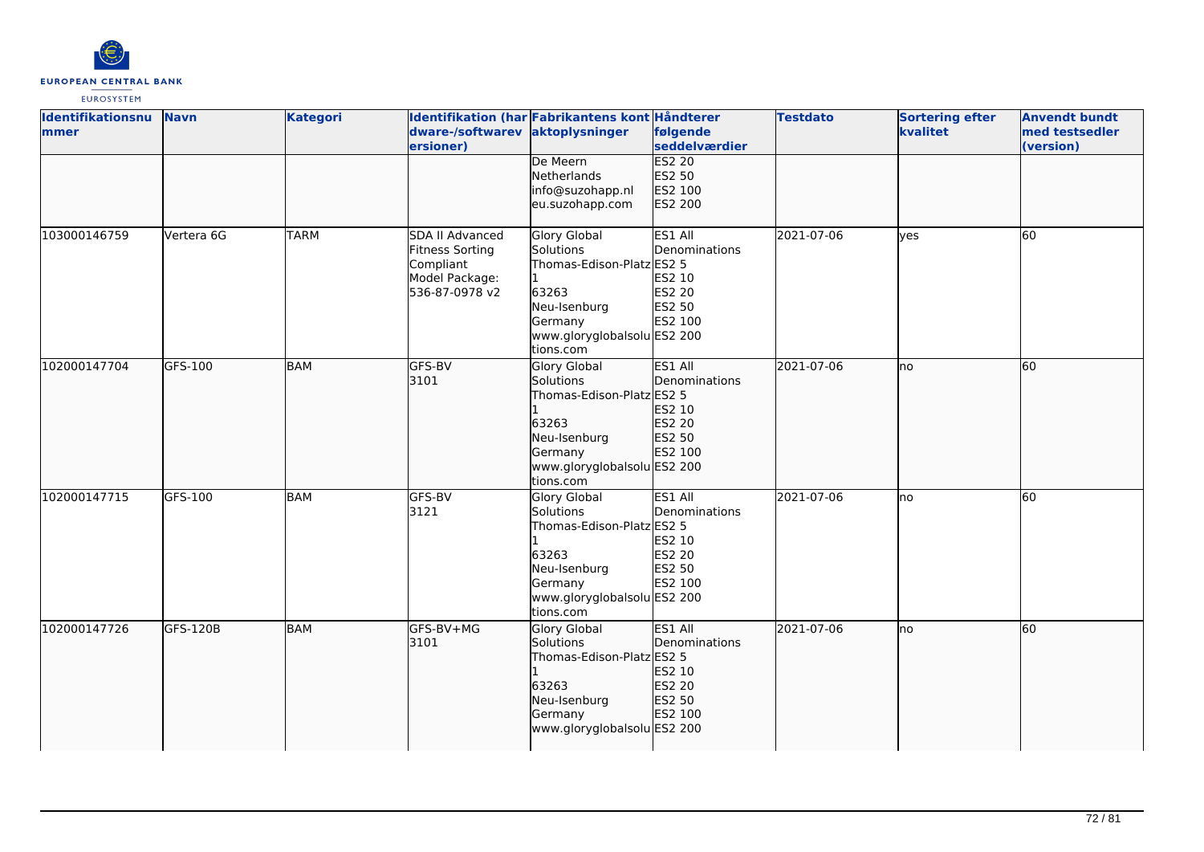| Identifikationsnummer | Navn | Kategori | Identifikation (hardware-/softwareversioner) | Fabrikantens kontaktoplysninger | Håndterer følgende seddelværdier | Testdato | Sortering efter kvalitet | Anvendt bundt med testsedler (version) |
|---|---|---|---|---|---|---|---|---|
| | | | | De Meern<br>Netherlands<br>info@suzohapp.nl<br>eu.suzohapp.com | ES2 20<br>ES2 50<br>ES2 100<br>ES2 200 | | | |
| 103000146759 | Vertera 6G | TARM | SDA II Advanced Fitness Sorting Compliant Model Package: 536-87-0978 v2 | Glory Global Solutions<br>Thomas-Edison-Platz 1<br>63263<br>Neu-Isenburg<br>Germany<br>www.gloryglobalsolutions.com | ES1 All Denominations<br>ES2 5<br>ES2 10<br>ES2 20<br>ES2 50<br>ES2 100<br>ES2 200 | 2021-07-06 | yes | 60 |
| 102000147704 | GFS-100 | BAM | GFS-BV<br>3101 | Glory Global Solutions<br>Thomas-Edison-Platz 1<br>63263<br>Neu-Isenburg<br>Germany<br>www.gloryglobalsolutions.com | ES1 All Denominations<br>ES2 5<br>ES2 10<br>ES2 20<br>ES2 50<br>ES2 100<br>ES2 200 | 2021-07-06 | no | 60 |
| 102000147715 | GFS-100 | BAM | GFS-BV<br>3121 | Glory Global Solutions<br>Thomas-Edison-Platz 1<br>63263<br>Neu-Isenburg<br>Germany<br>www.gloryglobalsolutions.com | ES1 All Denominations<br>ES2 5<br>ES2 10<br>ES2 20<br>ES2 50<br>ES2 100<br>ES2 200 | 2021-07-06 | no | 60 |
| 102000147726 | GFS-120B | BAM | GFS-BV+MG<br>3101 | Glory Global Solutions<br>Thomas-Edison-Platz 1<br>63263<br>Neu-Isenburg<br>Germany<br>www.gloryglobalsolu | ES1 All Denominations<br>ES2 5<br>ES2 10<br>ES2 20<br>ES2 50<br>ES2 100<br>ES2 200 | 2021-07-06 | no | 60 |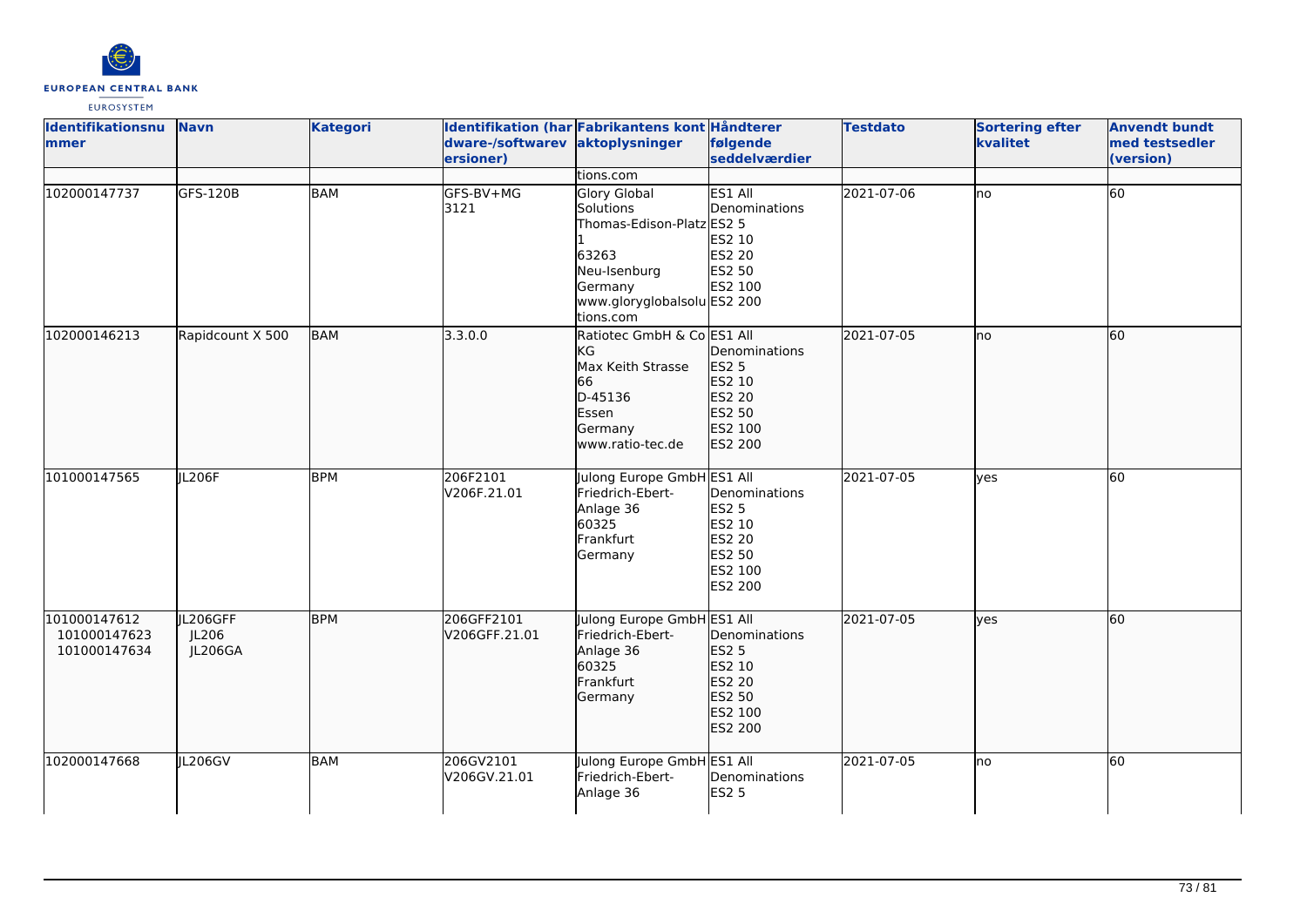| Identifikationsnummer | Navn | Kategori | Identifikation (hardware-/softwareversioner) | Fabrikantens kontaktoplysninger | Håndterer følgende seddelværdier | Testdato | Sortering efter kvalitet | Anvendt bundt med testsedler (version) |
|---|---|---|---|---|---|---|---|---|
| | | | | tions.com | | | | |
| 102000147737 | GFS-120B | BAM | GFS-BV+MG 3121 | Glory Global Solutions Thomas-Edison-Platz 1 63263 Neu-Isenburg Germany www.gloryglobalsolutions.com | ES1 All Denominations ES2 5 ES2 10 ES2 20 ES2 50 ES2 100 ES2 200 | 2021-07-06 | no | 60 |
| 102000146213 | Rapidcount X 500 | BAM | 3.3.0.0 | Ratiotec GmbH & Co KG Max Keith Strasse 66 D-45136 Essen Germany www.ratio-tec.de | ES1 All Denominations ES2 5 ES2 10 ES2 20 ES2 50 ES2 100 ES2 200 | 2021-07-05 | no | 60 |
| 101000147565 | JL206F | BPM | 206F2101 V206F.21.01 | Julong Europe GmbH Friedrich-Ebert-Anlage 36 60325 Frankfurt Germany | ES1 All Denominations ES2 5 ES2 10 ES2 20 ES2 50 ES2 100 ES2 200 | 2021-07-05 | yes | 60 |
| 101000147612 101000147623 101000147634 | JL206GFF JL206 JL206GA | BPM | 206GFF2101 V206GFF.21.01 | Julong Europe GmbH Friedrich-Ebert-Anlage 36 60325 Frankfurt Germany | ES1 All Denominations ES2 5 ES2 10 ES2 20 ES2 50 ES2 100 ES2 200 | 2021-07-05 | yes | 60 |
| 102000147668 | JL206GV | BAM | 206GV2101 V206GV.21.01 | Julong Europe GmbH Friedrich-Ebert-Anlage 36 | ES1 All Denominations ES2 5 | 2021-07-05 | no | 60 |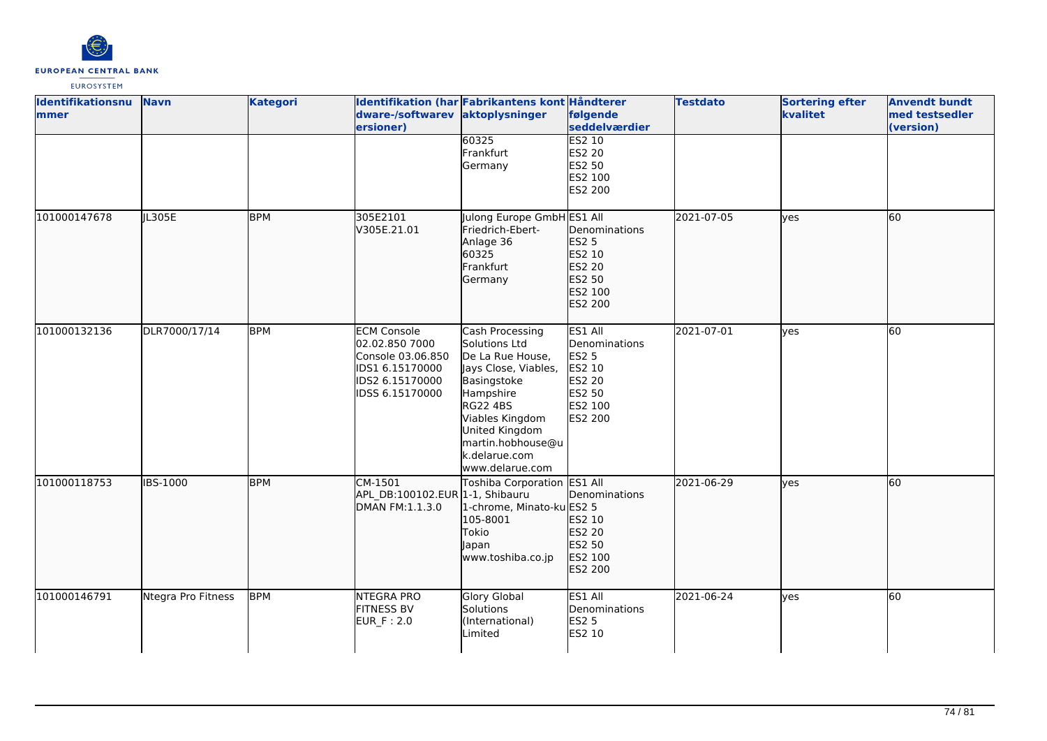| Identifikationsnummer | Navn | Kategori | Identifikation (hardware-/softwareversioner) | Fabrikantens kontaktoplysninger | Håndterer følgende seddelværdier | Testdato | Sortering efter kvalitet | Anvendt bundt med testsedler (version) |
|---|---|---|---|---|---|---|---|---|
| | | | | 60325<br>Frankfurt<br>Germany | ES2 10<br>ES2 20<br>ES2 50<br>ES2 100<br>ES2 200 | | | |
| 101000147678 | JL305E | BPM | 305E2101<br>V305E.21.01 | Julong Europe GmbH<br>Friedrich-Ebert-Anlage 36<br>60325<br>Frankfurt<br>Germany | ES1 All Denominations<br>ES2 5<br>ES2 10<br>ES2 20<br>ES2 50<br>ES2 100<br>ES2 200 | 2021-07-05 | yes | 60 |
| 101000132136 | DLR7000/17/14 | BPM | ECM Console 02.02.850 7000<br>Console 03.06.850<br>IDS1 6.15170000<br>IDS2 6.15170000<br>IDSS 6.15170000 | Cash Processing Solutions Ltd<br>De La Rue House, Jays Close, Viables, Basingstoke<br>Hampshire<br>RG22 4BS<br>Viables Kingdom<br>United Kingdom<br>martin.hobhouse@uk.delarue.com<br>www.delarue.com | ES1 All Denominations<br>ES2 5<br>ES2 10<br>ES2 20<br>ES2 50<br>ES2 100<br>ES2 200 | 2021-07-01 | yes | 60 |
| 101000118753 | IBS-1000 | BPM | CM-1501<br>APL_DB:100102.EUR<br>DMAN FM:1.1.3.0 | Toshiba Corporation<br>1-1, Shibauru<br>1-chrome, Minato-ku<br>105-8001<br>Tokio<br>Japan<br>www.toshiba.co.jp | ES1 All Denominations<br>ES2 5<br>ES2 10<br>ES2 20<br>ES2 50<br>ES2 100<br>ES2 200 | 2021-06-29 | yes | 60 |
| 101000146791 | Ntegra Pro Fitness | BPM | NTEGRA PRO FITNESS BV<br>EUR_F : 2.0 | Glory Global Solutions (International) Limited | ES1 All Denominations<br>ES2 5<br>ES2 10 | 2021-06-24 | yes | 60 |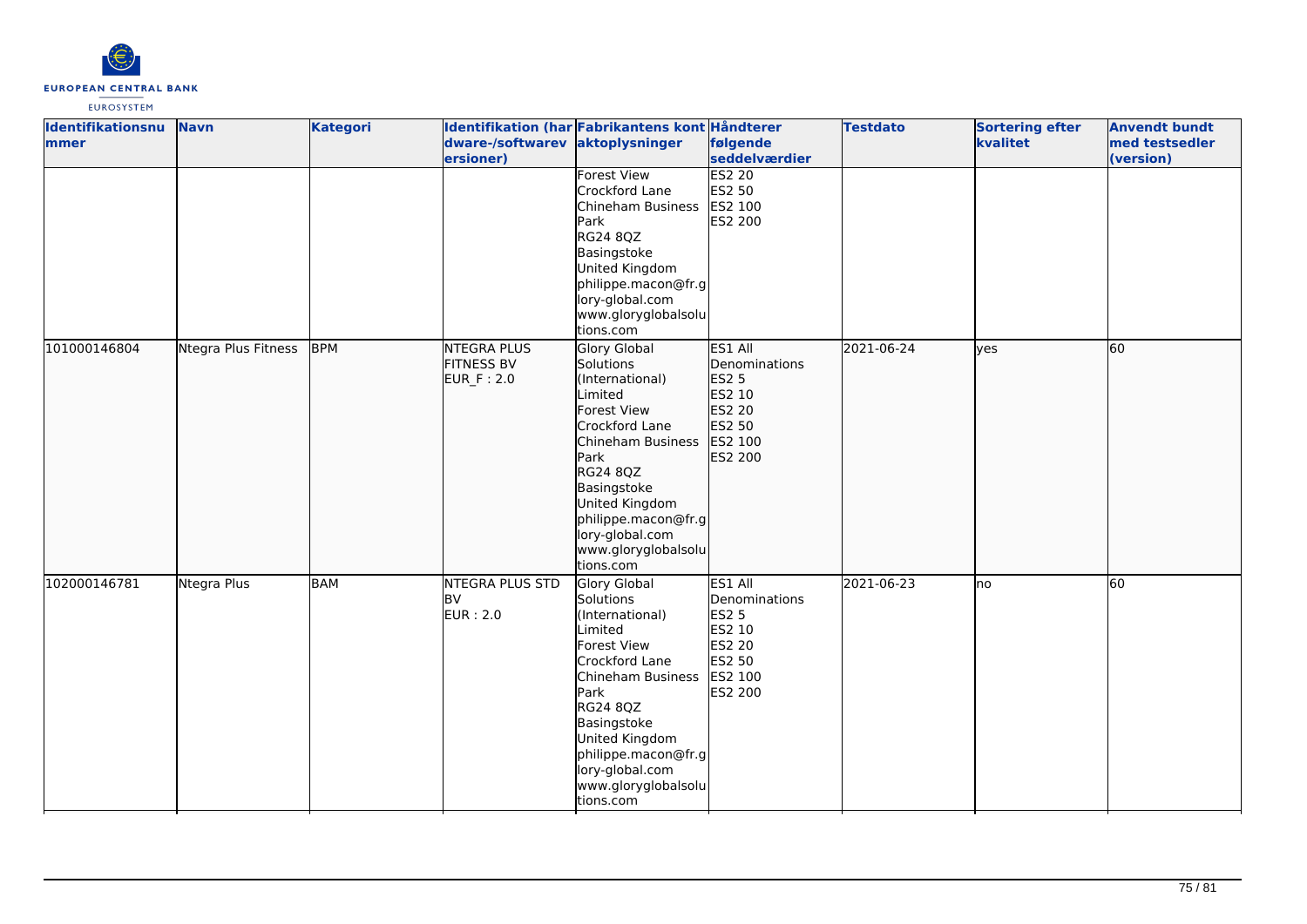| Identifikationsnummer | Navn | Kategori | Identifikation (hardware-/softwareversioner) | Fabrikantens kontaktoplysninger | Håndterer følgende seddelværdier | Testdato | Sortering efter kvalitet | Anvendt bundt med testsedler (version) |
|---|---|---|---|---|---|---|---|---|
| | | | | Forest View Crockford Lane Chineham Business Park RG24 8QZ Basingstoke United Kingdom philippe.macon@fr.glory-global.com www.gloryglobalsolutions.com | ES2 20 ES2 50 ES2 100 ES2 200 | | | |
| 101000146804 | Ntegra Plus Fitness | BPM | NTEGRA PLUS FITNESS BV EUR_F : 2.0 | Glory Global Solutions (International) Limited Forest View Crockford Lane Chineham Business Park RG24 8QZ Basingstoke United Kingdom philippe.macon@fr.glory-global.com www.gloryglobalsolutions.com | ES1 All Denominations ES2 5 ES2 10 ES2 20 ES2 50 ES2 100 ES2 200 | 2021-06-24 | yes | 60 |
| 102000146781 | Ntegra Plus | BAM | NTEGRA PLUS STD BV EUR : 2.0 | Glory Global Solutions (International) Limited Forest View Crockford Lane Chineham Business Park RG24 8QZ Basingstoke United Kingdom philippe.macon@fr.glory-global.com www.gloryglobalsolutions.com | ES1 All Denominations ES2 5 ES2 10 ES2 20 ES2 50 ES2 100 ES2 200 | 2021-06-23 | no | 60 |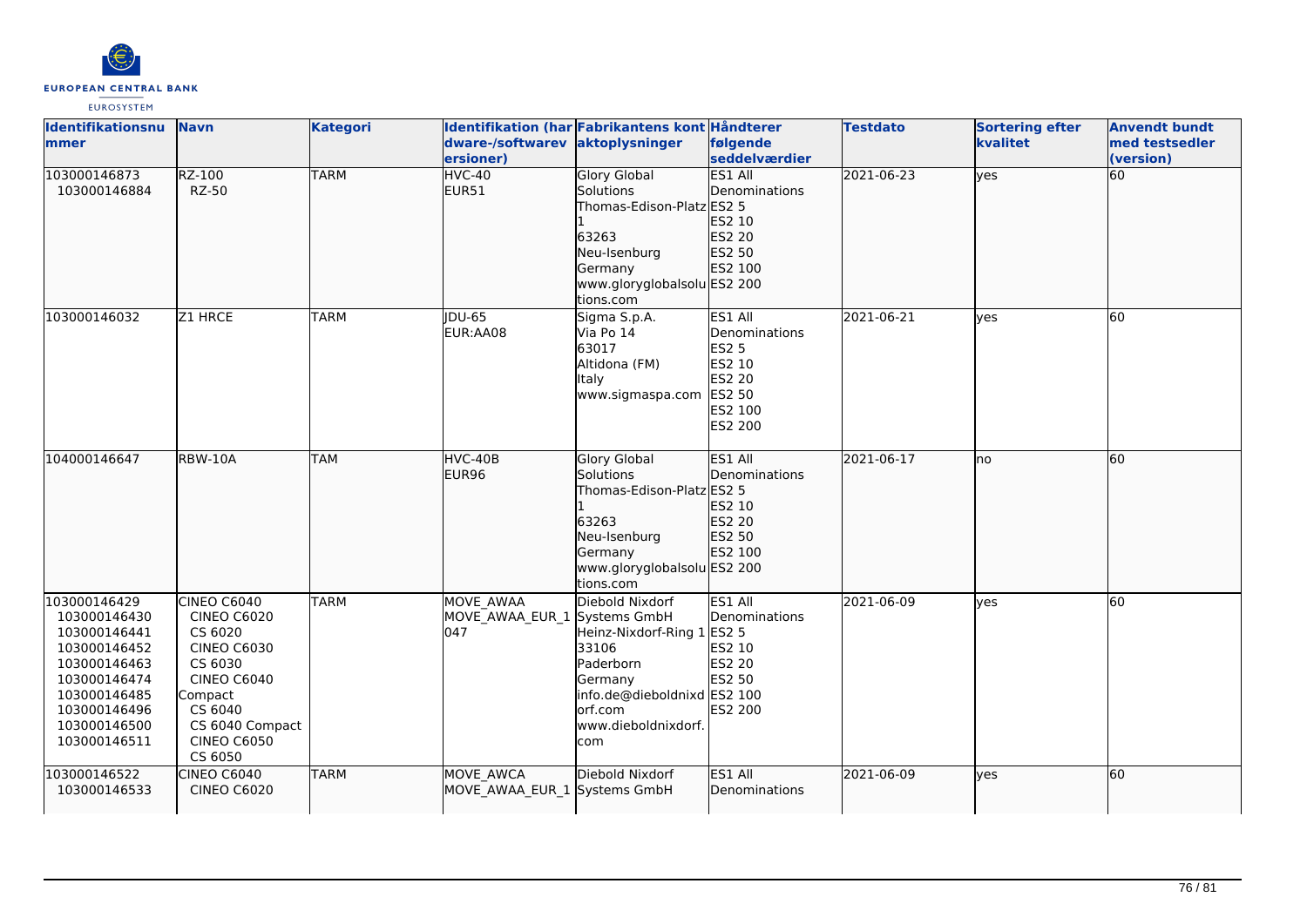| Identifikationsnummer | Navn | Kategori | Identifikation (hardware-/softwareversioner) | Fabrikantens kontaktoplysninger | Håndterer følgende seddelværdier | Testdato | Sortering efter kvalitet | Anvendt bundt med testsedler (version) |
|---|---|---|---|---|---|---|---|---|
| 103000146873<br>103000146884 | RZ-100<br>RZ-50 | TARM | HVC-40<br>EUR51 | Glory Global Solutions<br>Thomas-Edison-Platz 1<br>63263<br>Neu-Isenburg<br>Germany<br>www.gloryglobalsolutions.com | ES1 All Denominations<br>ES2 5<br>ES2 10<br>ES2 20<br>ES2 50<br>ES2 100<br>ES2 200 | 2021-06-23 | yes | 60 |
| 103000146032 | Z1 HRCE | TARM | JDU-65<br>EUR:AA08 | Sigma S.p.A.<br>Via Po 14<br>63017<br>Altidona (FM)<br>Italy<br>www.sigmaspa.com | ES1 All Denominations<br>ES2 5<br>ES2 10<br>ES2 20<br>ES2 50<br>ES2 100<br>ES2 200 | 2021-06-21 | yes | 60 |
| 104000146647 | RBW-10A | TAM | HVC-40B<br>EUR96 | Glory Global Solutions<br>Thomas-Edison-Platz 1<br>63263<br>Neu-Isenburg<br>Germany<br>www.gloryglobalsolutions.com | ES1 All Denominations<br>ES2 5<br>ES2 10<br>ES2 20<br>ES2 50<br>ES2 100<br>ES2 200 | 2021-06-17 | no | 60 |
| 103000146429<br>103000146430<br>103000146441<br>103000146452<br>103000146463<br>103000146474<br>103000146485<br>103000146496<br>103000146500<br>103000146511 | CINEO C6040<br>CINEO C6020<br>CS 6020<br>CINEO C6030<br>CS 6030<br>CINEO C6040 Compact<br>CS 6040<br>CS 6040 Compact<br>CINEO C6050<br>CS 6050 | TARM | MOVE_AWAA<br>MOVE_AWAA_EUR_1047 | Diebold Nixdorf Systems GmbH<br>Heinz-Nixdorf-Ring 1<br>33106<br>Paderborn<br>Germany<br>info.de@dieboldnixdorf.com<br>www.dieboldnixdorf.com | ES1 All Denominations<br>ES2 5<br>ES2 10<br>ES2 20<br>ES2 50<br>ES2 100<br>ES2 200 | 2021-06-09 | yes | 60 |
| 103000146522<br>103000146533 | CINEO C6040<br>CINEO C6020 | TARM | MOVE_AWCA<br>MOVE_AWAA_EUR_1 | Diebold Nixdorf Systems GmbH | ES1 All Denominations | 2021-06-09 | yes | 60 |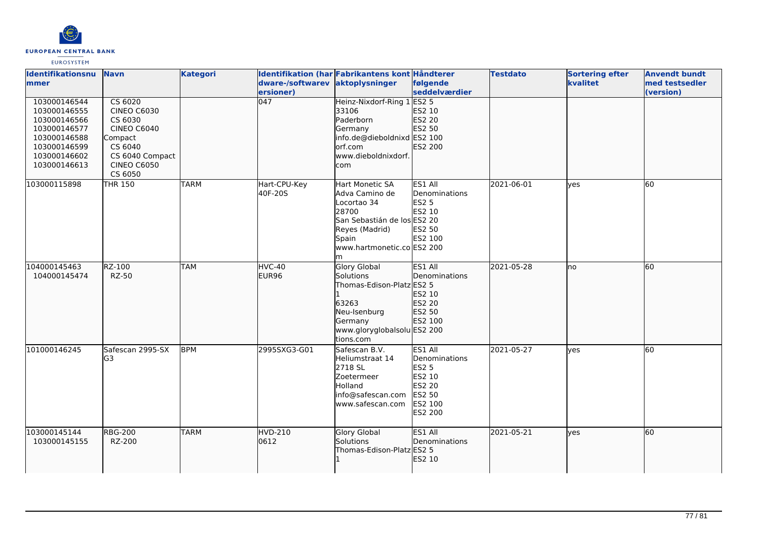| Identifikationsnummer | Navn | Kategori | Identifikation (hardware-/softwareversioner) | Fabrikantens kontaktoplysninger | Håndterer følgende seddelværdier | Testdato | Sortering efter kvalitet | Anvendt bundt med testsedler (version) |
|---|---|---|---|---|---|---|---|---|
| 103000146544<br>103000146555<br>103000146566<br>103000146577<br>103000146588<br>103000146599<br>103000146602<br>103000146613 | CS 6020<br>CINEO C6030<br>CS 6030<br>CINEO C6040 Compact<br>CS 6040<br>CS 6040 Compact<br>CINEO C6050<br>CS 6050 | | 047 | Heinz-Nixdorf-Ring 1<br>33106<br>Paderborn<br>Germany<br>info.de@dieboldnixdorf.com<br>www.dieboldnixdorf.com | ES2 5<br>ES2 10<br>ES2 20<br>ES2 50<br>ES2 100<br>ES2 200 | | | |
| 103000115898 | THR 150 | TARM | Hart-CPU-Key 40F-20S | Hart Monetic SA<br>Adva Camino de Locortao 34<br>28700<br>San Sebastián de los Reyes (Madrid)<br>Spain<br>www.hartmonetic.com | ES1 All Denominations<br>ES2 5<br>ES2 10<br>ES2 20<br>ES2 50<br>ES2 100<br>ES2 200 | 2021-06-01 | yes | 60 |
| 104000145463<br>104000145474 | RZ-100<br>RZ-50 | TAM | HVC-40<br>EUR96 | Glory Global Solutions<br>Thomas-Edison-Platz 1<br>63263<br>Neu-Isenburg<br>Germany<br>www.gloryglobalsolutions.com | ES1 All Denominations<br>ES2 5<br>ES2 10<br>ES2 20<br>ES2 50<br>ES2 100<br>ES2 200 | 2021-05-28 | no | 60 |
| 101000146245 | Safescan 2995-SX G3 | BPM | 2995SXG3-G01 | Safescan B.V.<br>Heliumstraat 14<br>2718 SL<br>Zoetermeer<br>Holland<br>info@safescan.com<br>www.safescan.com | ES1 All Denominations<br>ES2 5<br>ES2 10<br>ES2 20<br>ES2 50<br>ES2 100<br>ES2 200 | 2021-05-27 | yes | 60 |
| 103000145144<br>103000145155 | RBG-200<br>RZ-200 | TARM | HVD-210<br>0612 | Glory Global Solutions<br>Thomas-Edison-Platz 1 | ES1 All Denominations<br>ES2 5<br>ES2 10 | 2021-05-21 | yes | 60 |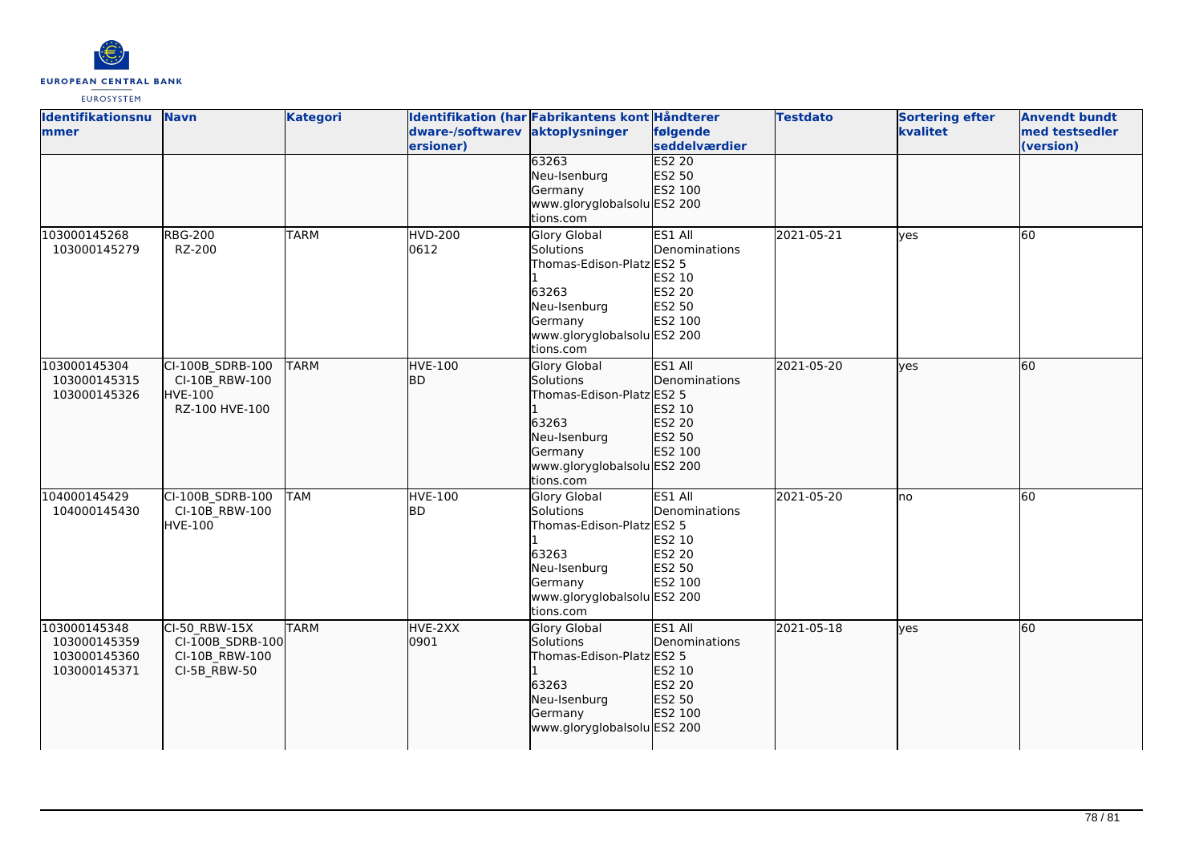| Identifikationsnummer | Navn | Kategori | Identifikation (hardware-/softwareversioner) | Fabrikantens kontaktoplysninger | Håndterer følgende seddelværdier | Testdato | Sortering efter kvalitet | Anvendt bundt med testsedler (version) |
|---|---|---|---|---|---|---|---|---|
| | | | | 63263 Neu-Isenburg Germany www.gloryglobalsolutions.com | ES2 20 ES2 50 ES2 100 ES2 200 | | | |
| 103000145268 103000145279 | RBG-200 RZ-200 | TARM | HVD-200 0612 | Glory Global Solutions Thomas-Edison-Platz 1 63263 Neu-Isenburg Germany www.gloryglobalsolutions.com | ES1 All Denominations ES2 5 ES2 10 ES2 20 ES2 50 ES2 100 ES2 200 | 2021-05-21 | yes | 60 |
| 103000145304 103000145315 103000145326 | CI-100B_SDRB-100 CI-10B_RBW-100 HVE-100 RZ-100 HVE-100 | TARM | HVE-100 BD | Glory Global Solutions Thomas-Edison-Platz 1 63263 Neu-Isenburg Germany www.gloryglobalsolutions.com | ES1 All Denominations ES2 5 ES2 10 ES2 20 ES2 50 ES2 100 ES2 200 | 2021-05-20 | yes | 60 |
| 104000145429 104000145430 | CI-100B_SDRB-100 CI-10B_RBW-100 HVE-100 | TAM | HVE-100 BD | Glory Global Solutions Thomas-Edison-Platz 1 63263 Neu-Isenburg Germany www.gloryglobalsolutions.com | ES1 All Denominations ES2 5 ES2 10 ES2 20 ES2 50 ES2 100 ES2 200 | 2021-05-20 | no | 60 |
| 103000145348 103000145359 103000145360 103000145371 | CI-50_RBW-15X CI-100B_SDRB-100 CI-10B_RBW-100 CI-5B_RBW-50 | TARM | HVE-2XX 0901 | Glory Global Solutions Thomas-Edison-Platz 1 63263 Neu-Isenburg Germany www.gloryglobalsolu | ES1 All Denominations ES2 5 ES2 10 ES2 20 ES2 50 ES2 100 ES2 200 | 2021-05-18 | yes | 60 |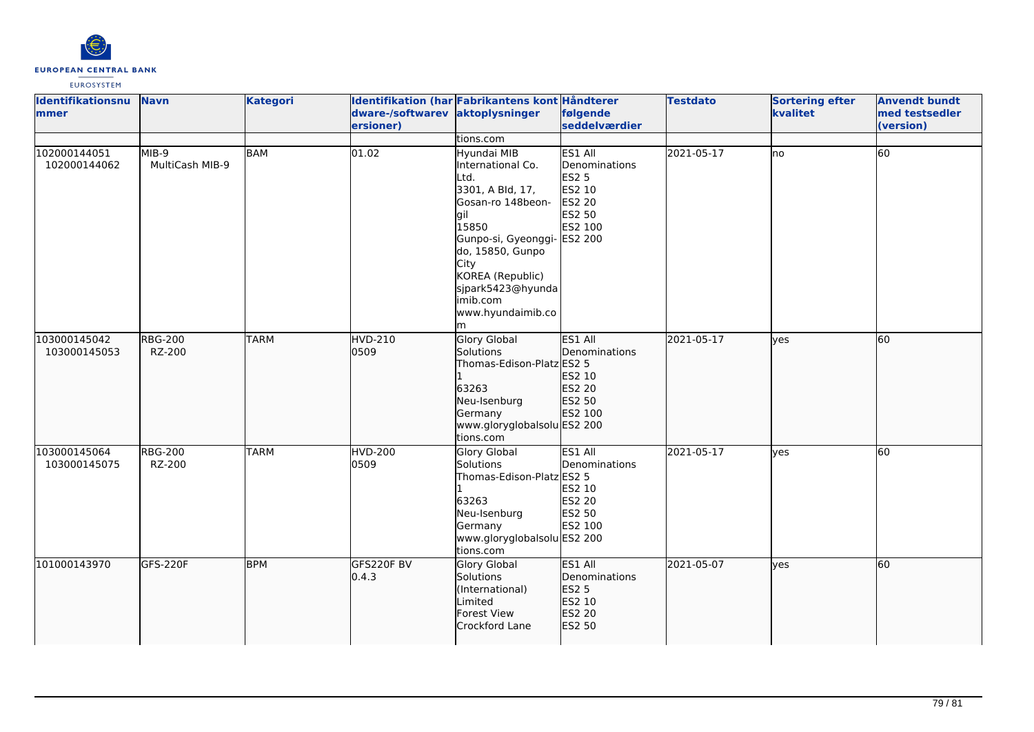| Identifikationsnummer | Navn | Kategori | Identifikation (hardware-/softwareversioner) | Fabrikantens kontaktoplysninger | Håndterer følgende seddelværdier | Testdato | Sortering efter kvalitet | Anvendt bundt med testsedler (version) |
|---|---|---|---|---|---|---|---|---|
| | | | | tions.com | | | | |
| 102000144051<br>102000144062 | MIB-9<br>MultiCash MIB-9 | BAM | 01.02 | Hyundai MIB International Co. Ltd.<br>3301, A Bld, 17, Gosan-ro 148beon-gil<br>15850<br>Gunpo-si, Gyeonggi-do, 15850, Gunpo City<br>KOREA (Republic)<br>sjpark5423@hyundaimib.com<br>www.hyundaimib.com | ES1 All Denominations<br>ES2 5<br>ES2 10<br>ES2 20<br>ES2 50<br>ES2 100<br>ES2 200 | 2021-05-17 | no | 60 |
| 103000145042<br>103000145053 | RBG-200<br>RZ-200 | TARM | HVD-210<br>0509 | Glory Global Solutions<br>Thomas-Edison-Platz 1<br>63263<br>Neu-Isenburg<br>Germany<br>www.gloryglobalsolutions.com | ES1 All Denominations<br>ES2 5<br>ES2 10<br>ES2 20<br>ES2 50<br>ES2 100<br>ES2 200 | 2021-05-17 | yes | 60 |
| 103000145064<br>103000145075 | RBG-200<br>RZ-200 | TARM | HVD-200<br>0509 | Glory Global Solutions<br>Thomas-Edison-Platz 1<br>63263<br>Neu-Isenburg<br>Germany<br>www.gloryglobalsolutions.com | ES1 All Denominations<br>ES2 5<br>ES2 10<br>ES2 20<br>ES2 50<br>ES2 100<br>ES2 200 | 2021-05-17 | yes | 60 |
| 101000143970 | GFS-220F | BPM | GFS220F BV<br>0.4.3 | Glory Global Solutions (International) Limited<br>Forest View<br>Crockford Lane | ES1 All Denominations<br>ES2 5<br>ES2 10<br>ES2 20<br>ES2 50 | 2021-05-07 | yes | 60 |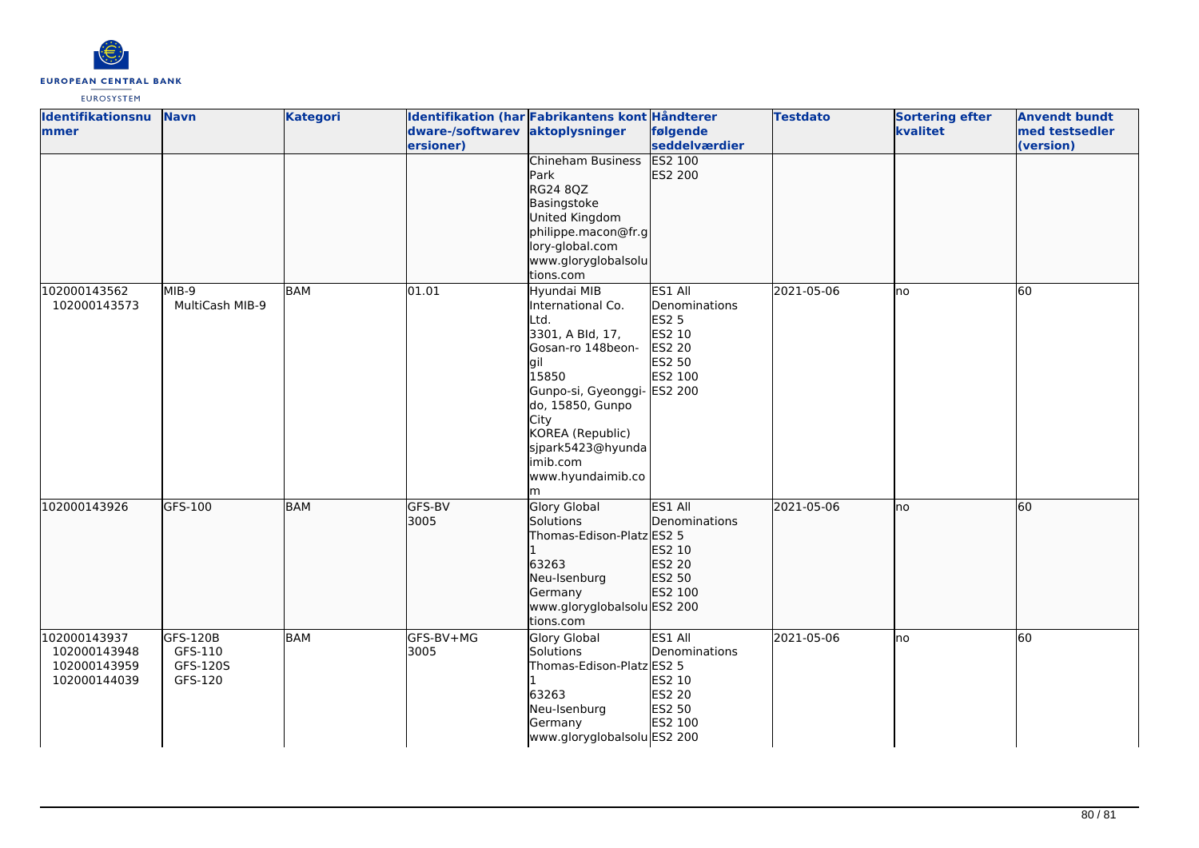| Identifikationsnummer | Navn | Kategori | Identifikation (hardware-/softwareversioner) | Fabrikantens kontaktoplysninger | Håndterer følgende seddelværdier | Testdato | Sortering efter kvalitet | Anvendt bundt med testsedler (version) |
|---|---|---|---|---|---|---|---|---|
| | | | | Chineham Business Park<br>RG24 8QZ<br>Basingstoke<br>United Kingdom<br>philippe.macon@fr.glory-global.com<br>www.gloryglobalsolutions.com | ES2 100<br>ES2 200 | | | |
| 102000143562<br>102000143573 | MIB-9<br>MultiCash MIB-9 | BAM | 01.01 | Hyundai MIB International Co. Ltd.<br>3301, A Bld, 17, Gosan-ro 148beon-gil<br>15850<br>Gunpo-si, Gyeonggi-do, 15850, Gunpo City<br>KOREA (Republic)<br>sjpark5423@hyundaimib.com<br>www.hyundaimib.com | ES1 All Denominations<br>ES2 5<br>ES2 10<br>ES2 20<br>ES2 50<br>ES2 100<br>ES2 200 | 2021-05-06 | no | 60 |
| 102000143926 | GFS-100 | BAM | GFS-BV<br>3005 | Glory Global Solutions<br>Thomas-Edison-Platz 1<br>63263<br>Neu-Isenburg<br>Germany<br>www.gloryglobalsolutions.com | ES1 All Denominations<br>ES2 5<br>ES2 10<br>ES2 20<br>ES2 50<br>ES2 100<br>ES2 200 | 2021-05-06 | no | 60 |
| 102000143937<br>102000143948<br>102000143959<br>102000144039 | GFS-120B<br>GFS-110<br>GFS-120S<br>GFS-120 | BAM | GFS-BV+MG<br>3005 | Glory Global Solutions<br>Thomas-Edison-Platz 1<br>63263<br>Neu-Isenburg<br>Germany<br>www.gloryglobalsolu | ES1 All Denominations<br>ES2 5<br>ES2 10<br>ES2 20<br>ES2 50<br>ES2 100<br>ES2 200 | 2021-05-06 | no | 60 |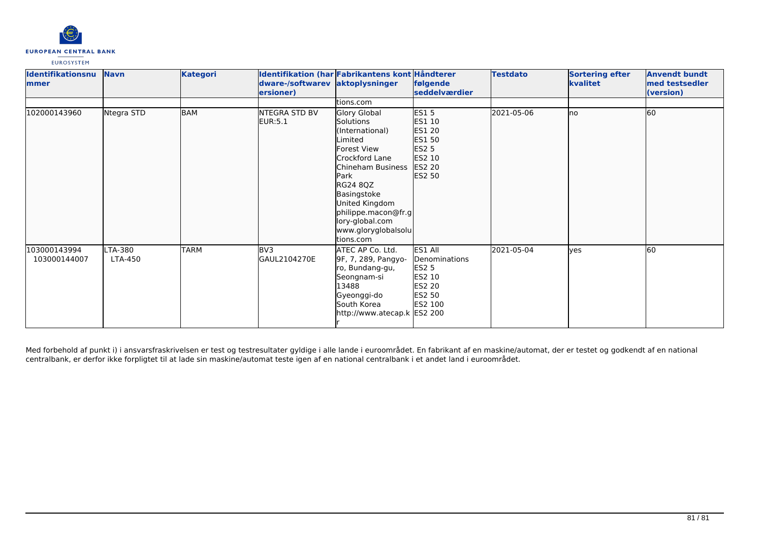| Identifikationsnummer | Navn | Kategori | Identifikation (hardware-/softwareversioner) | Fabrikantens kontaktoplysninger | Håndterer følgende seddelværdier | Testdato | Sortering efter kvalitet | Anvendt bundt med testsedler (version) |
|---|---|---|---|---|---|---|---|---|
| | | | | tions.com | | | | |
| 102000143960 | Ntegra STD | BAM | NTEGRA STD BV EUR:5.1 | Glory Global Solutions (International) Limited Forest View Crockford Lane Chineham Business Park RG24 8QZ Basingstoke United Kingdom philippe.macon@fr.glory-global.com www.gloryglobalsolutions.com | ES1 5 ES1 10 ES1 20 ES1 50 ES2 5 ES2 10 ES2 20 ES2 50 | 2021-05-06 | no | 60 |
| 103000143994 103000144007 | LTA-380 LTA-450 | TARM | BV3 GAUL2104270E | ATEC AP Co. Ltd. 9F, 7, 289, Pangyo-ro, Bundang-gu, Seongnam-si 13488 Gyeonggi-do South Korea http://www.atecap.kr | ES1 All Denominations ES2 5 ES2 10 ES2 20 ES2 50 ES2 100 ES2 200 | 2021-05-04 | yes | 60 |

Med forbehold af punkt i) i ansvarsfraskrivelsen er test og testresultater gyldige i alle lande i euroområdet. En fabrikant af en maskine/automat, der er testet og godkendt af en national centralbank, er derfor ikke forpligtet til at lade sin maskine/automat teste igen af en national centralbank i et andet land i euroområdet.